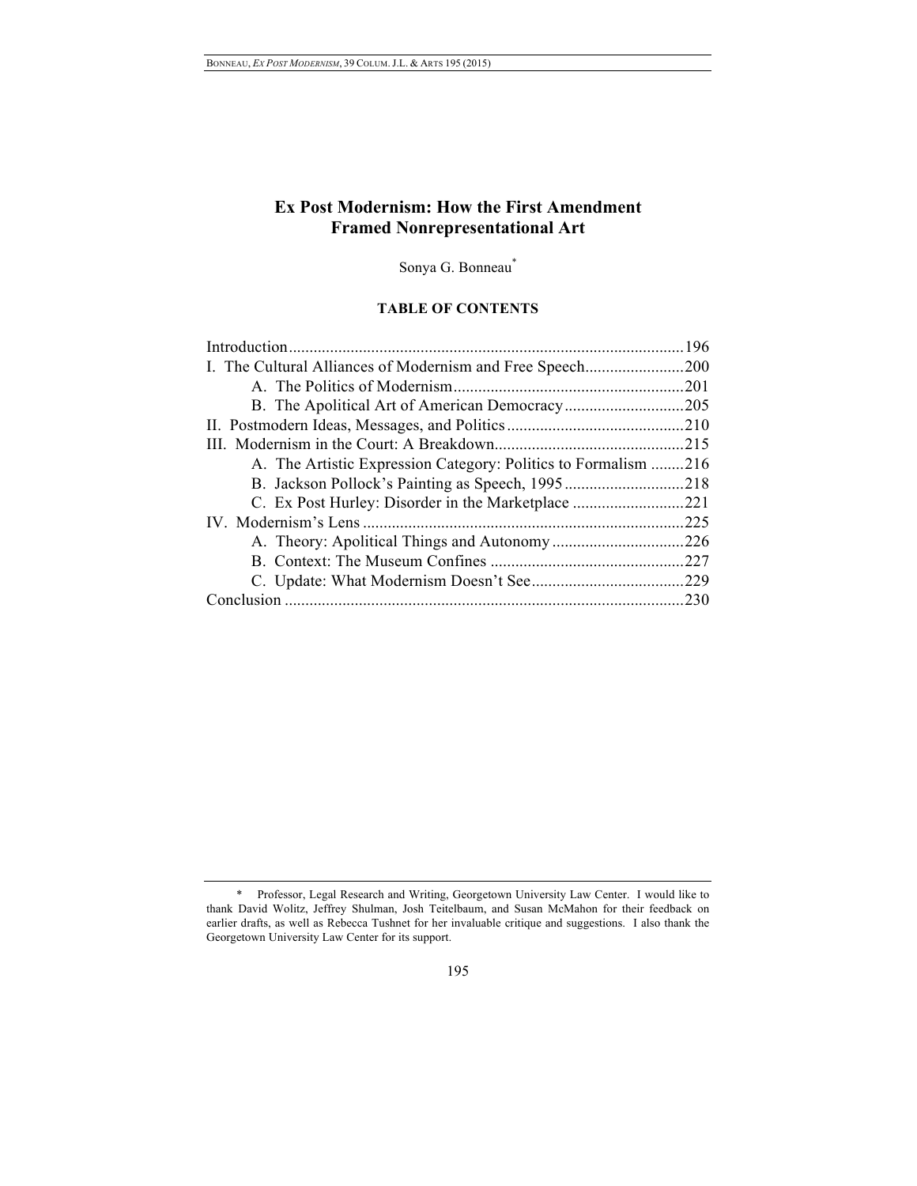# Ex Post Modernism: How the First Amendment Framed Nonrepresentational Art

Sonya G. Bonneau*

**TABLE OF CONTENTS**

| | |
|---|---|
| Introduction | 196 |
| I. The Cultural Alliances of Modernism and Free Speech | 200 |
| A. The Politics of Modernism | 201 |
| B. The Apolitical Art of American Democracy | 205 |
| II. Postmodern Ideas, Messages, and Politics | 210 |
| III. Modernism in the Court: A Breakdown | 215 |
| A. The Artistic Expression Category: Politics to Formalism | 216 |
| B. Jackson Pollock's Painting as Speech, 1995 | 218 |
| C. Ex Post Hurley: Disorder in the Marketplace | 221 |
| IV. Modernism's Lens | 225 |
| A. Theory: Apolitical Things and Autonomy | 226 |
| B. Context: The Museum Confines | 227 |
| C. Update: What Modernism Doesn't See | 229 |
| Conclusion | 230 |

---

\* Professor, Legal Research and Writing, Georgetown University Law Center. I would like to thank David Wolitz, Jeffrey Shulman, Josh Teitelbaum, and Susan McMahon for their feedback on earlier drafts, as well as Rebecca Tushnet for her invaluable critique and suggestions. I also thank the Georgetown University Law Center for its support.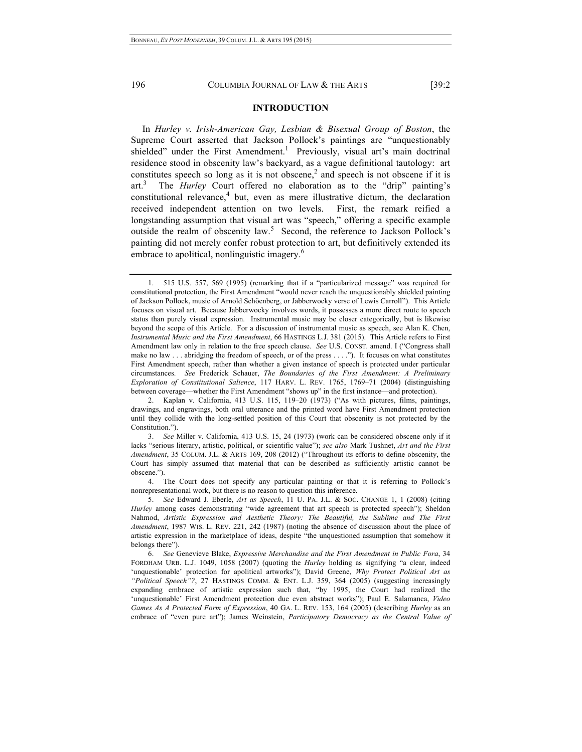## INTRODUCTION

In *Hurley v. Irish-American Gay, Lesbian & Bisexual Group of Boston*, the Supreme Court asserted that Jackson Pollock's paintings are "unquestionably shielded" under the First Amendment.[1] Previously, visual art's main doctrinal residence stood in obscenity law's backyard, as a vague definitional tautology: art constitutes speech so long as it is not obscene,[2] and speech is not obscene if it is art.[3] The *Hurley* Court offered no elaboration as to the "drip" painting's constitutional relevance,[4] but, even as mere illustrative dictum, the declaration received independent attention on two levels. First, the remark reified a longstanding assumption that visual art was "speech," offering a specific example outside the realm of obscenity law.[5] Second, the reference to Jackson Pollock's painting did not merely confer robust protection to art, but definitively extended its embrace to apolitical, nonlinguistic imagery.[6]

---

1. 515 U.S. 557, 569 (1995) (remarking that if a "particularized message" was required for constitutional protection, the First Amendment "would never reach the unquestionably shielded painting of Jackson Pollock, music of Arnold Schöenberg, or Jabberwocky verse of Lewis Carroll"). This Article focuses on visual art. Because Jabberwocky involves words, it possesses a more direct route to speech status than purely visual expression. Instrumental music may be closer categorically, but is likewise beyond the scope of this Article. For a discussion of instrumental music as speech, see Alan K. Chen, *Instrumental Music and the First Amendment*, 66 HASTINGS L.J. 381 (2015). This Article refers to First Amendment law only in relation to the free speech clause. *See* U.S. CONST. amend. I ("Congress shall make no law . . . abridging the freedom of speech, or of the press . . . ."). It focuses on what constitutes First Amendment speech, rather than whether a given instance of speech is protected under particular circumstances. *See* Frederick Schauer, *The Boundaries of the First Amendment: A Preliminary Exploration of Constitutional Salience*, 117 HARV. L. REV. 1765, 1769–71 (2004) (distinguishing between coverage—whether the First Amendment "shows up" in the first instance—and protection).

2. Kaplan v. California, 413 U.S. 115, 119–20 (1973) ("As with pictures, films, paintings, drawings, and engravings, both oral utterance and the printed word have First Amendment protection until they collide with the long-settled position of this Court that obscenity is not protected by the Constitution.").

3. *See* Miller v. California, 413 U.S. 15, 24 (1973) (work can be considered obscene only if it lacks "serious literary, artistic, political, or scientific value"); *see also* Mark Tushnet, *Art and the First Amendment*, 35 COLUM. J.L. & ARTS 169, 208 (2012) ("Throughout its efforts to define obscenity, the Court has simply assumed that material that can be described as sufficiently artistic cannot be obscene.").

4. The Court does not specify any particular painting or that it is referring to Pollock's nonrepresentational work, but there is no reason to question this inference.

5. *See* Edward J. Eberle, *Art as Speech*, 11 U. PA. J.L. & SOC. CHANGE 1, 1 (2008) (citing *Hurley* among cases demonstrating "wide agreement that art speech is protected speech"); Sheldon Nahmod, *Artistic Expression and Aesthetic Theory: The Beautiful, the Sublime and The First Amendment*, 1987 WIS. L. REV. 221, 242 (1987) (noting the absence of discussion about the place of artistic expression in the marketplace of ideas, despite "the unquestioned assumption that somehow it belongs there").

6. *See* Genevieve Blake, *Expressive Merchandise and the First Amendment in Public Fora*, 34 FORDHAM URB. L.J. 1049, 1058 (2007) (quoting the *Hurley* holding as signifying "a clear, indeed 'unquestionable' protection for apolitical artworks"); David Greene, *Why Protect Political Art as "Political Speech"?*, 27 HASTINGS COMM. & ENT. L.J. 359, 364 (2005) (suggesting increasingly expanding embrace of artistic expression such that, "by 1995, the Court had realized the 'unquestionable' First Amendment protection due even abstract works"); Paul E. Salamanca, *Video Games As A Protected Form of Expression*, 40 GA. L. REV. 153, 164 (2005) (describing *Hurley* as an embrace of "even pure art"); James Weinstein, *Participatory Democracy as the Central Value of*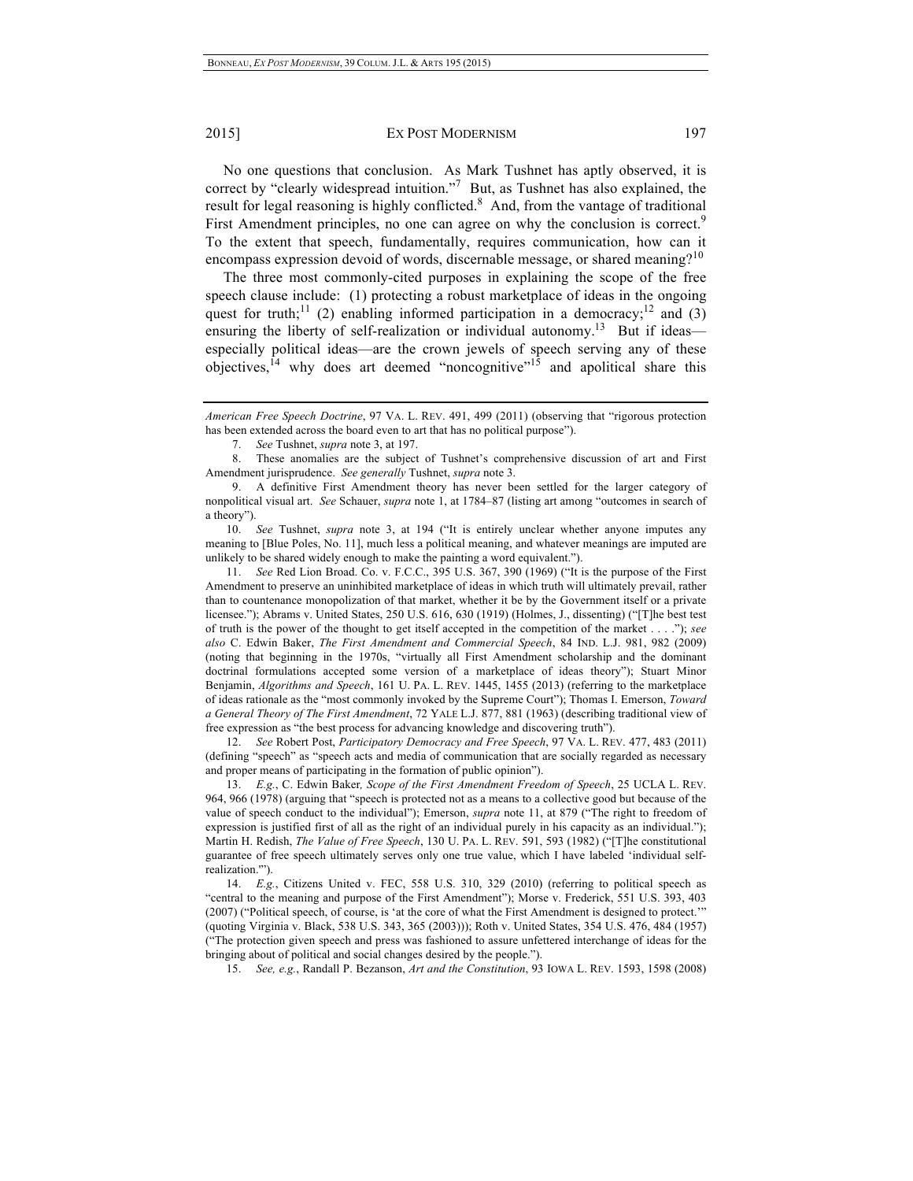No one questions that conclusion. As Mark Tushnet has aptly observed, it is correct by "clearly widespread intuition."[7] But, as Tushnet has also explained, the result for legal reasoning is highly conflicted.[8] And, from the vantage of traditional First Amendment principles, no one can agree on why the conclusion is correct.[9] To the extent that speech, fundamentally, requires communication, how can it encompass expression devoid of words, discernable message, or shared meaning?[10]

The three most commonly-cited purposes in explaining the scope of the free speech clause include: (1) protecting a robust marketplace of ideas in the ongoing quest for truth;[11] (2) enabling informed participation in a democracy;[12] and (3) ensuring the liberty of self-realization or individual autonomy.[13] But if ideas—especially political ideas—are the crown jewels of speech serving any of these objectives,[14] why does art deemed "noncognitive"[15] and apolitical share this

---

*American Free Speech Doctrine*, 97 VA. L. REV. 491, 499 (2011) (observing that "rigorous protection has been extended across the board even to art that has no political purpose").

7. *See* Tushnet, *supra* note 3, at 197.

8. These anomalies are the subject of Tushnet's comprehensive discussion of art and First Amendment jurisprudence. *See generally* Tushnet, *supra* note 3.

9. A definitive First Amendment theory has never been settled for the larger category of nonpolitical visual art. *See* Schauer, *supra* note 1, at 1784–87 (listing art among "outcomes in search of a theory").

10. *See* Tushnet, *supra* note 3, at 194 ("It is entirely unclear whether anyone imputes any meaning to [Blue Poles, No. 11], much less a political meaning, and whatever meanings are imputed are unlikely to be shared widely enough to make the painting a word equivalent.").

11. *See* Red Lion Broad. Co. v. F.C.C., 395 U.S. 367, 390 (1969) ("It is the purpose of the First Amendment to preserve an uninhibited marketplace of ideas in which truth will ultimately prevail, rather than to countenance monopolization of that market, whether it be by the Government itself or a private licensee."); Abrams v. United States, 250 U.S. 616, 630 (1919) (Holmes, J., dissenting) ("[T]he best test of truth is the power of the thought to get itself accepted in the competition of the market . . . ."); *see also* C. Edwin Baker, *The First Amendment and Commercial Speech*, 84 IND. L.J. 981, 982 (2009) (noting that beginning in the 1970s, "virtually all First Amendment scholarship and the dominant doctrinal formulations accepted some version of a marketplace of ideas theory"); Stuart Minor Benjamin, *Algorithms and Speech*, 161 U. PA. L. REV. 1445, 1455 (2013) (referring to the marketplace of ideas rationale as the "most commonly invoked by the Supreme Court"); Thomas I. Emerson, *Toward a General Theory of The First Amendment*, 72 YALE L.J. 877, 881 (1963) (describing traditional view of free expression as "the best process for advancing knowledge and discovering truth").

12. *See* Robert Post, *Participatory Democracy and Free Speech*, 97 VA. L. REV. 477, 483 (2011) (defining "speech" as "speech acts and media of communication that are socially regarded as necessary and proper means of participating in the formation of public opinion").

13. *E.g.*, C. Edwin Baker*, Scope of the First Amendment Freedom of Speech*, 25 UCLA L. REV. 964, 966 (1978) (arguing that "speech is protected not as a means to a collective good but because of the value of speech conduct to the individual"); Emerson, *supra* note 11, at 879 ("The right to freedom of expression is justified first of all as the right of an individual purely in his capacity as an individual."); Martin H. Redish, *The Value of Free Speech*, 130 U. PA. L. REV. 591, 593 (1982) ("[T]he constitutional guarantee of free speech ultimately serves only one true value, which I have labeled 'individual self-realization.'").

14. *E.g.*, Citizens United v. FEC, 558 U.S. 310, 329 (2010) (referring to political speech as "central to the meaning and purpose of the First Amendment"); Morse v. Frederick, 551 U.S. 393, 403 (2007) ("Political speech, of course, is 'at the core of what the First Amendment is designed to protect.'" (quoting Virginia v. Black, 538 U.S. 343, 365 (2003))); Roth v. United States, 354 U.S. 476, 484 (1957) ("The protection given speech and press was fashioned to assure unfettered interchange of ideas for the bringing about of political and social changes desired by the people.").

15. *See, e.g.*, Randall P. Bezanson, *Art and the Constitution*, 93 IOWA L. REV. 1593, 1598 (2008)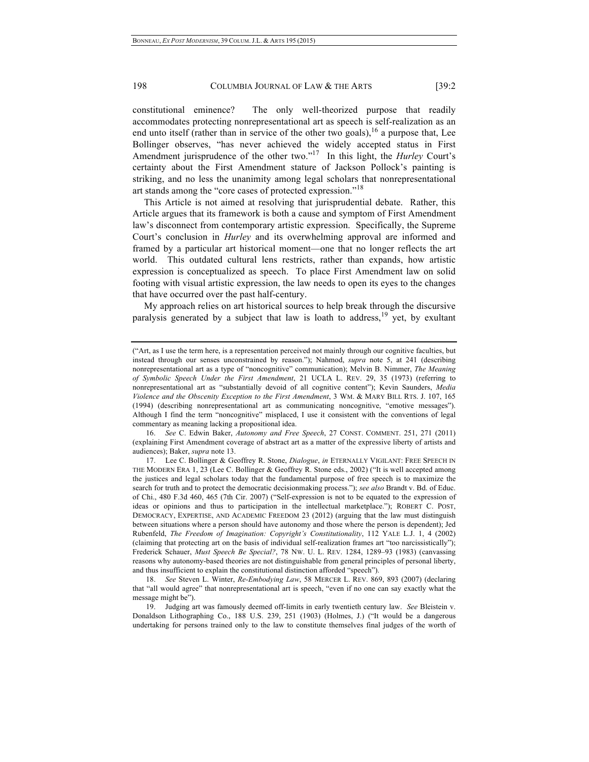constitutional eminence? The only well-theorized purpose that readily accommodates protecting nonrepresentational art as speech is self-realization as an end unto itself (rather than in service of the other two goals),[16] a purpose that, Lee Bollinger observes, "has never achieved the widely accepted status in First Amendment jurisprudence of the other two."[17] In this light, the *Hurley* Court's certainty about the First Amendment stature of Jackson Pollock's painting is striking, and no less the unanimity among legal scholars that nonrepresentational art stands among the "core cases of protected expression."[18]

This Article is not aimed at resolving that jurisprudential debate. Rather, this Article argues that its framework is both a cause and symptom of First Amendment law's disconnect from contemporary artistic expression. Specifically, the Supreme Court's conclusion in *Hurley* and its overwhelming approval are informed and framed by a particular art historical moment—one that no longer reflects the art world. This outdated cultural lens restricts, rather than expands, how artistic expression is conceptualized as speech. To place First Amendment law on solid footing with visual artistic expression, the law needs to open its eyes to the changes that have occurred over the past half-century.

My approach relies on art historical sources to help break through the discursive paralysis generated by a subject that law is loath to address,[19] yet, by exultant

---

("Art, as I use the term here, is a representation perceived not mainly through our cognitive faculties, but instead through our senses unconstrained by reason."); Nahmod, *supra* note 5, at 241 (describing nonrepresentational art as a type of "noncognitive" communication); Melvin B. Nimmer, *The Meaning of Symbolic Speech Under the First Amendment*, 21 UCLA L. REV. 29, 35 (1973) (referring to nonrepresentational art as "substantially devoid of all cognitive content"); Kevin Saunders, *Media Violence and the Obscenity Exception to the First Amendment*, 3 WM. & MARY BILL RTS. J. 107, 165 (1994) (describing nonrepresentational art as communicating noncognitive, "emotive messages"). Although I find the term "noncognitive" misplaced, I use it consistent with the conventions of legal commentary as meaning lacking a propositional idea.

16. *See* C. Edwin Baker, *Autonomy and Free Speech*, 27 CONST. COMMENT. 251, 271 (2011) (explaining First Amendment coverage of abstract art as a matter of the expressive liberty of artists and audiences); Baker, *supra* note 13.

17. Lee C. Bollinger & Geoffrey R. Stone, *Dialogue*, *in* ETERNALLY VIGILANT: FREE SPEECH IN THE MODERN ERA 1, 23 (Lee C. Bollinger & Geoffrey R. Stone eds., 2002) ("It is well accepted among the justices and legal scholars today that the fundamental purpose of free speech is to maximize the search for truth and to protect the democratic decisionmaking process."); *see also* Brandt v. Bd. of Educ. of Chi., 480 F.3d 460, 465 (7th Cir. 2007) ("Self-expression is not to be equated to the expression of ideas or opinions and thus to participation in the intellectual marketplace."); ROBERT C. POST, DEMOCRACY, EXPERTISE, AND ACADEMIC FREEDOM 23 (2012) (arguing that the law must distinguish between situations where a person should have autonomy and those where the person is dependent); Jed Rubenfeld, *The Freedom of Imagination: Copyright's Constitutionality*, 112 YALE L.J. 1, 4 (2002) (claiming that protecting art on the basis of individual self-realization frames art "too narcissistically"); Frederick Schauer, *Must Speech Be Special?*, 78 NW. U. L. REV. 1284, 1289–93 (1983) (canvassing reasons why autonomy-based theories are not distinguishable from general principles of personal liberty, and thus insufficient to explain the constitutional distinction afforded "speech").

18. *See* Steven L. Winter, *Re-Embodying Law*, 58 MERCER L. REV. 869, 893 (2007) (declaring that "all would agree" that nonrepresentational art is speech, "even if no one can say exactly what the message might be").

19. Judging art was famously deemed off-limits in early twentieth century law. *See* Bleistein v. Donaldson Lithographing Co., 188 U.S. 239, 251 (1903) (Holmes, J.) ("It would be a dangerous undertaking for persons trained only to the law to constitute themselves final judges of the worth of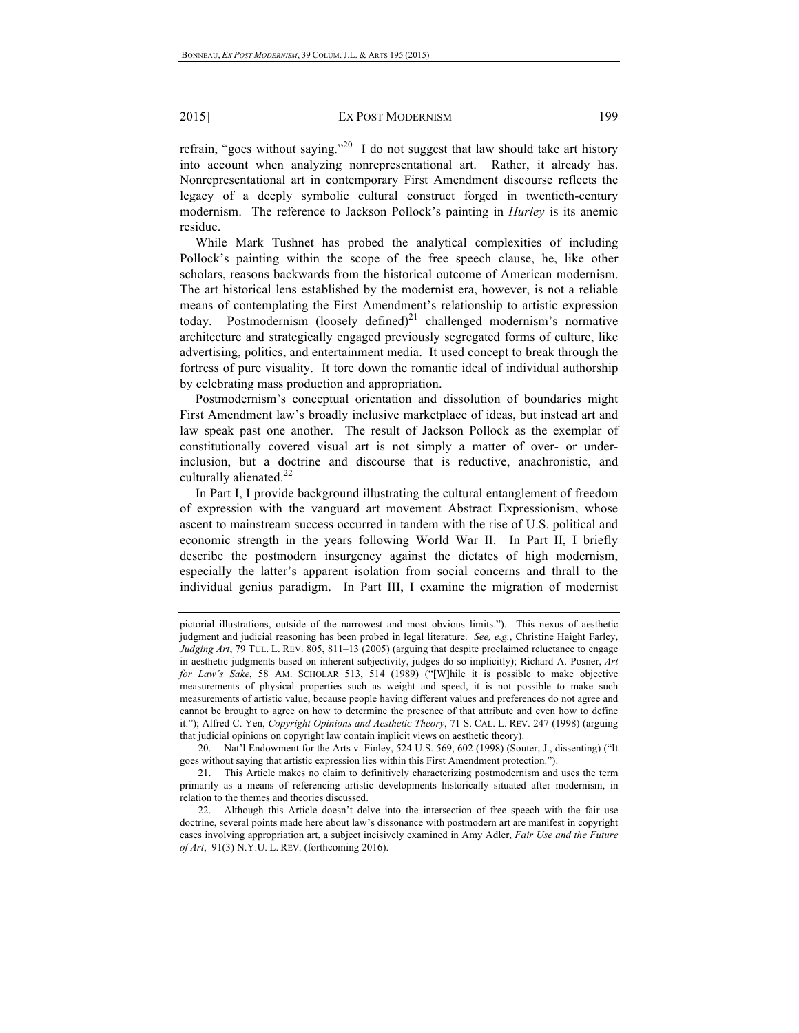refrain, "goes without saying."[20] I do not suggest that law should take art history into account when analyzing nonrepresentational art. Rather, it already has. Nonrepresentational art in contemporary First Amendment discourse reflects the legacy of a deeply symbolic cultural construct forged in twentieth-century modernism. The reference to Jackson Pollock's painting in *Hurley* is its anemic residue.

While Mark Tushnet has probed the analytical complexities of including Pollock's painting within the scope of the free speech clause, he, like other scholars, reasons backwards from the historical outcome of American modernism. The art historical lens established by the modernist era, however, is not a reliable means of contemplating the First Amendment's relationship to artistic expression today. Postmodernism (loosely defined)[21] challenged modernism's normative architecture and strategically engaged previously segregated forms of culture, like advertising, politics, and entertainment media. It used concept to break through the fortress of pure visuality. It tore down the romantic ideal of individual authorship by celebrating mass production and appropriation.

Postmodernism's conceptual orientation and dissolution of boundaries might First Amendment law's broadly inclusive marketplace of ideas, but instead art and law speak past one another. The result of Jackson Pollock as the exemplar of constitutionally covered visual art is not simply a matter of over- or under-inclusion, but a doctrine and discourse that is reductive, anachronistic, and culturally alienated.[22]

In Part I, I provide background illustrating the cultural entanglement of freedom of expression with the vanguard art movement Abstract Expressionism, whose ascent to mainstream success occurred in tandem with the rise of U.S. political and economic strength in the years following World War II. In Part II, I briefly describe the postmodern insurgency against the dictates of high modernism, especially the latter's apparent isolation from social concerns and thrall to the individual genius paradigm. In Part III, I examine the migration of modernist

---

pictorial illustrations, outside of the narrowest and most obvious limits."). This nexus of aesthetic judgment and judicial reasoning has been probed in legal literature. *See, e.g.*, Christine Haight Farley, *Judging Art*, 79 TUL. L. REV. 805, 811–13 (2005) (arguing that despite proclaimed reluctance to engage in aesthetic judgments based on inherent subjectivity, judges do so implicitly); Richard A. Posner, *Art for Law's Sake*, 58 AM. SCHOLAR 513, 514 (1989) ("[W]hile it is possible to make objective measurements of physical properties such as weight and speed, it is not possible to make such measurements of artistic value, because people having different values and preferences do not agree and cannot be brought to agree on how to determine the presence of that attribute and even how to define it."); Alfred C. Yen, *Copyright Opinions and Aesthetic Theory*, 71 S. CAL. L. REV. 247 (1998) (arguing that judicial opinions on copyright law contain implicit views on aesthetic theory).

20. Nat'l Endowment for the Arts v. Finley, 524 U.S. 569, 602 (1998) (Souter, J., dissenting) ("It goes without saying that artistic expression lies within this First Amendment protection.").

21. This Article makes no claim to definitively characterizing postmodernism and uses the term primarily as a means of referencing artistic developments historically situated after modernism, in relation to the themes and theories discussed.

22. Although this Article doesn't delve into the intersection of free speech with the fair use doctrine, several points made here about law's dissonance with postmodern art are manifest in copyright cases involving appropriation art, a subject incisively examined in Amy Adler, *Fair Use and the Future of Art*, 91(3) N.Y.U. L. REV. (forthcoming 2016).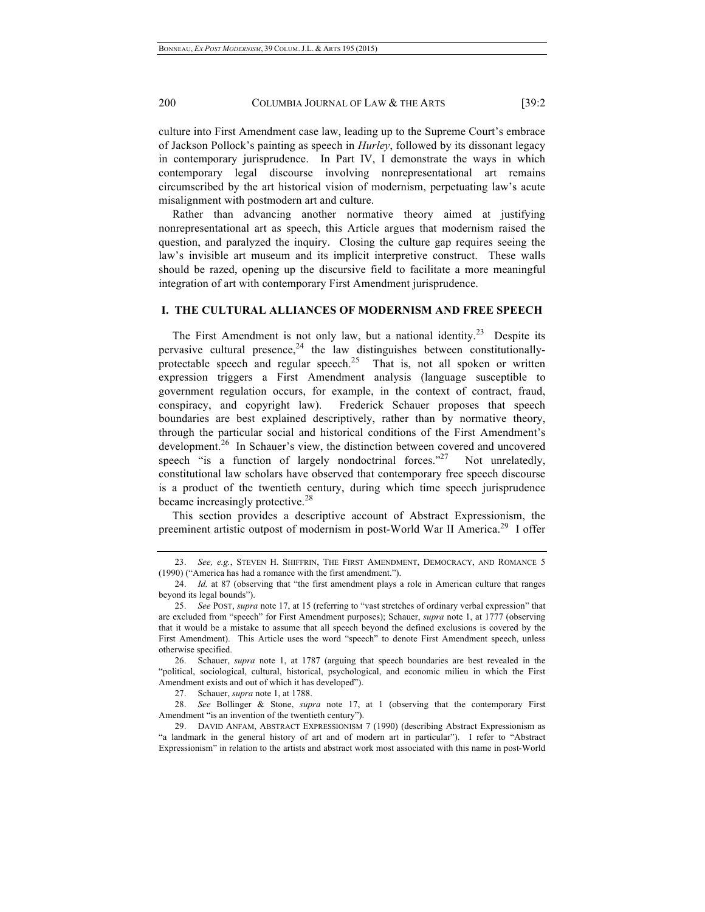culture into First Amendment case law, leading up to the Supreme Court's embrace of Jackson Pollock's painting as speech in *Hurley*, followed by its dissonant legacy in contemporary jurisprudence. In Part IV, I demonstrate the ways in which contemporary legal discourse involving nonrepresentational art remains circumscribed by the art historical vision of modernism, perpetuating law's acute misalignment with postmodern art and culture.

Rather than advancing another normative theory aimed at justifying nonrepresentational art as speech, this Article argues that modernism raised the question, and paralyzed the inquiry. Closing the culture gap requires seeing the law's invisible art museum and its implicit interpretive construct. These walls should be razed, opening up the discursive field to facilitate a more meaningful integration of art with contemporary First Amendment jurisprudence.

## I. THE CULTURAL ALLIANCES OF MODERNISM AND FREE SPEECH

The First Amendment is not only law, but a national identity.[23] Despite its pervasive cultural presence,[24] the law distinguishes between constitutionally-protectable speech and regular speech.[25] That is, not all spoken or written expression triggers a First Amendment analysis (language susceptible to government regulation occurs, for example, in the context of contract, fraud, conspiracy, and copyright law). Frederick Schauer proposes that speech boundaries are best explained descriptively, rather than by normative theory, through the particular social and historical conditions of the First Amendment's development.[26] In Schauer's view, the distinction between covered and uncovered speech "is a function of largely nondoctrinal forces."[27] Not unrelatedly, constitutional law scholars have observed that contemporary free speech discourse is a product of the twentieth century, during which time speech jurisprudence became increasingly protective.[28]

This section provides a descriptive account of Abstract Expressionism, the preeminent artistic outpost of modernism in post-World War II America.[29] I offer

---

23. *See, e.g.*, STEVEN H. SHIFFRIN, THE FIRST AMENDMENT, DEMOCRACY, AND ROMANCE 5 (1990) ("America has had a romance with the first amendment.").

24. *Id.* at 87 (observing that "the first amendment plays a role in American culture that ranges beyond its legal bounds").

25. *See* POST, *supra* note 17, at 15 (referring to "vast stretches of ordinary verbal expression" that are excluded from "speech" for First Amendment purposes); Schauer, *supra* note 1, at 1777 (observing that it would be a mistake to assume that all speech beyond the defined exclusions is covered by the First Amendment). This Article uses the word "speech" to denote First Amendment speech, unless otherwise specified.

26. Schauer, *supra* note 1, at 1787 (arguing that speech boundaries are best revealed in the "political, sociological, cultural, historical, psychological, and economic milieu in which the First Amendment exists and out of which it has developed").

27. Schauer, *supra* note 1, at 1788.

28. *See* Bollinger & Stone, *supra* note 17, at 1 (observing that the contemporary First Amendment "is an invention of the twentieth century").

29. DAVID ANFAM, ABSTRACT EXPRESSIONISM 7 (1990) (describing Abstract Expressionism as "a landmark in the general history of art and of modern art in particular"). I refer to "Abstract Expressionism" in relation to the artists and abstract work most associated with this name in post-World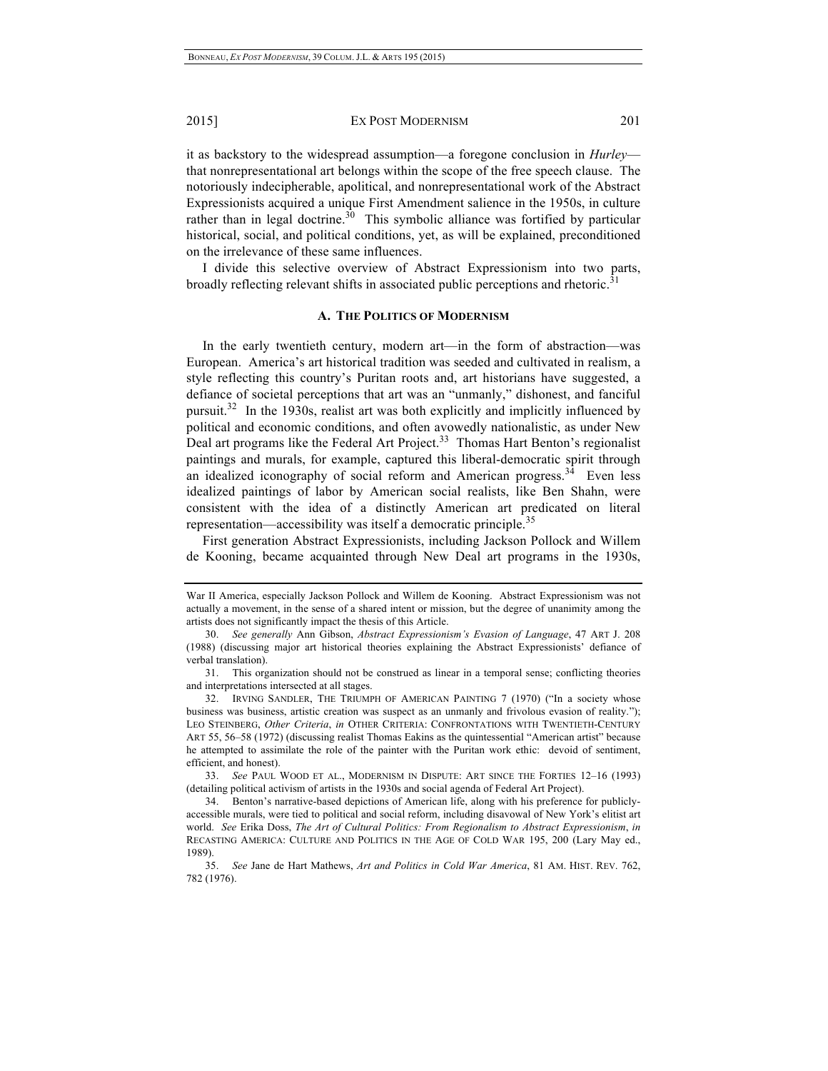it as backstory to the widespread assumption—a foregone conclusion in *Hurley*—that nonrepresentational art belongs within the scope of the free speech clause. The notoriously indecipherable, apolitical, and nonrepresentational work of the Abstract Expressionists acquired a unique First Amendment salience in the 1950s, in culture rather than in legal doctrine.[30] This symbolic alliance was fortified by particular historical, social, and political conditions, yet, as will be explained, preconditioned on the irrelevance of these same influences.

I divide this selective overview of Abstract Expressionism into two parts, broadly reflecting relevant shifts in associated public perceptions and rhetoric.[31]

### A. The Politics of Modernism

In the early twentieth century, modern art—in the form of abstraction—was European. America's art historical tradition was seeded and cultivated in realism, a style reflecting this country's Puritan roots and, art historians have suggested, a defiance of societal perceptions that art was an "unmanly," dishonest, and fanciful pursuit.[32] In the 1930s, realist art was both explicitly and implicitly influenced by political and economic conditions, and often avowedly nationalistic, as under New Deal art programs like the Federal Art Project.[33] Thomas Hart Benton's regionalist paintings and murals, for example, captured this liberal-democratic spirit through an idealized iconography of social reform and American progress.[34] Even less idealized paintings of labor by American social realists, like Ben Shahn, were consistent with the idea of a distinctly American art predicated on literal representation—accessibility was itself a democratic principle.[35]

First generation Abstract Expressionists, including Jackson Pollock and Willem de Kooning, became acquainted through New Deal art programs in the 1930s,

---

War II America, especially Jackson Pollock and Willem de Kooning. Abstract Expressionism was not actually a movement, in the sense of a shared intent or mission, but the degree of unanimity among the artists does not significantly impact the thesis of this Article.

30. *See generally* Ann Gibson, *Abstract Expressionism's Evasion of Language*, 47 ART J. 208 (1988) (discussing major art historical theories explaining the Abstract Expressionists' defiance of verbal translation).

31. This organization should not be construed as linear in a temporal sense; conflicting theories and interpretations intersected at all stages.

32. IRVING SANDLER, THE TRIUMPH OF AMERICAN PAINTING 7 (1970) ("In a society whose business was business, artistic creation was suspect as an unmanly and frivolous evasion of reality."); LEO STEINBERG, *Other Criteria*, *in* OTHER CRITERIA: CONFRONTATIONS WITH TWENTIETH-CENTURY ART 55, 56–58 (1972) (discussing realist Thomas Eakins as the quintessential "American artist" because he attempted to assimilate the role of the painter with the Puritan work ethic: devoid of sentiment, efficient, and honest).

33. *See* PAUL WOOD ET AL., MODERNISM IN DISPUTE: ART SINCE THE FORTIES 12–16 (1993) (detailing political activism of artists in the 1930s and social agenda of Federal Art Project).

34. Benton's narrative-based depictions of American life, along with his preference for publicly-accessible murals, were tied to political and social reform, including disavowal of New York's elitist art world. *See* Erika Doss, *The Art of Cultural Politics: From Regionalism to Abstract Expressionism*, *in* RECASTING AMERICA: CULTURE AND POLITICS IN THE AGE OF COLD WAR 195, 200 (Lary May ed., 1989).

35. *See* Jane de Hart Mathews, *Art and Politics in Cold War America*, 81 AM. HIST. REV. 762, 782 (1976).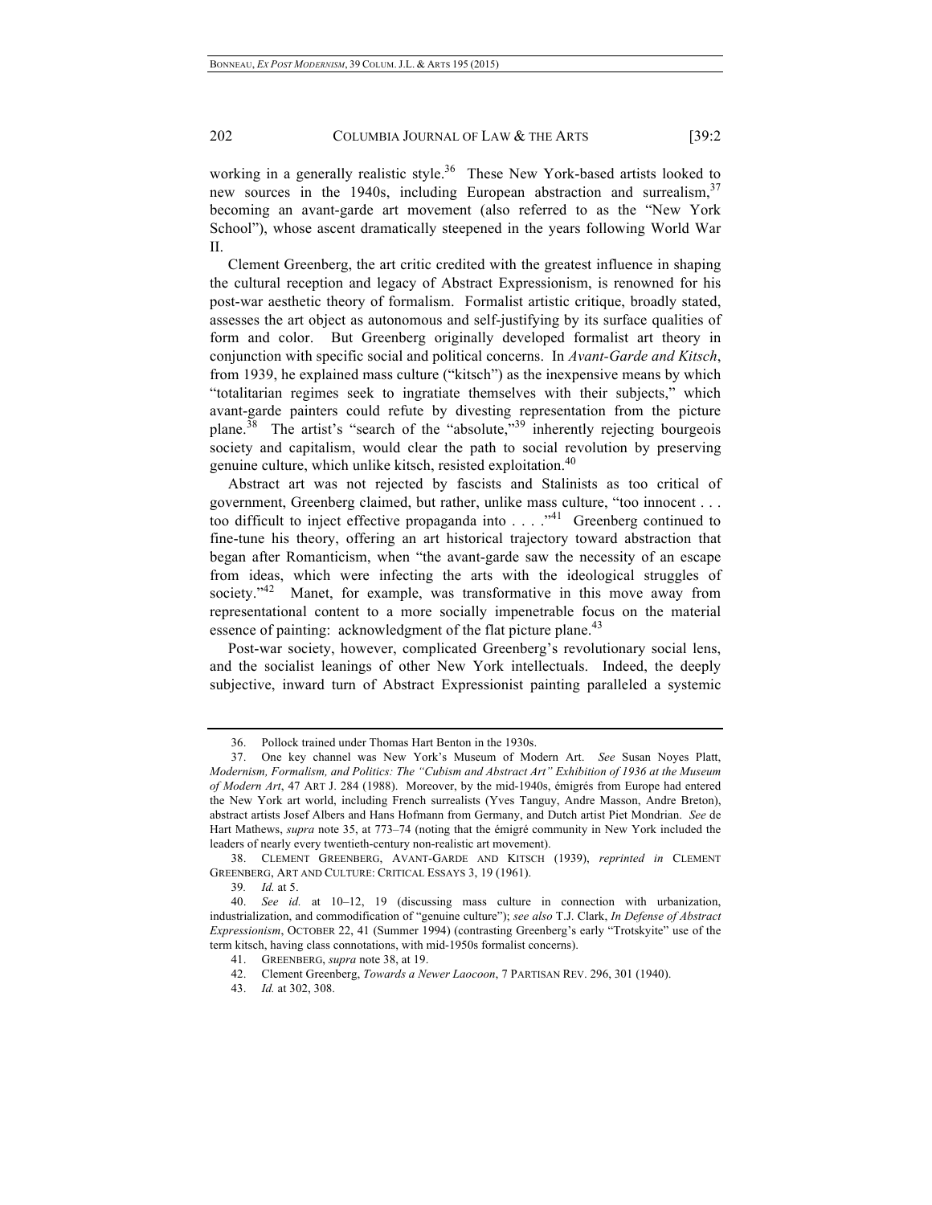working in a generally realistic style.[36] These New York-based artists looked to new sources in the 1940s, including European abstraction and surrealism,[37] becoming an avant-garde art movement (also referred to as the "New York School"), whose ascent dramatically steepened in the years following World War II.

Clement Greenberg, the art critic credited with the greatest influence in shaping the cultural reception and legacy of Abstract Expressionism, is renowned for his post-war aesthetic theory of formalism. Formalist artistic critique, broadly stated, assesses the art object as autonomous and self-justifying by its surface qualities of form and color. But Greenberg originally developed formalist art theory in conjunction with specific social and political concerns. In *Avant-Garde and Kitsch*, from 1939, he explained mass culture ("kitsch") as the inexpensive means by which "totalitarian regimes seek to ingratiate themselves with their subjects," which avant-garde painters could refute by divesting representation from the picture plane.[38] The artist's "search of the "absolute,"[39] inherently rejecting bourgeois society and capitalism, would clear the path to social revolution by preserving genuine culture, which unlike kitsch, resisted exploitation.[40]

Abstract art was not rejected by fascists and Stalinists as too critical of government, Greenberg claimed, but rather, unlike mass culture, "too innocent . . . too difficult to inject effective propaganda into . . . ."[41] Greenberg continued to fine-tune his theory, offering an art historical trajectory toward abstraction that began after Romanticism, when "the avant-garde saw the necessity of an escape from ideas, which were infecting the arts with the ideological struggles of society."[42] Manet, for example, was transformative in this move away from representational content to a more socially impenetrable focus on the material essence of painting: acknowledgment of the flat picture plane.[43]

Post-war society, however, complicated Greenberg's revolutionary social lens, and the socialist leanings of other New York intellectuals. Indeed, the deeply subjective, inward turn of Abstract Expressionist painting paralleled a systemic

---

36. Pollock trained under Thomas Hart Benton in the 1930s.

37. One key channel was New York's Museum of Modern Art. *See* Susan Noyes Platt, *Modernism, Formalism, and Politics: The "Cubism and Abstract Art" Exhibition of 1936 at the Museum of Modern Art*, 47 ART J. 284 (1988). Moreover, by the mid-1940s, émigrés from Europe had entered the New York art world, including French surrealists (Yves Tanguy, Andre Masson, Andre Breton), abstract artists Josef Albers and Hans Hofmann from Germany, and Dutch artist Piet Mondrian. *See* de Hart Mathews, *supra* note 35, at 773–74 (noting that the émigré community in New York included the leaders of nearly every twentieth-century non-realistic art movement).

38. CLEMENT GREENBERG, AVANT-GARDE AND KITSCH (1939), *reprinted in* CLEMENT GREENBERG, ART AND CULTURE: CRITICAL ESSAYS 3, 19 (1961).

39. *Id.* at 5.

40. *See id.* at 10–12, 19 (discussing mass culture in connection with urbanization, industrialization, and commodification of "genuine culture"); *see also* T.J. Clark, *In Defense of Abstract Expressionism*, OCTOBER 22, 41 (Summer 1994) (contrasting Greenberg's early "Trotskyite" use of the term kitsch, having class connotations, with mid-1950s formalist concerns).

41. GREENBERG, *supra* note 38, at 19.

42. Clement Greenberg, *Towards a Newer Laocoon*, 7 PARTISAN REV. 296, 301 (1940).

43. *Id.* at 302, 308.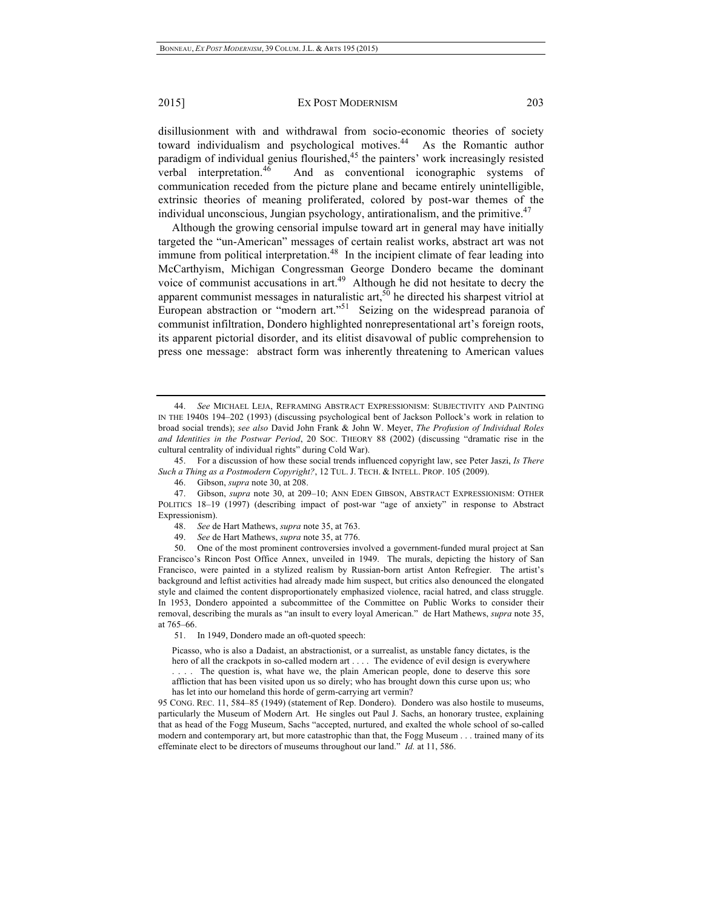disillusionment with and withdrawal from socio-economic theories of society toward individualism and psychological motives.[44] As the Romantic author paradigm of individual genius flourished,[45] the painters' work increasingly resisted verbal interpretation.[46] And as conventional iconographic systems of communication receded from the picture plane and became entirely unintelligible, extrinsic theories of meaning proliferated, colored by post-war themes of the individual unconscious, Jungian psychology, antirationalism, and the primitive.[47]

Although the growing censorial impulse toward art in general may have initially targeted the "un-American" messages of certain realist works, abstract art was not immune from political interpretation.[48] In the incipient climate of fear leading into McCarthyism, Michigan Congressman George Dondero became the dominant voice of communist accusations in art.[49] Although he did not hesitate to decry the apparent communist messages in naturalistic art,[50] he directed his sharpest vitriol at European abstraction or "modern art."[51] Seizing on the widespread paranoia of communist infiltration, Dondero highlighted nonrepresentational art's foreign roots, its apparent pictorial disorder, and its elitist disavowal of public comprehension to press one message: abstract form was inherently threatening to American values

---

44. *See* MICHAEL LEJA, REFRAMING ABSTRACT EXPRESSIONISM: SUBJECTIVITY AND PAINTING IN THE 1940S 194–202 (1993) (discussing psychological bent of Jackson Pollock's work in relation to broad social trends); *see also* David John Frank & John W. Meyer, *The Profusion of Individual Roles and Identities in the Postwar Period*, 20 SOC. THEORY 88 (2002) (discussing "dramatic rise in the cultural centrality of individual rights" during Cold War).

45. For a discussion of how these social trends influenced copyright law, see Peter Jaszi, *Is There Such a Thing as a Postmodern Copyright?*, 12 TUL. J. TECH. & INTELL. PROP. 105 (2009).

46. Gibson, *supra* note 30, at 208.

47. Gibson, *supra* note 30, at 209–10; ANN EDEN GIBSON, ABSTRACT EXPRESSIONISM: OTHER POLITICS 18–19 (1997) (describing impact of post-war "age of anxiety" in response to Abstract Expressionism).

48. *See* de Hart Mathews, *supra* note 35, at 763.

49. *See* de Hart Mathews, *supra* note 35, at 776.

50. One of the most prominent controversies involved a government-funded mural project at San Francisco's Rincon Post Office Annex, unveiled in 1949. The murals, depicting the history of San Francisco, were painted in a stylized realism by Russian-born artist Anton Refregier. The artist's background and leftist activities had already made him suspect, but critics also denounced the elongated style and claimed the content disproportionately emphasized violence, racial hatred, and class struggle. In 1953, Dondero appointed a subcommittee of the Committee on Public Works to consider their removal, describing the murals as "an insult to every loyal American." de Hart Mathews, *supra* note 35, at 765–66.

51. In 1949, Dondero made an oft-quoted speech:

> Picasso, who is also a Dadaist, an abstractionist, or a surrealist, as unstable fancy dictates, is the hero of all the crackpots in so-called modern art . . . . The evidence of evil design is everywhere . . . . The question is, what have we, the plain American people, done to deserve this sore affliction that has been visited upon us so direly; who has brought down this curse upon us; who has let into our homeland this horde of germ-carrying art vermin?

95 CONG. REC. 11, 584–85 (1949) (statement of Rep. Dondero). Dondero was also hostile to museums, particularly the Museum of Modern Art. He singles out Paul J. Sachs, an honorary trustee, explaining that as head of the Fogg Museum, Sachs "accepted, nurtured, and exalted the whole school of so-called modern and contemporary art, but more catastrophic than that, the Fogg Museum . . . trained many of its effeminate elect to be directors of museums throughout our land." *Id.* at 11, 586.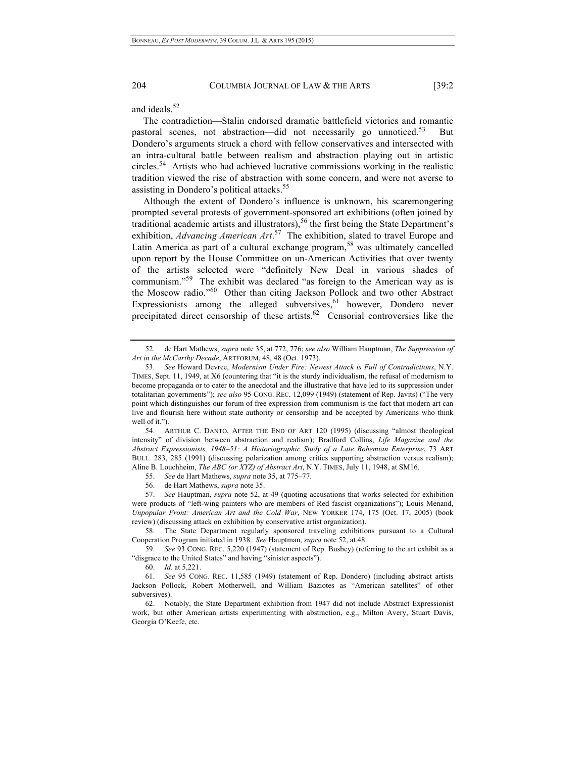and ideals.[52]

The contradiction—Stalin endorsed dramatic battlefield victories and romantic pastoral scenes, not abstraction—did not necessarily go unnoticed.[53] But Dondero's arguments struck a chord with fellow conservatives and intersected with an intra-cultural battle between realism and abstraction playing out in artistic circles.[54] Artists who had achieved lucrative commissions working in the realistic tradition viewed the rise of abstraction with some concern, and were not averse to assisting in Dondero's political attacks.[55]

Although the extent of Dondero's influence is unknown, his scaremongering prompted several protests of government-sponsored art exhibitions (often joined by traditional academic artists and illustrators),[56] the first being the State Department's exhibition, *Advancing American Art*.[57] The exhibition, slated to travel Europe and Latin America as part of a cultural exchange program,[58] was ultimately cancelled upon report by the House Committee on un-American Activities that over twenty of the artists selected were "definitely New Deal in various shades of communism."[59] The exhibit was declared "as foreign to the American way as is the Moscow radio."[60] Other than citing Jackson Pollock and two other Abstract Expressionists among the alleged subversives,[61] however, Dondero never precipitated direct censorship of these artists.[62] Censorial controversies like the

---

52. de Hart Mathews, *supra* note 35, at 772, 776; *see also* William Hauptman, *The Suppression of Art in the McCarthy Decade*, ARTFORUM, 48, 48 (Oct. 1973).

53. *See* Howard Devree, *Modernism Under Fire: Newest Attack is Full of Contradictions*, N.Y. TIMES, Sept. 11, 1949, at X6 (countering that "it is the sturdy individualism, the refusal of modernism to become propaganda or to cater to the anecdotal and the illustrative that have led to its suppression under totalitarian governments"); *see also* 95 CONG. REC. 12,099 (1949) (statement of Rep. Javits) ("The very point which distinguishes our forum of free expression from communism is the fact that modern art can live and flourish here without state authority or censorship and be accepted by Americans who think well of it.").

54. ARTHUR C. DANTO, AFTER THE END OF ART 120 (1995) (discussing "almost theological intensity" of division between abstraction and realism); Bradford Collins, *Life Magazine and the Abstract Expressionists, 1948–51: A Historiographic Study of a Late Bohemian Enterprise*, 73 ART BULL. 283, 285 (1991) (discussing polarization among critics supporting abstraction versus realism); Aline B. Louchheim, *The ABC (or XYZ) of Abstract Art*, N.Y. TIMES, July 11, 1948, at SM16.

55. *See* de Hart Mathews, *supra* note 35, at 775–77.

56. de Hart Mathews, *supra* note 35.

57. *See* Hauptman, *supra* note 52, at 49 (quoting accusations that works selected for exhibition were products of "left-wing painters who are members of Red fascist organizations"); Louis Menand, *Unpopular Front: American Art and the Cold War*, NEW YORKER 174, 175 (Oct. 17, 2005) (book review) (discussing attack on exhibition by conservative artist organization).

58. The State Department regularly sponsored traveling exhibitions pursuant to a Cultural Cooperation Program initiated in 1938. *See* Hauptman, *supra* note 52, at 48.

59. *See* 93 CONG. REC. 5,220 (1947) (statement of Rep. Busbey) (referring to the art exhibit as a "disgrace to the United States" and having "sinister aspects").

60. *Id.* at 5,221.

61. *See* 95 CONG. REC. 11,585 (1949) (statement of Rep. Dondero) (including abstract artists Jackson Pollock, Robert Motherwell, and William Baziotes as "American satellites" of other subversives).

62. Notably, the State Department exhibition from 1947 did not include Abstract Expressionist work, but other American artists experimenting with abstraction, e.g., Milton Avery, Stuart Davis, Georgia O'Keefe, etc.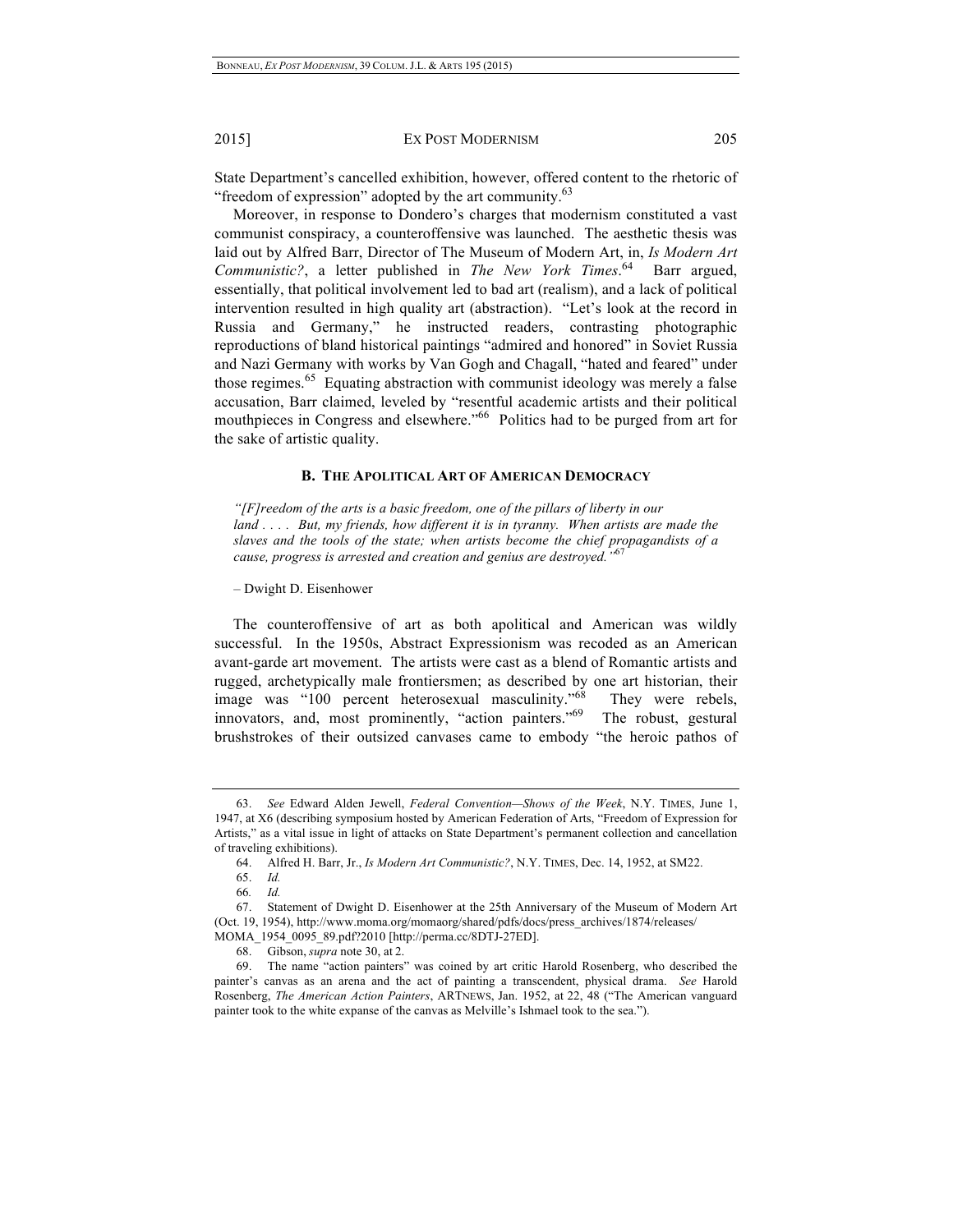State Department's cancelled exhibition, however, offered content to the rhetoric of "freedom of expression" adopted by the art community.[63]

Moreover, in response to Dondero's charges that modernism constituted a vast communist conspiracy, a counteroffensive was launched. The aesthetic thesis was laid out by Alfred Barr, Director of The Museum of Modern Art, in, *Is Modern Art Communistic?*, a letter published in *The New York Times*.[64] Barr argued, essentially, that political involvement led to bad art (realism), and a lack of political intervention resulted in high quality art (abstraction). "Let's look at the record in Russia and Germany," he instructed readers, contrasting photographic reproductions of bland historical paintings "admired and honored" in Soviet Russia and Nazi Germany with works by Van Gogh and Chagall, "hated and feared" under those regimes.[65] Equating abstraction with communist ideology was merely a false accusation, Barr claimed, leveled by "resentful academic artists and their political mouthpieces in Congress and elsewhere."[66] Politics had to be purged from art for the sake of artistic quality.

### B. THE APOLITICAL ART OF AMERICAN DEMOCRACY

*"[F]reedom of the arts is a basic freedom, one of the pillars of liberty in our land . . . . But, my friends, how different it is in tyranny. When artists are made the slaves and the tools of the state; when artists become the chief propagandists of a cause, progress is arrested and creation and genius are destroyed."*[67]

– Dwight D. Eisenhower

The counteroffensive of art as both apolitical and American was wildly successful. In the 1950s, Abstract Expressionism was recoded as an American avant-garde art movement. The artists were cast as a blend of Romantic artists and rugged, archetypically male frontiersmen; as described by one art historian, their image was "100 percent heterosexual masculinity."[68] They were rebels, innovators, and, most prominently, "action painters."[69] The robust, gestural brushstrokes of their outsized canvases came to embody "the heroic pathos of

---

63. *See* Edward Alden Jewell, *Federal Convention—Shows of the Week*, N.Y. TIMES, June 1, 1947, at X6 (describing symposium hosted by American Federation of Arts, "Freedom of Expression for Artists," as a vital issue in light of attacks on State Department's permanent collection and cancellation of traveling exhibitions).

64. Alfred H. Barr, Jr., *Is Modern Art Communistic?*, N.Y. TIMES, Dec. 14, 1952, at SM22.

65. *Id.*

66. *Id.*

67. Statement of Dwight D. Eisenhower at the 25th Anniversary of the Museum of Modern Art (Oct. 19, 1954), http://www.moma.org/momaorg/shared/pdfs/docs/press_archives/1874/releases/MOMA_1954_0095_89.pdf?2010 [http://perma.cc/8DTJ-27ED].

68. Gibson, *supra* note 30, at 2.

69. The name "action painters" was coined by art critic Harold Rosenberg, who described the painter's canvas as an arena and the act of painting a transcendent, physical drama. *See* Harold Rosenberg, *The American Action Painters*, ARTNEWS, Jan. 1952, at 22, 48 ("The American vanguard painter took to the white expanse of the canvas as Melville's Ishmael took to the sea.").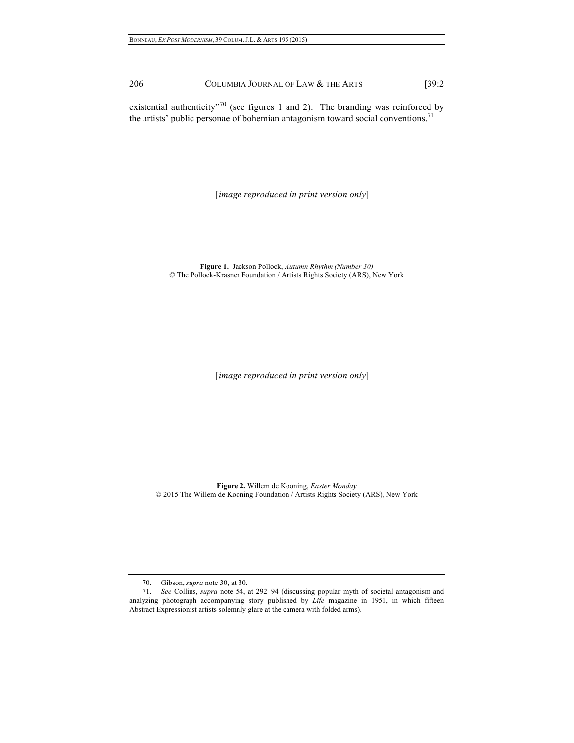existential authenticity"[70] (see figures 1 and 2). The branding was reinforced by the artists' public personae of bohemian antagonism toward social conventions.[71]

[*image reproduced in print version only*]

**Figure 1.** Jackson Pollock, *Autumn Rhythm (Number 30)*
© The Pollock-Krasner Foundation / Artists Rights Society (ARS), New York

[*image reproduced in print version only*]

**Figure 2.** Willem de Kooning, *Easter Monday*
© 2015 The Willem de Kooning Foundation / Artists Rights Society (ARS), New York

---

70. Gibson, *supra* note 30, at 30.

71. *See* Collins, *supra* note 54, at 292–94 (discussing popular myth of societal antagonism and analyzing photograph accompanying story published by *Life* magazine in 1951, in which fifteen Abstract Expressionist artists solemnly glare at the camera with folded arms).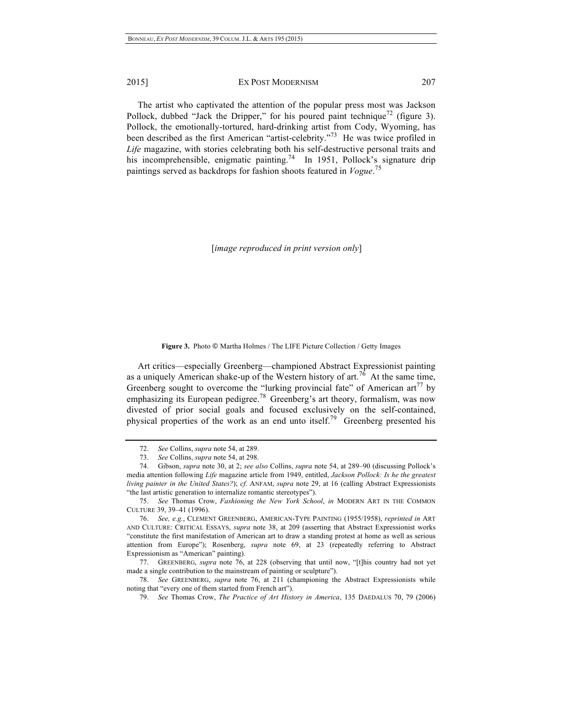The artist who captivated the attention of the popular press most was Jackson Pollock, dubbed "Jack the Dripper," for his poured paint technique[72] (figure 3). Pollock, the emotionally-tortured, hard-drinking artist from Cody, Wyoming, has been described as the first American "artist-celebrity."[73] He was twice profiled in *Life* magazine, with stories celebrating both his self-destructive personal traits and his incomprehensible, enigmatic painting.[74] In 1951, Pollock's signature drip paintings served as backdrops for fashion shoots featured in *Vogue*.[75]

[*image reproduced in print version only*]

**Figure 3.** Photo © Martha Holmes / The LIFE Picture Collection / Getty Images

Art critics—especially Greenberg—championed Abstract Expressionist painting as a uniquely American shake-up of the Western history of art.[76] At the same time, Greenberg sought to overcome the "lurking provincial fate" of American art[77] by emphasizing its European pedigree.[78] Greenberg's art theory, formalism, was now divested of prior social goals and focused exclusively on the self-contained, physical properties of the work as an end unto itself.[79] Greenberg presented his

---

72. *See* Collins, *supra* note 54, at 289.

73. *See* Collins, *supra* note 54, at 298.

74. Gibson, *supra* note 30, at 2; *see also* Collins, *supra* note 54, at 289–90 (discussing Pollock's media attention following *Life* magazine article from 1949, entitled, *Jackson Pollock: Is he the greatest living painter in the United States?*); *cf*. ANFAM, *supra* note 29, at 16 (calling Abstract Expressionists "the last artistic generation to internalize romantic stereotypes").

75. *See* Thomas Crow, *Fashioning the New York School*, *in* MODERN ART IN THE COMMON CULTURE 39, 39–41 (1996).

76. *See, e.g.*, CLEMENT GREENBERG, AMERICAN-TYPE PAINTING (1955/1958), *reprinted in* ART AND CULTURE: CRITICAL ESSAYS, *supra* note 38, at 209 (asserting that Abstract Expressionist works "constitute the first manifestation of American art to draw a standing protest at home as well as serious attention from Europe"); Rosenberg, *supra* note 69, at 23 (repeatedly referring to Abstract Expressionism as "American" painting).

77. GREENBERG, *supra* note 76, at 228 (observing that until now, "[t]his country had not yet made a single contribution to the mainstream of painting or sculpture").

78. *See* GREENBERG, *supra* note 76, at 211 (championing the Abstract Expressionists while noting that "every one of them started from French art").

79. *See* Thomas Crow, *The Practice of Art History in America*, 135 DAEDALUS 70, 79 (2006)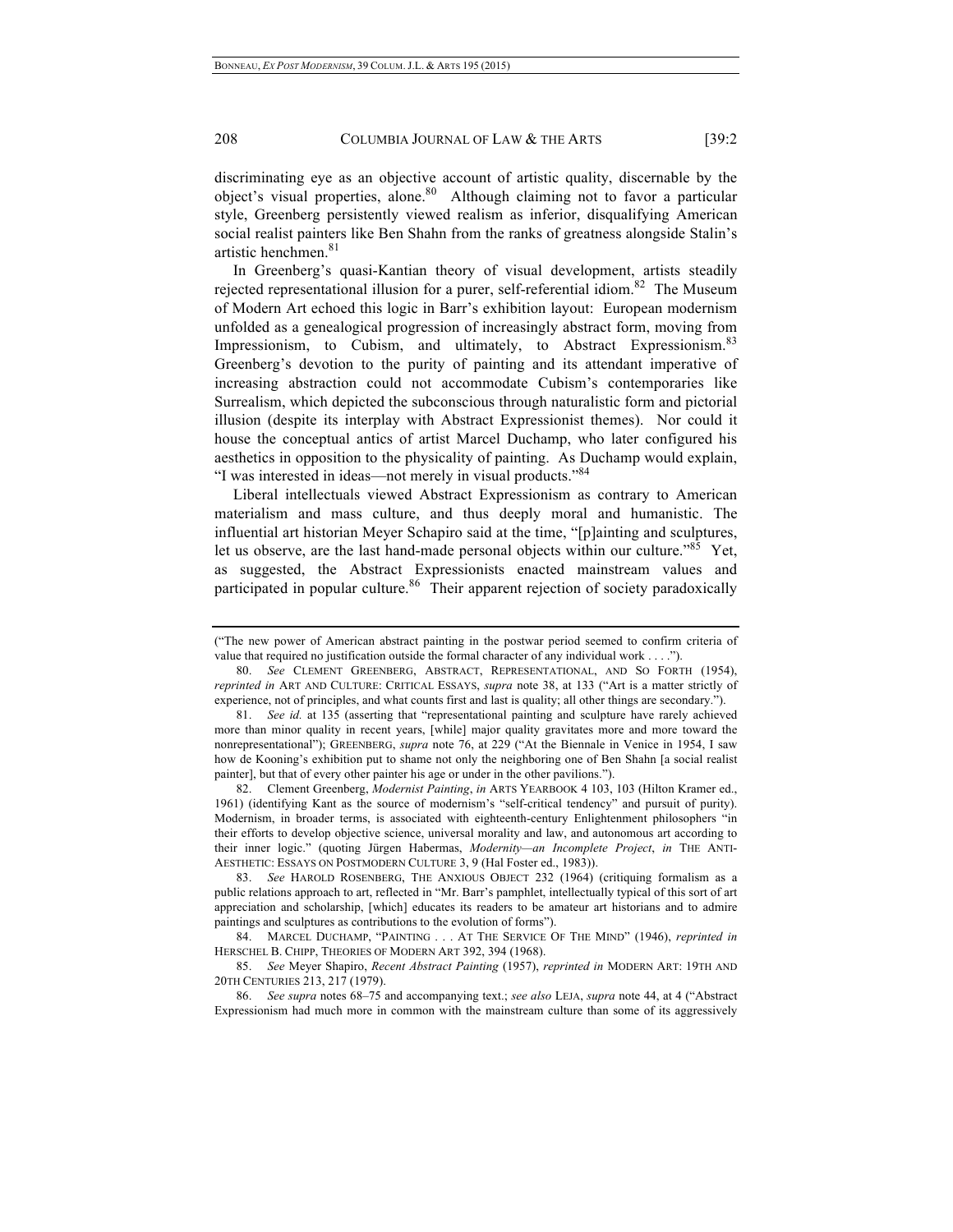discriminating eye as an objective account of artistic quality, discernable by the object's visual properties, alone.[80] Although claiming not to favor a particular style, Greenberg persistently viewed realism as inferior, disqualifying American social realist painters like Ben Shahn from the ranks of greatness alongside Stalin's artistic henchmen.[81]

In Greenberg's quasi-Kantian theory of visual development, artists steadily rejected representational illusion for a purer, self-referential idiom.[82] The Museum of Modern Art echoed this logic in Barr's exhibition layout: European modernism unfolded as a genealogical progression of increasingly abstract form, moving from Impressionism, to Cubism, and ultimately, to Abstract Expressionism.[83] Greenberg's devotion to the purity of painting and its attendant imperative of increasing abstraction could not accommodate Cubism's contemporaries like Surrealism, which depicted the subconscious through naturalistic form and pictorial illusion (despite its interplay with Abstract Expressionist themes). Nor could it house the conceptual antics of artist Marcel Duchamp, who later configured his aesthetics in opposition to the physicality of painting. As Duchamp would explain, "I was interested in ideas—not merely in visual products."[84]

Liberal intellectuals viewed Abstract Expressionism as contrary to American materialism and mass culture, and thus deeply moral and humanistic. The influential art historian Meyer Schapiro said at the time, "[p]ainting and sculptures, let us observe, are the last hand-made personal objects within our culture."[85] Yet, as suggested, the Abstract Expressionists enacted mainstream values and participated in popular culture.[86] Their apparent rejection of society paradoxically

---

("The new power of American abstract painting in the postwar period seemed to confirm criteria of value that required no justification outside the formal character of any individual work . . . .").

80. *See* CLEMENT GREENBERG, ABSTRACT, REPRESENTATIONAL, AND SO FORTH (1954), *reprinted in* ART AND CULTURE: CRITICAL ESSAYS, *supra* note 38, at 133 ("Art is a matter strictly of experience, not of principles, and what counts first and last is quality; all other things are secondary.").

81. *See id.* at 135 (asserting that "representational painting and sculpture have rarely achieved more than minor quality in recent years, [while] major quality gravitates more and more toward the nonrepresentational"); GREENBERG, *supra* note 76, at 229 ("At the Biennale in Venice in 1954, I saw how de Kooning's exhibition put to shame not only the neighboring one of Ben Shahn [a social realist painter], but that of every other painter his age or under in the other pavilions.").

82. Clement Greenberg, *Modernist Painting*, *in* ARTS YEARBOOK 4 103, 103 (Hilton Kramer ed., 1961) (identifying Kant as the source of modernism's "self-critical tendency" and pursuit of purity). Modernism, in broader terms, is associated with eighteenth-century Enlightenment philosophers "in their efforts to develop objective science, universal morality and law, and autonomous art according to their inner logic." (quoting Jürgen Habermas, *Modernity—an Incomplete Project*, *in* THE ANTI-AESTHETIC: ESSAYS ON POSTMODERN CULTURE 3, 9 (Hal Foster ed., 1983)).

83. *See* HAROLD ROSENBERG, THE ANXIOUS OBJECT 232 (1964) (critiquing formalism as a public relations approach to art, reflected in "Mr. Barr's pamphlet, intellectually typical of this sort of art appreciation and scholarship, [which] educates its readers to be amateur art historians and to admire paintings and sculptures as contributions to the evolution of forms").

84. MARCEL DUCHAMP, "PAINTING . . . AT THE SERVICE OF THE MIND" (1946), *reprinted in* HERSCHEL B. CHIPP, THEORIES OF MODERN ART 392, 394 (1968).

85. *See* Meyer Shapiro, *Recent Abstract Painting* (1957), *reprinted in* MODERN ART: 19TH AND 20TH CENTURIES 213, 217 (1979).

86. *See supra* notes 68–75 and accompanying text.; *see also* LEJA, *supra* note 44, at 4 ("Abstract Expressionism had much more in common with the mainstream culture than some of its aggressively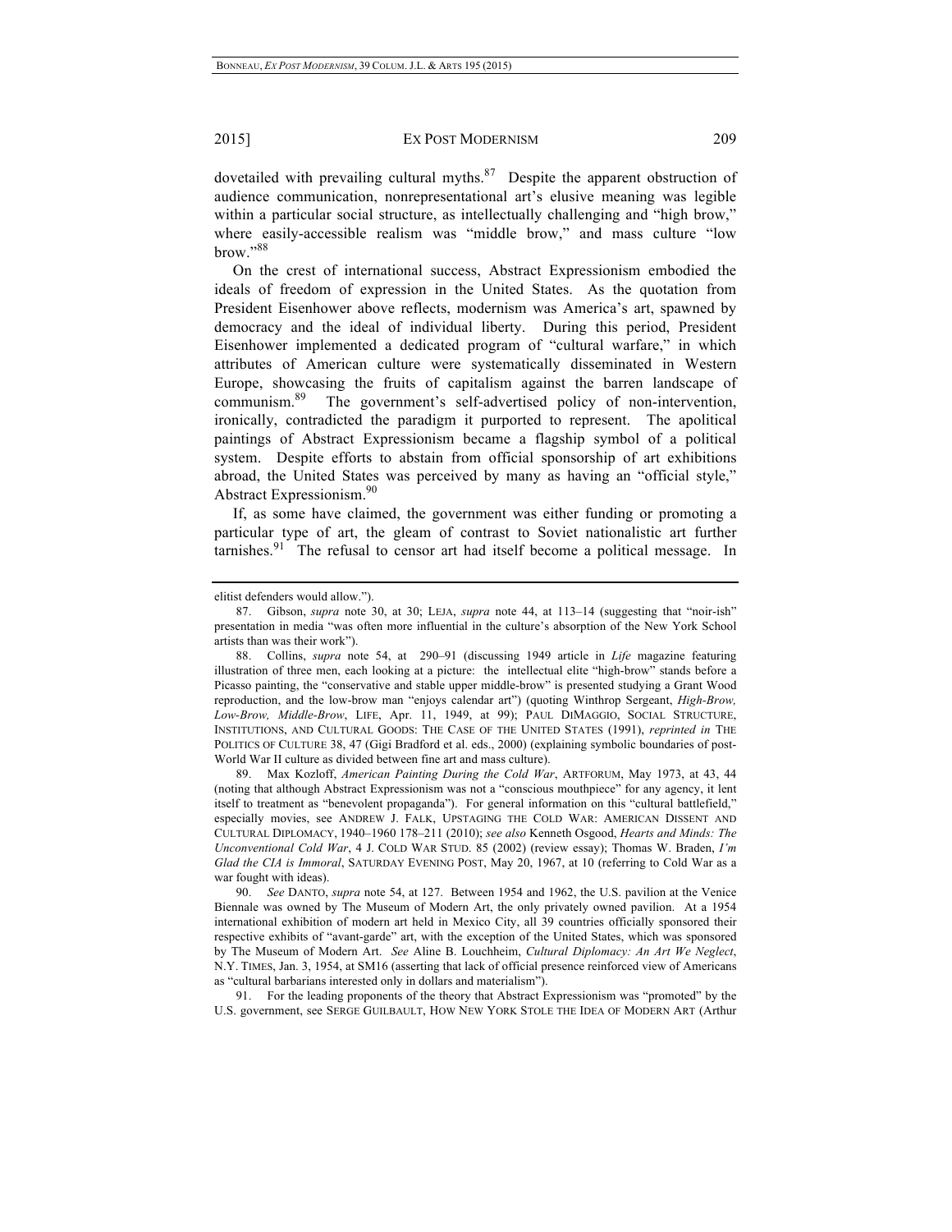dovetailed with prevailing cultural myths.[87] Despite the apparent obstruction of audience communication, nonrepresentational art's elusive meaning was legible within a particular social structure, as intellectually challenging and "high brow," where easily-accessible realism was "middle brow," and mass culture "low brow."[88]

On the crest of international success, Abstract Expressionism embodied the ideals of freedom of expression in the United States. As the quotation from President Eisenhower above reflects, modernism was America's art, spawned by democracy and the ideal of individual liberty. During this period, President Eisenhower implemented a dedicated program of "cultural warfare," in which attributes of American culture were systematically disseminated in Western Europe, showcasing the fruits of capitalism against the barren landscape of communism.[89] The government's self-advertised policy of non-intervention, ironically, contradicted the paradigm it purported to represent. The apolitical paintings of Abstract Expressionism became a flagship symbol of a political system. Despite efforts to abstain from official sponsorship of art exhibitions abroad, the United States was perceived by many as having an "official style," Abstract Expressionism.[90]

If, as some have claimed, the government was either funding or promoting a particular type of art, the gleam of contrast to Soviet nationalistic art further tarnishes.[91] The refusal to censor art had itself become a political message. In

---

elitist defenders would allow.").

87. Gibson, *supra* note 30, at 30; LEJA, *supra* note 44, at 113–14 (suggesting that "noir-ish" presentation in media "was often more influential in the culture's absorption of the New York School artists than was their work").

88. Collins, *supra* note 54, at 290–91 (discussing 1949 article in *Life* magazine featuring illustration of three men, each looking at a picture: the intellectual elite "high-brow" stands before a Picasso painting, the "conservative and stable upper middle-brow" is presented studying a Grant Wood reproduction, and the low-brow man "enjoys calendar art") (quoting Winthrop Sergeant, *High-Brow, Low-Brow, Middle-Brow*, LIFE, Apr. 11, 1949, at 99); PAUL DIMAGGIO, SOCIAL STRUCTURE, INSTITUTIONS, AND CULTURAL GOODS: THE CASE OF THE UNITED STATES (1991), *reprinted in* THE POLITICS OF CULTURE 38, 47 (Gigi Bradford et al. eds., 2000) (explaining symbolic boundaries of post-World War II culture as divided between fine art and mass culture).

89. Max Kozloff, *American Painting During the Cold War*, ARTFORUM, May 1973, at 43, 44 (noting that although Abstract Expressionism was not a "conscious mouthpiece" for any agency, it lent itself to treatment as "benevolent propaganda"). For general information on this "cultural battlefield," especially movies, see ANDREW J. FALK, UPSTAGING THE COLD WAR: AMERICAN DISSENT AND CULTURAL DIPLOMACY, 1940–1960 178–211 (2010); *see also* Kenneth Osgood, *Hearts and Minds: The Unconventional Cold War*, 4 J. COLD WAR STUD. 85 (2002) (review essay); Thomas W. Braden, *I'm Glad the CIA is Immoral*, SATURDAY EVENING POST, May 20, 1967, at 10 (referring to Cold War as a war fought with ideas).

90. *See* DANTO, *supra* note 54, at 127. Between 1954 and 1962, the U.S. pavilion at the Venice Biennale was owned by The Museum of Modern Art, the only privately owned pavilion. At a 1954 international exhibition of modern art held in Mexico City, all 39 countries officially sponsored their respective exhibits of "avant-garde" art, with the exception of the United States, which was sponsored by The Museum of Modern Art. *See* Aline B. Louchheim, *Cultural Diplomacy: An Art We Neglect*, N.Y. TIMES, Jan. 3, 1954, at SM16 (asserting that lack of official presence reinforced view of Americans as "cultural barbarians interested only in dollars and materialism").

91. For the leading proponents of the theory that Abstract Expressionism was "promoted" by the U.S. government, see SERGE GUILBAULT, HOW NEW YORK STOLE THE IDEA OF MODERN ART (Arthur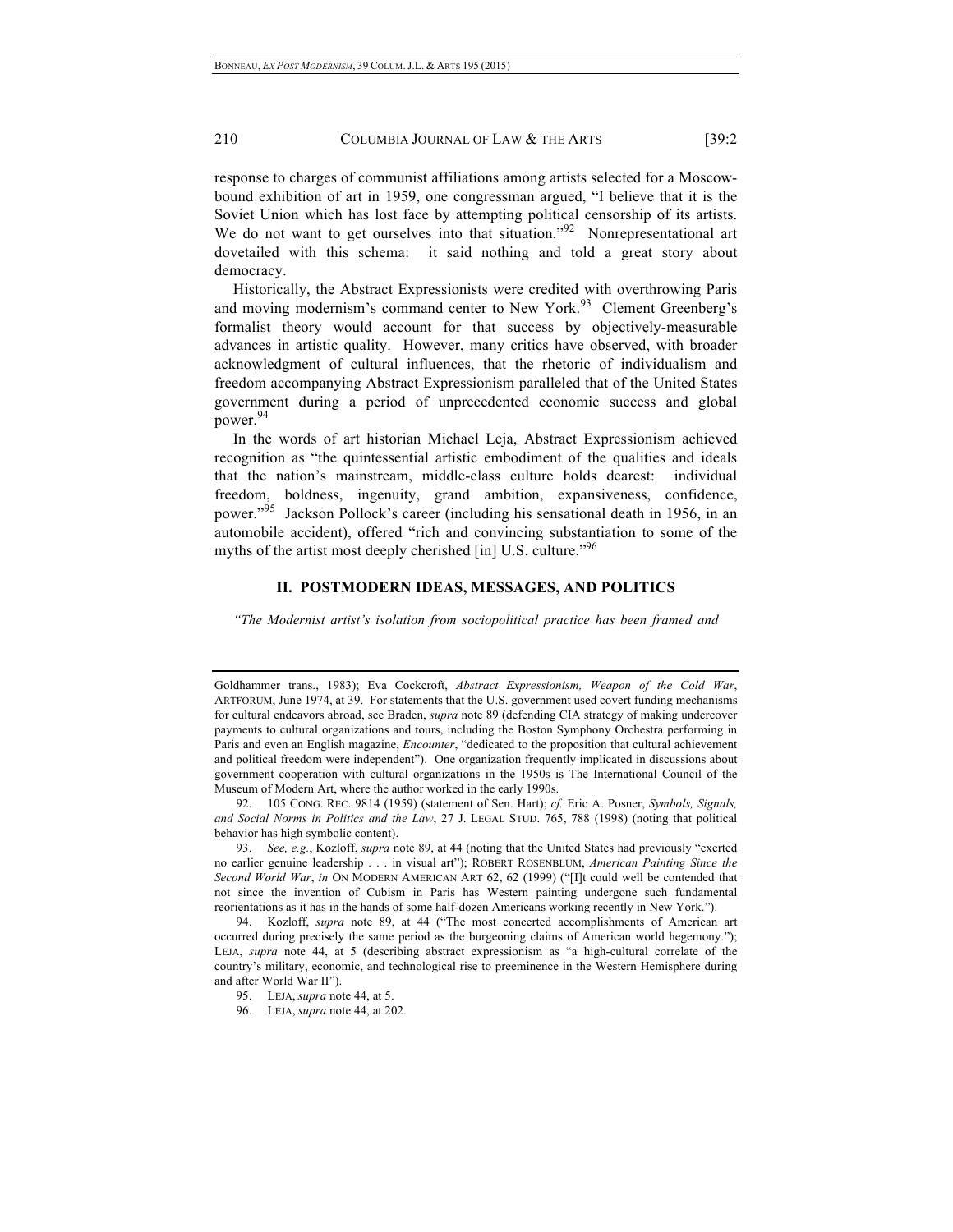response to charges of communist affiliations among artists selected for a Moscow-bound exhibition of art in 1959, one congressman argued, "I believe that it is the Soviet Union which has lost face by attempting political censorship of its artists. We do not want to get ourselves into that situation."[92] Nonrepresentational art dovetailed with this schema: it said nothing and told a great story about democracy.

Historically, the Abstract Expressionists were credited with overthrowing Paris and moving modernism's command center to New York.[93] Clement Greenberg's formalist theory would account for that success by objectively-measurable advances in artistic quality. However, many critics have observed, with broader acknowledgment of cultural influences, that the rhetoric of individualism and freedom accompanying Abstract Expressionism paralleled that of the United States government during a period of unprecedented economic success and global power.[94]

In the words of art historian Michael Leja, Abstract Expressionism achieved recognition as "the quintessential artistic embodiment of the qualities and ideals that the nation's mainstream, middle-class culture holds dearest: individual freedom, boldness, ingenuity, grand ambition, expansiveness, confidence, power."[95] Jackson Pollock's career (including his sensational death in 1956, in an automobile accident), offered "rich and convincing substantiation to some of the myths of the artist most deeply cherished [in] U.S. culture."[96]

## II. POSTMODERN IDEAS, MESSAGES, AND POLITICS

*"The Modernist artist's isolation from sociopolitical practice has been framed and*

---

Goldhammer trans., 1983); Eva Cockcroft, *Abstract Expressionism, Weapon of the Cold War*, ARTFORUM, June 1974, at 39. For statements that the U.S. government used covert funding mechanisms for cultural endeavors abroad, see Braden, *supra* note 89 (defending CIA strategy of making undercover payments to cultural organizations and tours, including the Boston Symphony Orchestra performing in Paris and even an English magazine, *Encounter*, "dedicated to the proposition that cultural achievement and political freedom were independent"). One organization frequently implicated in discussions about government cooperation with cultural organizations in the 1950s is The International Council of the Museum of Modern Art, where the author worked in the early 1990s.

92. 105 CONG. REC. 9814 (1959) (statement of Sen. Hart); *cf.* Eric A. Posner, *Symbols, Signals, and Social Norms in Politics and the Law*, 27 J. LEGAL STUD. 765, 788 (1998) (noting that political behavior has high symbolic content).

93. *See, e.g.*, Kozloff, *supra* note 89, at 44 (noting that the United States had previously "exerted no earlier genuine leadership . . . in visual art"); ROBERT ROSENBLUM, *American Painting Since the Second World War*, *in* ON MODERN AMERICAN ART 62, 62 (1999) ("[I]t could well be contended that not since the invention of Cubism in Paris has Western painting undergone such fundamental reorientations as it has in the hands of some half-dozen Americans working recently in New York.").

94. Kozloff, *supra* note 89, at 44 ("The most concerted accomplishments of American art occurred during precisely the same period as the burgeoning claims of American world hegemony."); LEJA, *supra* note 44, at 5 (describing abstract expressionism as "a high-cultural correlate of the country's military, economic, and technological rise to preeminence in the Western Hemisphere during and after World War II").

95. LEJA, *supra* note 44, at 5.

96. LEJA, *supra* note 44, at 202.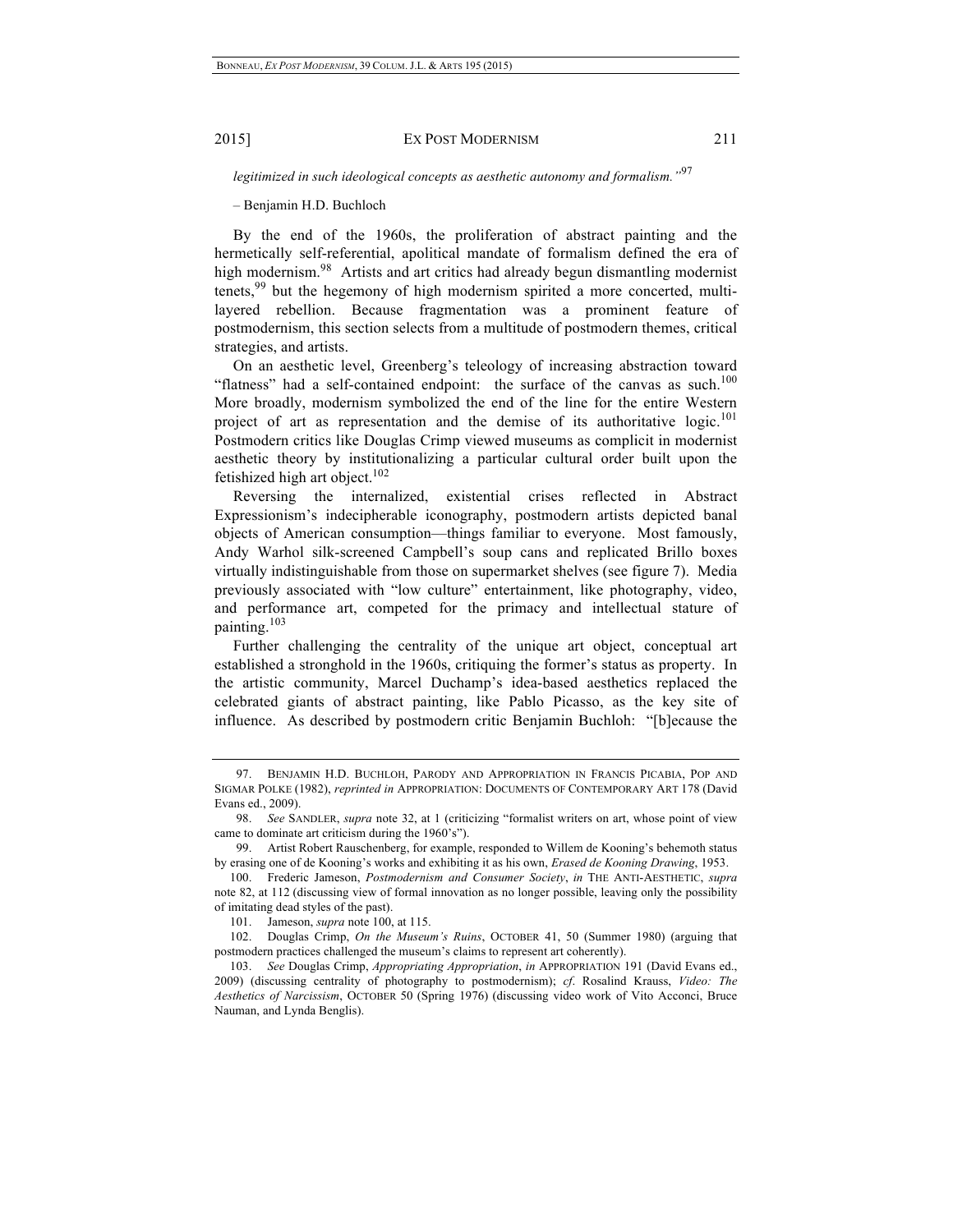*legitimized in such ideological concepts as aesthetic autonomy and formalism."*[97]

– Benjamin H.D. Buchloch

By the end of the 1960s, the proliferation of abstract painting and the hermetically self-referential, apolitical mandate of formalism defined the era of high modernism.[98] Artists and art critics had already begun dismantling modernist tenets,[99] but the hegemony of high modernism spirited a more concerted, multi-layered rebellion. Because fragmentation was a prominent feature of postmodernism, this section selects from a multitude of postmodern themes, critical strategies, and artists.

On an aesthetic level, Greenberg's teleology of increasing abstraction toward "flatness" had a self-contained endpoint: the surface of the canvas as such.[100] More broadly, modernism symbolized the end of the line for the entire Western project of art as representation and the demise of its authoritative logic.[101] Postmodern critics like Douglas Crimp viewed museums as complicit in modernist aesthetic theory by institutionalizing a particular cultural order built upon the fetishized high art object.[102]

Reversing the internalized, existential crises reflected in Abstract Expressionism's indecipherable iconography, postmodern artists depicted banal objects of American consumption—things familiar to everyone. Most famously, Andy Warhol silk-screened Campbell's soup cans and replicated Brillo boxes virtually indistinguishable from those on supermarket shelves (see figure 7). Media previously associated with "low culture" entertainment, like photography, video, and performance art, competed for the primacy and intellectual stature of painting.[103]

Further challenging the centrality of the unique art object, conceptual art established a stronghold in the 1960s, critiquing the former's status as property. In the artistic community, Marcel Duchamp's idea-based aesthetics replaced the celebrated giants of abstract painting, like Pablo Picasso, as the key site of influence. As described by postmodern critic Benjamin Buchloh: "[b]ecause the

---

97. Benjamin H.D. Buchloh, Parody and Appropriation in Francis Picabia, Pop and Sigmar Polke (1982), *reprinted in* Appropriation: Documents of Contemporary Art 178 (David Evans ed., 2009).

98. *See* Sandler, *supra* note 32, at 1 (criticizing "formalist writers on art, whose point of view came to dominate art criticism during the 1960's").

99. Artist Robert Rauschenberg, for example, responded to Willem de Kooning's behemoth status by erasing one of de Kooning's works and exhibiting it as his own, *Erased de Kooning Drawing*, 1953.

100. Frederic Jameson, *Postmodernism and Consumer Society*, *in* The Anti-Aesthetic, *supra* note 82, at 112 (discussing view of formal innovation as no longer possible, leaving only the possibility of imitating dead styles of the past).

101. Jameson, *supra* note 100, at 115.

102. Douglas Crimp, *On the Museum's Ruins*, October 41, 50 (Summer 1980) (arguing that postmodern practices challenged the museum's claims to represent art coherently).

103. *See* Douglas Crimp, *Appropriating Appropriation*, *in* Appropriation 191 (David Evans ed., 2009) (discussing centrality of photography to postmodernism); *cf*. Rosalind Krauss, *Video: The Aesthetics of Narcissism*, October 50 (Spring 1976) (discussing video work of Vito Acconci, Bruce Nauman, and Lynda Benglis).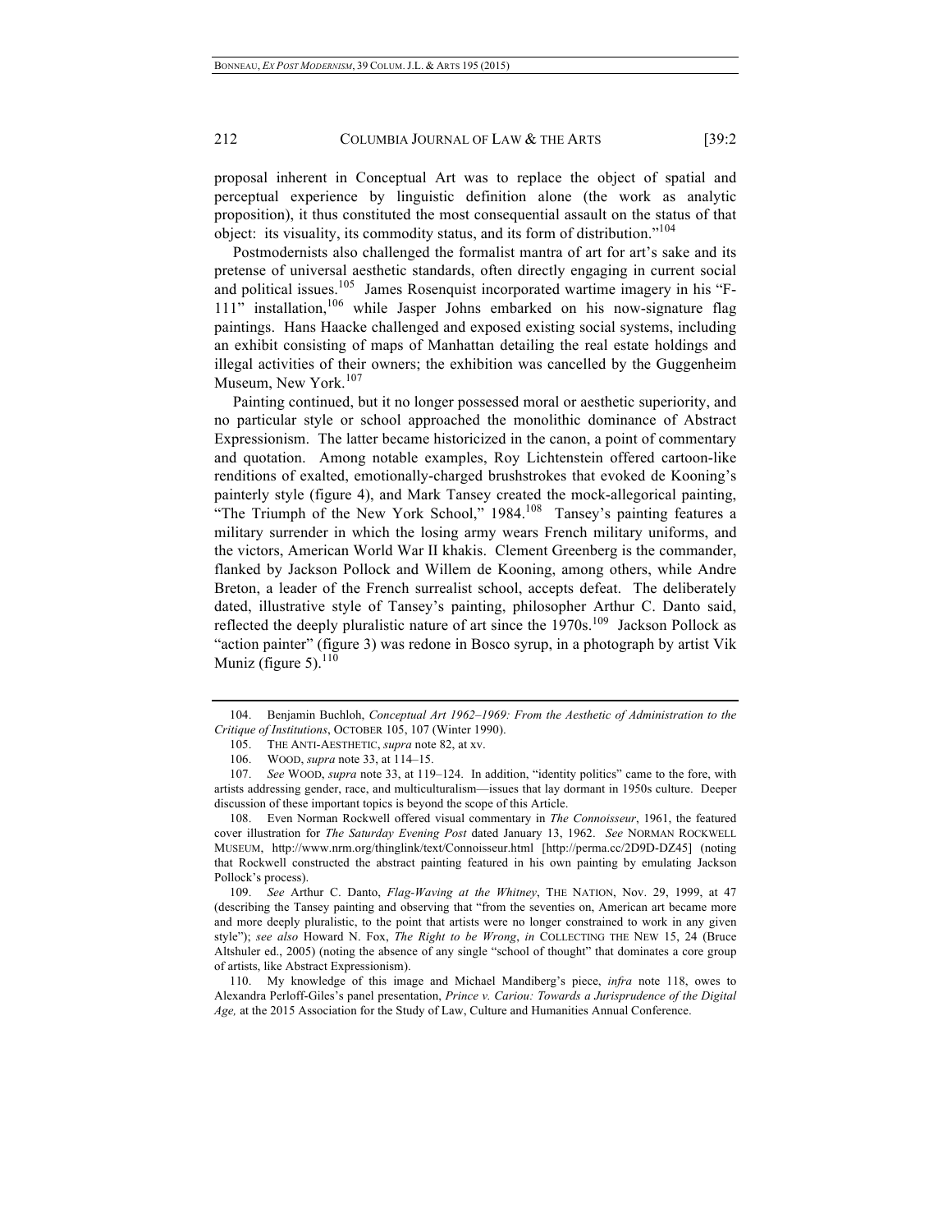proposal inherent in Conceptual Art was to replace the object of spatial and perceptual experience by linguistic definition alone (the work as analytic proposition), it thus constituted the most consequential assault on the status of that object: its visuality, its commodity status, and its form of distribution."[104]

Postmodernists also challenged the formalist mantra of art for art's sake and its pretense of universal aesthetic standards, often directly engaging in current social and political issues.[105] James Rosenquist incorporated wartime imagery in his "F-111" installation,[106] while Jasper Johns embarked on his now-signature flag paintings. Hans Haacke challenged and exposed existing social systems, including an exhibit consisting of maps of Manhattan detailing the real estate holdings and illegal activities of their owners; the exhibition was cancelled by the Guggenheim Museum, New York.[107]

Painting continued, but it no longer possessed moral or aesthetic superiority, and no particular style or school approached the monolithic dominance of Abstract Expressionism. The latter became historicized in the canon, a point of commentary and quotation. Among notable examples, Roy Lichtenstein offered cartoon-like renditions of exalted, emotionally-charged brushstrokes that evoked de Kooning's painterly style (figure 4), and Mark Tansey created the mock-allegorical painting, "The Triumph of the New York School," 1984.[108] Tansey's painting features a military surrender in which the losing army wears French military uniforms, and the victors, American World War II khakis. Clement Greenberg is the commander, flanked by Jackson Pollock and Willem de Kooning, among others, while Andre Breton, a leader of the French surrealist school, accepts defeat. The deliberately dated, illustrative style of Tansey's painting, philosopher Arthur C. Danto said, reflected the deeply pluralistic nature of art since the 1970s.[109] Jackson Pollock as "action painter" (figure 3) was redone in Bosco syrup, in a photograph by artist Vik Muniz (figure 5).[110]

---

104. Benjamin Buchloh, *Conceptual Art 1962–1969: From the Aesthetic of Administration to the Critique of Institutions*, OCTOBER 105, 107 (Winter 1990).

105. THE ANTI-AESTHETIC, *supra* note 82, at xv.

106. WOOD, *supra* note 33, at 114–15.

107. *See* WOOD, *supra* note 33, at 119–124. In addition, "identity politics" came to the fore, with artists addressing gender, race, and multiculturalism—issues that lay dormant in 1950s culture. Deeper discussion of these important topics is beyond the scope of this Article.

108. Even Norman Rockwell offered visual commentary in *The Connoisseur*, 1961, the featured cover illustration for *The Saturday Evening Post* dated January 13, 1962. *See* NORMAN ROCKWELL MUSEUM, http://www.nrm.org/thinglink/text/Connoisseur.html [http://perma.cc/2D9D-DZ45] (noting that Rockwell constructed the abstract painting featured in his own painting by emulating Jackson Pollock's process).

109. *See* Arthur C. Danto, *Flag-Waving at the Whitney*, THE NATION, Nov. 29, 1999, at 47 (describing the Tansey painting and observing that "from the seventies on, American art became more and more deeply pluralistic, to the point that artists were no longer constrained to work in any given style"); *see also* Howard N. Fox, *The Right to be Wrong*, *in* COLLECTING THE NEW 15, 24 (Bruce Altshuler ed., 2005) (noting the absence of any single "school of thought" that dominates a core group of artists, like Abstract Expressionism).

110. My knowledge of this image and Michael Mandiberg's piece, *infra* note 118, owes to Alexandra Perloff-Giles's panel presentation, *Prince v. Cariou: Towards a Jurisprudence of the Digital Age,* at the 2015 Association for the Study of Law, Culture and Humanities Annual Conference.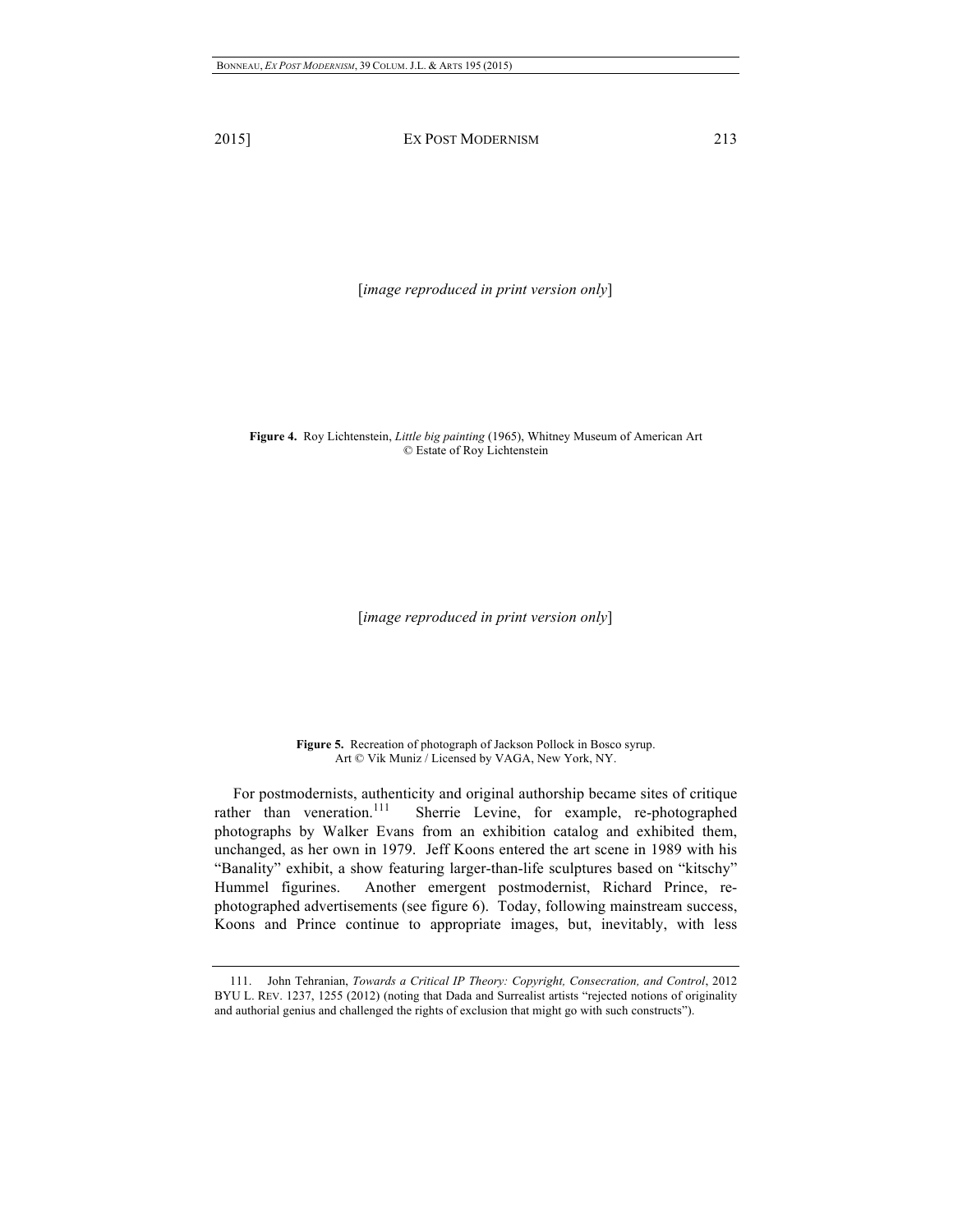[*image reproduced in print version only*]

**Figure 4.** Roy Lichtenstein, *Little big painting* (1965), Whitney Museum of American Art © Estate of Roy Lichtenstein

[*image reproduced in print version only*]

**Figure 5.** Recreation of photograph of Jackson Pollock in Bosco syrup. Art © Vik Muniz / Licensed by VAGA, New York, NY.

For postmodernists, authenticity and original authorship became sites of critique rather than veneration.[111] Sherrie Levine, for example, re-photographed photographs by Walker Evans from an exhibition catalog and exhibited them, unchanged, as her own in 1979. Jeff Koons entered the art scene in 1989 with his "Banality" exhibit, a show featuring larger-than-life sculptures based on "kitschy" Hummel figurines. Another emergent postmodernist, Richard Prince, re-photographed advertisements (see figure 6). Today, following mainstream success, Koons and Prince continue to appropriate images, but, inevitably, with less

111. John Tehranian, *Towards a Critical IP Theory: Copyright, Consecration, and Control*, 2012 BYU L. REV. 1237, 1255 (2012) (noting that Dada and Surrealist artists "rejected notions of originality and authorial genius and challenged the rights of exclusion that might go with such constructs").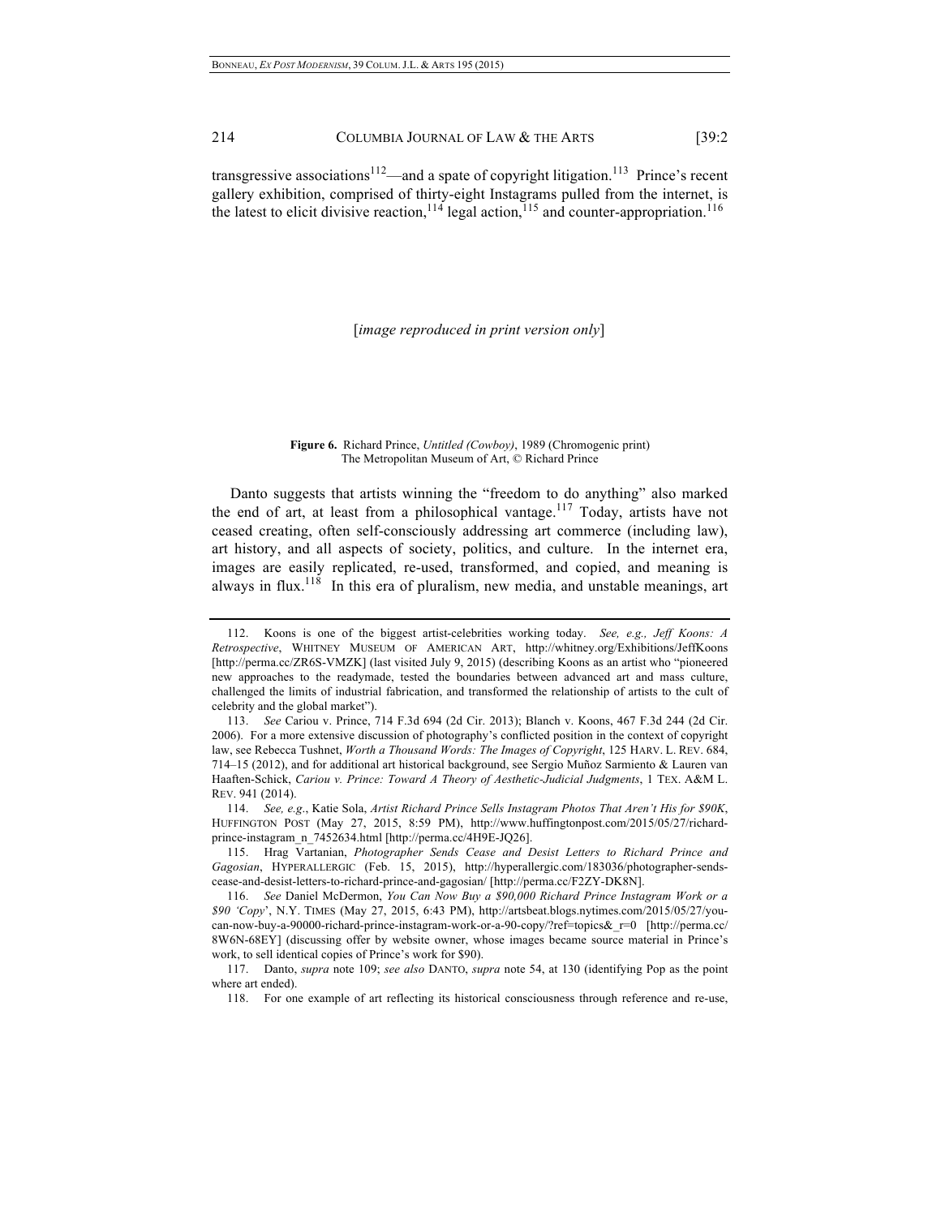transgressive associations[112]—and a spate of copyright litigation.[113] Prince's recent gallery exhibition, comprised of thirty-eight Instagrams pulled from the internet, is the latest to elicit divisive reaction,[114] legal action,[115] and counter-appropriation.[116]

[*image reproduced in print version only*]

**Figure 6.** Richard Prince, *Untitled (Cowboy)*, 1989 (Chromogenic print) The Metropolitan Museum of Art, © Richard Prince

Danto suggests that artists winning the "freedom to do anything" also marked the end of art, at least from a philosophical vantage.[117] Today, artists have not ceased creating, often self-consciously addressing art commerce (including law), art history, and all aspects of society, politics, and culture. In the internet era, images are easily replicated, re-used, transformed, and copied, and meaning is always in flux.[118] In this era of pluralism, new media, and unstable meanings, art

---

112. Koons is one of the biggest artist-celebrities working today. *See, e.g., Jeff Koons: A Retrospective*, WHITNEY MUSEUM OF AMERICAN ART, http://whitney.org/Exhibitions/JeffKoons [http://perma.cc/ZR6S-VMZK] (last visited July 9, 2015) (describing Koons as an artist who "pioneered new approaches to the readymade, tested the boundaries between advanced art and mass culture, challenged the limits of industrial fabrication, and transformed the relationship of artists to the cult of celebrity and the global market").

113. *See* Cariou v. Prince, 714 F.3d 694 (2d Cir. 2013); Blanch v. Koons, 467 F.3d 244 (2d Cir. 2006). For a more extensive discussion of photography's conflicted position in the context of copyright law, see Rebecca Tushnet, *Worth a Thousand Words: The Images of Copyright*, 125 HARV. L. REV. 684, 714–15 (2012), and for additional art historical background, see Sergio Muñoz Sarmiento & Lauren van Haaften-Schick, *Cariou v. Prince: Toward A Theory of Aesthetic-Judicial Judgments*, 1 TEX. A&M L. REV. 941 (2014).

114. *See, e.g.*, Katie Sola, *Artist Richard Prince Sells Instagram Photos That Aren't His for $90K*, HUFFINGTON POST (May 27, 2015, 8:59 PM), http://www.huffingtonpost.com/2015/05/27/richard-prince-instagram_n_7452634.html [http://perma.cc/4H9E-JQ26].

115. Hrag Vartanian, *Photographer Sends Cease and Desist Letters to Richard Prince and Gagosian*, HYPERALLERGIC (Feb. 15, 2015), http://hyperallergic.com/183036/photographer-sends-cease-and-desist-letters-to-richard-prince-and-gagosian/ [http://perma.cc/F2ZY-DK8N].

116. *See* Daniel McDermon, *You Can Now Buy a $90,000 Richard Prince Instagram Work or a $90 'Copy'*, N.Y. TIMES (May 27, 2015, 6:43 PM), http://artsbeat.blogs.nytimes.com/2015/05/27/you-can-now-buy-a-90000-richard-prince-instagram-work-or-a-90-copy/?ref=topics&_r=0 [http://perma.cc/8W6N-68EY] (discussing offer by website owner, whose images became source material in Prince's work, to sell identical copies of Prince's work for $90).

117. Danto, *supra* note 109; *see also* DANTO, *supra* note 54, at 130 (identifying Pop as the point where art ended).

118. For one example of art reflecting its historical consciousness through reference and re-use,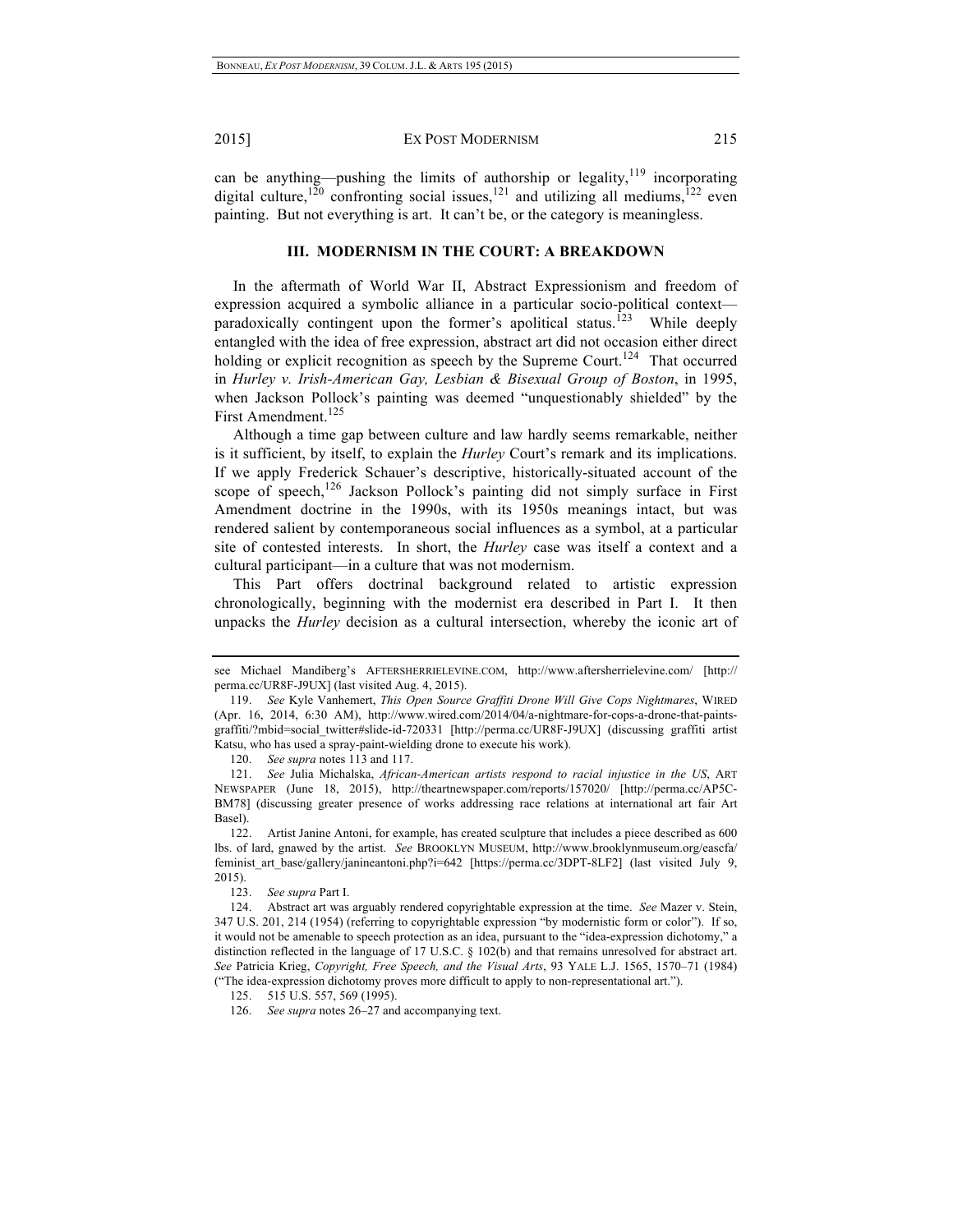can be anything—pushing the limits of authorship or legality,[119] incorporating digital culture,[120] confronting social issues,[121] and utilizing all mediums,[122] even painting. But not everything is art. It can't be, or the category is meaningless.

## III. MODERNISM IN THE COURT: A BREAKDOWN

In the aftermath of World War II, Abstract Expressionism and freedom of expression acquired a symbolic alliance in a particular socio-political context—paradoxically contingent upon the former's apolitical status.[123] While deeply entangled with the idea of free expression, abstract art did not occasion either direct holding or explicit recognition as speech by the Supreme Court.[124] That occurred in *Hurley v. Irish-American Gay, Lesbian & Bisexual Group of Boston*, in 1995, when Jackson Pollock's painting was deemed "unquestionably shielded" by the First Amendment.[125]

Although a time gap between culture and law hardly seems remarkable, neither is it sufficient, by itself, to explain the *Hurley* Court's remark and its implications. If we apply Frederick Schauer's descriptive, historically-situated account of the scope of speech,[126] Jackson Pollock's painting did not simply surface in First Amendment doctrine in the 1990s, with its 1950s meanings intact, but was rendered salient by contemporaneous social influences as a symbol, at a particular site of contested interests. In short, the *Hurley* case was itself a context and a cultural participant—in a culture that was not modernism.

This Part offers doctrinal background related to artistic expression chronologically, beginning with the modernist era described in Part I. It then unpacks the *Hurley* decision as a cultural intersection, whereby the iconic art of

---

see Michael Mandiberg's AFTERSHERRIELEVINE.COM, http://www.aftersherrielevine.com/ [http://perma.cc/UR8F-J9UX] (last visited Aug. 4, 2015).

119. *See* Kyle Vanhemert, *This Open Source Graffiti Drone Will Give Cops Nightmares*, WIRED (Apr. 16, 2014, 6:30 AM), http://www.wired.com/2014/04/a-nightmare-for-cops-a-drone-that-paints-graffiti/?mbid=social_twitter#slide-id-720331 [http://perma.cc/UR8F-J9UX] (discussing graffiti artist Katsu, who has used a spray-paint-wielding drone to execute his work).

120. *See supra* notes 113 and 117.

121. *See* Julia Michalska, *African-American artists respond to racial injustice in the US*, ART NEWSPAPER (June 18, 2015), http://theartnewspaper.com/reports/157020/ [http://perma.cc/AP5C-BM78] (discussing greater presence of works addressing race relations at international art fair Art Basel).

122. Artist Janine Antoni, for example, has created sculpture that includes a piece described as 600 lbs. of lard, gnawed by the artist. *See* BROOKLYN MUSEUM, http://www.brooklynmuseum.org/eascfa/feminist_art_base/gallery/janineantoni.php?i=642 [https://perma.cc/3DPT-8LF2] (last visited July 9, 2015).

123. *See supra* Part I.

124. Abstract art was arguably rendered copyrightable expression at the time. *See* Mazer v. Stein, 347 U.S. 201, 214 (1954) (referring to copyrightable expression "by modernistic form or color"). If so, it would not be amenable to speech protection as an idea, pursuant to the "idea-expression dichotomy," a distinction reflected in the language of 17 U.S.C. § 102(b) and that remains unresolved for abstract art. *See* Patricia Krieg, *Copyright, Free Speech, and the Visual Arts*, 93 YALE L.J. 1565, 1570–71 (1984) ("The idea-expression dichotomy proves more difficult to apply to non-representational art.").

125. 515 U.S. 557, 569 (1995).

126. *See supra* notes 26–27 and accompanying text.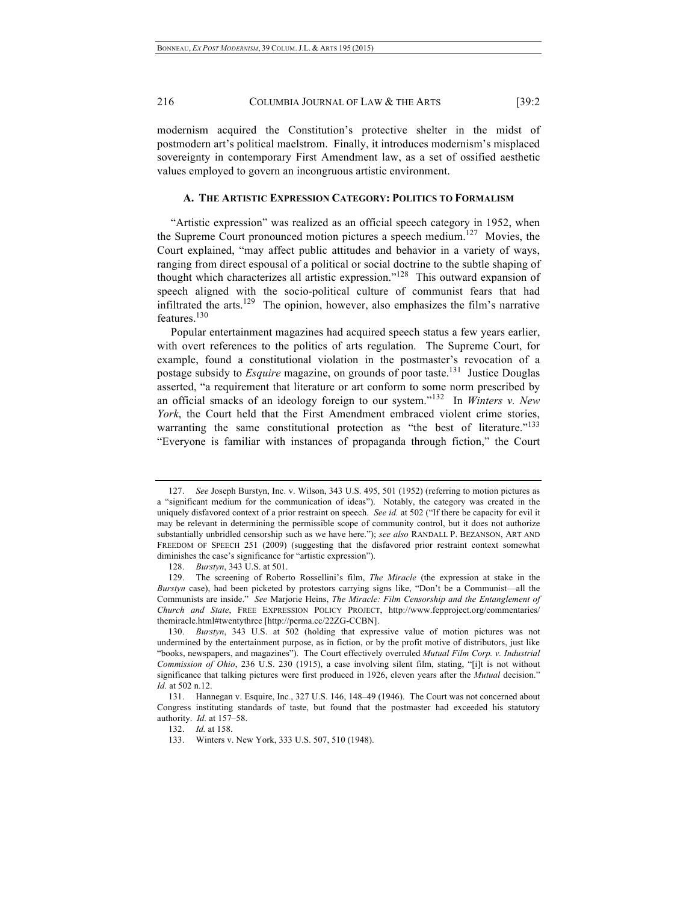modernism acquired the Constitution's protective shelter in the midst of postmodern art's political maelstrom. Finally, it introduces modernism's misplaced sovereignty in contemporary First Amendment law, as a set of ossified aesthetic values employed to govern an incongruous artistic environment.

### A. The Artistic Expression Category: Politics to Formalism

"Artistic expression" was realized as an official speech category in 1952, when the Supreme Court pronounced motion pictures a speech medium.[127] Movies, the Court explained, "may affect public attitudes and behavior in a variety of ways, ranging from direct espousal of a political or social doctrine to the subtle shaping of thought which characterizes all artistic expression."[128] This outward expansion of speech aligned with the socio-political culture of communist fears that had infiltrated the arts.[129] The opinion, however, also emphasizes the film's narrative features.[130]

Popular entertainment magazines had acquired speech status a few years earlier, with overt references to the politics of arts regulation. The Supreme Court, for example, found a constitutional violation in the postmaster's revocation of a postage subsidy to *Esquire* magazine, on grounds of poor taste.[131] Justice Douglas asserted, "a requirement that literature or art conform to some norm prescribed by an official smacks of an ideology foreign to our system."[132] In *Winters v. New York*, the Court held that the First Amendment embraced violent crime stories, warranting the same constitutional protection as "the best of literature."[133] "Everyone is familiar with instances of propaganda through fiction," the Court

---

127. *See* Joseph Burstyn, Inc. v. Wilson, 343 U.S. 495, 501 (1952) (referring to motion pictures as a "significant medium for the communication of ideas"). Notably, the category was created in the uniquely disfavored context of a prior restraint on speech. *See id.* at 502 ("If there be capacity for evil it may be relevant in determining the permissible scope of community control, but it does not authorize substantially unbridled censorship such as we have here."); *see also* RANDALL P. BEZANSON, ART AND FREEDOM OF SPEECH 251 (2009) (suggesting that the disfavored prior restraint context somewhat diminishes the case's significance for "artistic expression").

128. *Burstyn*, 343 U.S. at 501.

129. The screening of Roberto Rossellini's film, *The Miracle* (the expression at stake in the *Burstyn* case), had been picketed by protestors carrying signs like, "Don't be a Communist—all the Communists are inside." *See* Marjorie Heins, *The Miracle: Film Censorship and the Entanglement of Church and State*, FREE EXPRESSION POLICY PROJECT, http://www.fepproject.org/commentaries/themiracle.html#twentythree [http://perma.cc/22ZG-CCBN].

130. *Burstyn*, 343 U.S. at 502 (holding that expressive value of motion pictures was not undermined by the entertainment purpose, as in fiction, or by the profit motive of distributors, just like "books, newspapers, and magazines"). The Court effectively overruled *Mutual Film Corp. v. Industrial Commission of Ohio*, 236 U.S. 230 (1915), a case involving silent film, stating, "[i]t is not without significance that talking pictures were first produced in 1926, eleven years after the *Mutual* decision." *Id.* at 502 n.12.

131. Hannegan v. Esquire, Inc., 327 U.S. 146, 148–49 (1946). The Court was not concerned about Congress instituting standards of taste, but found that the postmaster had exceeded his statutory authority. *Id.* at 157–58.

132. *Id.* at 158.

133. Winters v. New York, 333 U.S. 507, 510 (1948).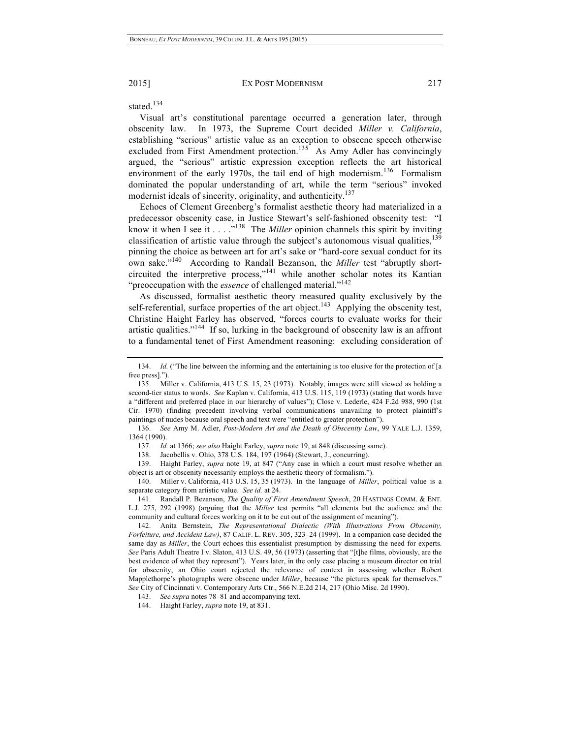stated.[134]

Visual art's constitutional parentage occurred a generation later, through obscenity law. In 1973, the Supreme Court decided *Miller v. California*, establishing "serious" artistic value as an exception to obscene speech otherwise excluded from First Amendment protection.[135] As Amy Adler has convincingly argued, the "serious" artistic expression exception reflects the art historical environment of the early 1970s, the tail end of high modernism.[136] Formalism dominated the popular understanding of art, while the term "serious" invoked modernist ideals of sincerity, originality, and authenticity.[137]

Echoes of Clement Greenberg's formalist aesthetic theory had materialized in a predecessor obscenity case, in Justice Stewart's self-fashioned obscenity test: "I know it when I see it . . . ."[138] The *Miller* opinion channels this spirit by inviting classification of artistic value through the subject's autonomous visual qualities,[139] pinning the choice as between art for art's sake or "hard-core sexual conduct for its own sake."[140] According to Randall Bezanson, the *Miller* test "abruptly short-circuited the interpretive process,"[141] while another scholar notes its Kantian "preoccupation with the *essence* of challenged material."[142]

As discussed, formalist aesthetic theory measured quality exclusively by the self-referential, surface properties of the art object.[143] Applying the obscenity test, Christine Haight Farley has observed, "forces courts to evaluate works for their artistic qualities."[144] If so, lurking in the background of obscenity law is an affront to a fundamental tenet of First Amendment reasoning: excluding consideration of

---

134. *Id.* ("The line between the informing and the entertaining is too elusive for the protection of [a free press].").

135. Miller v. California, 413 U.S. 15, 23 (1973). Notably, images were still viewed as holding a second-tier status to words. *See* Kaplan v. California, 413 U.S. 115, 119 (1973) (stating that words have a "different and preferred place in our hierarchy of values"); Close v. Lederle, 424 F.2d 988, 990 (1st Cir. 1970) (finding precedent involving verbal communications unavailing to protect plaintiff's paintings of nudes because oral speech and text were "entitled to greater protection").

136. *See* Amy M. Adler, *Post-Modern Art and the Death of Obscenity Law*, 99 YALE L.J. 1359, 1364 (1990).

137. *Id.* at 1366; *see also* Haight Farley, *supra* note 19, at 848 (discussing same).

138. Jacobellis v. Ohio, 378 U.S. 184, 197 (1964) (Stewart, J., concurring).

139. Haight Farley, *supra* note 19, at 847 ("Any case in which a court must resolve whether an object is art or obscenity necessarily employs the aesthetic theory of formalism.").

140. Miller v. California, 413 U.S. 15, 35 (1973). In the language of *Miller*, political value is a separate category from artistic value. *See id.* at 24.

141. Randall P. Bezanson, *The Quality of First Amendment Speech*, 20 HASTINGS COMM. & ENT. L.J. 275, 292 (1998) (arguing that the *Miller* test permits "all elements but the audience and the community and cultural forces working on it to be cut out of the assignment of meaning").

142. Anita Bernstein, *The Representational Dialectic (With Illustrations From Obscenity, Forfeiture, and Accident Law)*, 87 CALIF. L. REV. 305, 323–24 (1999). In a companion case decided the same day as *Miller*, the Court echoes this essentialist presumption by dismissing the need for experts. *See* Paris Adult Theatre I v. Slaton, 413 U.S. 49, 56 (1973) (asserting that "[t]he films, obviously, are the best evidence of what they represent"). Years later, in the only case placing a museum director on trial for obscenity, an Ohio court rejected the relevance of context in assessing whether Robert Mapplethorpe's photographs were obscene under *Miller*, because "the pictures speak for themselves." *See* City of Cincinnati v. Contemporary Arts Ctr., 566 N.E.2d 214, 217 (Ohio Misc. 2d 1990).

143. *See supra* notes 78–81 and accompanying text.

144. Haight Farley, *supra* note 19, at 831.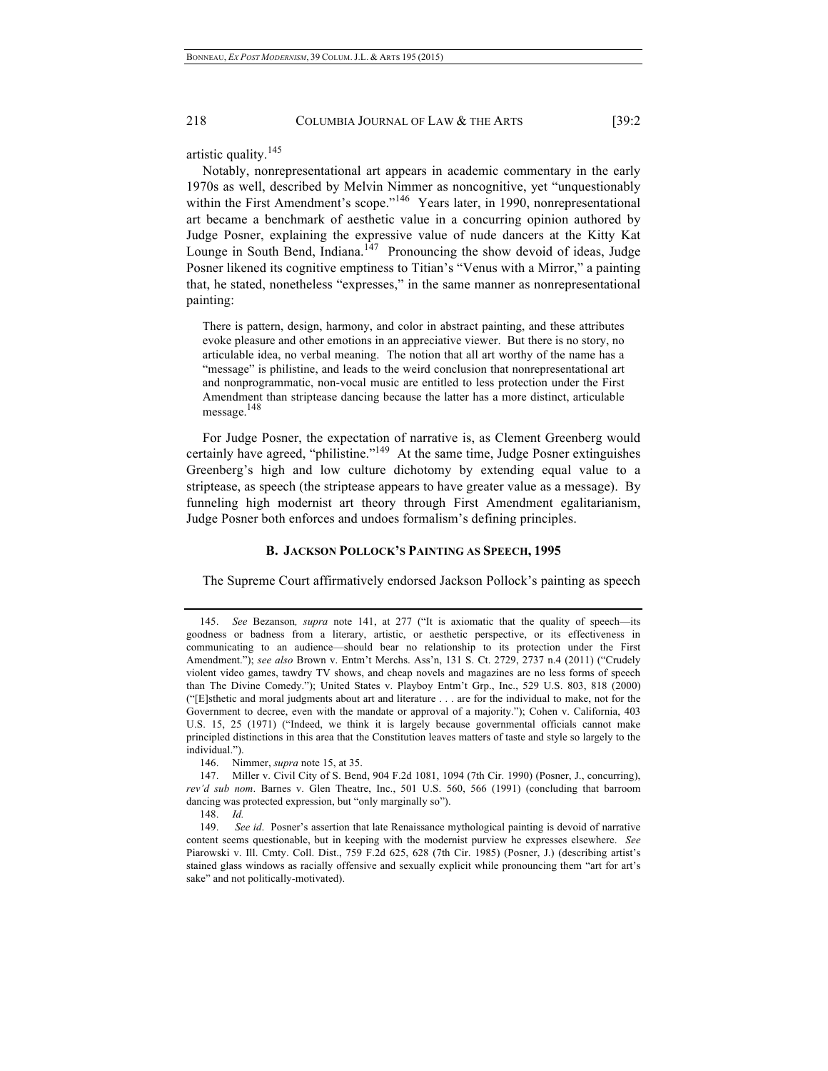artistic quality.[145]

Notably, nonrepresentational art appears in academic commentary in the early 1970s as well, described by Melvin Nimmer as noncognitive, yet "unquestionably within the First Amendment's scope."[146] Years later, in 1990, nonrepresentational art became a benchmark of aesthetic value in a concurring opinion authored by Judge Posner, explaining the expressive value of nude dancers at the Kitty Kat Lounge in South Bend, Indiana.[147] Pronouncing the show devoid of ideas, Judge Posner likened its cognitive emptiness to Titian's "Venus with a Mirror," a painting that, he stated, nonetheless "expresses," in the same manner as nonrepresentational painting:

> There is pattern, design, harmony, and color in abstract painting, and these attributes evoke pleasure and other emotions in an appreciative viewer. But there is no story, no articulable idea, no verbal meaning. The notion that all art worthy of the name has a "message" is philistine, and leads to the weird conclusion that nonrepresentational art and nonprogrammatic, non-vocal music are entitled to less protection under the First Amendment than striptease dancing because the latter has a more distinct, articulable message.[148]

For Judge Posner, the expectation of narrative is, as Clement Greenberg would certainly have agreed, "philistine."[149] At the same time, Judge Posner extinguishes Greenberg's high and low culture dichotomy by extending equal value to a striptease, as speech (the striptease appears to have greater value as a message). By funneling high modernist art theory through First Amendment egalitarianism, Judge Posner both enforces and undoes formalism's defining principles.

### B. JACKSON POLLOCK'S PAINTING AS SPEECH, 1995

The Supreme Court affirmatively endorsed Jackson Pollock's painting as speech

---

145. *See* Bezanson*, supra* note 141, at 277 ("It is axiomatic that the quality of speech—its goodness or badness from a literary, artistic, or aesthetic perspective, or its effectiveness in communicating to an audience—should bear no relationship to its protection under the First Amendment."); *see also* Brown v. Entm't Merchs. Ass'n, 131 S. Ct. 2729, 2737 n.4 (2011) ("Crudely violent video games, tawdry TV shows, and cheap novels and magazines are no less forms of speech than The Divine Comedy."); United States v. Playboy Entm't Grp., Inc., 529 U.S. 803, 818 (2000) ("[E]sthetic and moral judgments about art and literature . . . are for the individual to make, not for the Government to decree, even with the mandate or approval of a majority."); Cohen v. California, 403 U.S. 15, 25 (1971) ("Indeed, we think it is largely because governmental officials cannot make principled distinctions in this area that the Constitution leaves matters of taste and style so largely to the individual.").

146. Nimmer, *supra* note 15, at 35.

147. Miller v. Civil City of S. Bend, 904 F.2d 1081, 1094 (7th Cir. 1990) (Posner, J., concurring), *rev'd sub nom*. Barnes v. Glen Theatre, Inc., 501 U.S. 560, 566 (1991) (concluding that barroom dancing was protected expression, but "only marginally so").

148. *Id.*

149. *See id*. Posner's assertion that late Renaissance mythological painting is devoid of narrative content seems questionable, but in keeping with the modernist purview he expresses elsewhere. *See* Piarowski v. Ill. Cmty. Coll. Dist., 759 F.2d 625, 628 (7th Cir. 1985) (Posner, J.) (describing artist's stained glass windows as racially offensive and sexually explicit while pronouncing them "art for art's sake" and not politically-motivated).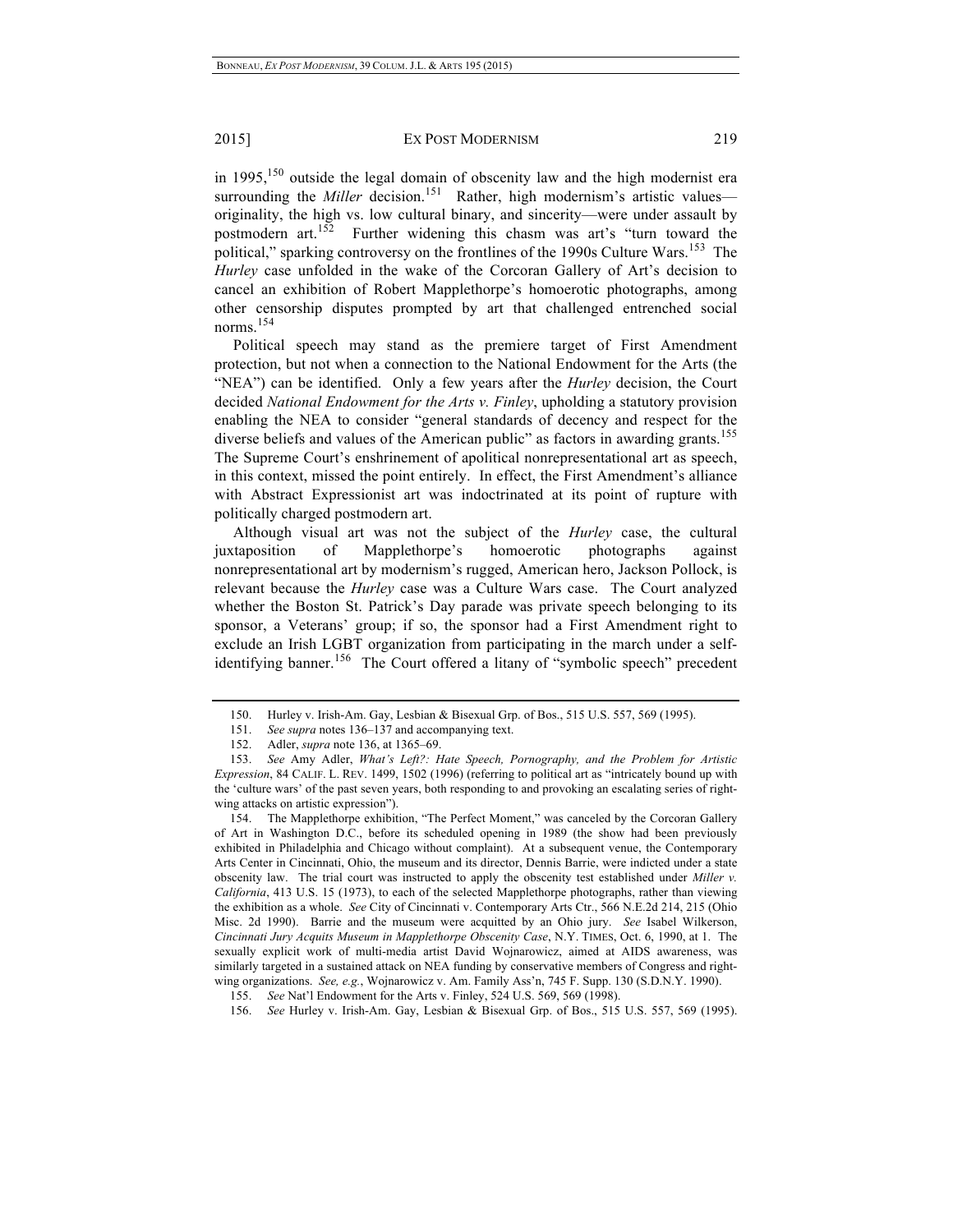in 1995,[150] outside the legal domain of obscenity law and the high modernist era surrounding the *Miller* decision.[151] Rather, high modernism's artistic values—originality, the high vs. low cultural binary, and sincerity—were under assault by postmodern art.[152] Further widening this chasm was art's "turn toward the political," sparking controversy on the frontlines of the 1990s Culture Wars.[153] The *Hurley* case unfolded in the wake of the Corcoran Gallery of Art's decision to cancel an exhibition of Robert Mapplethorpe's homoerotic photographs, among other censorship disputes prompted by art that challenged entrenched social norms.[154]

Political speech may stand as the premiere target of First Amendment protection, but not when a connection to the National Endowment for the Arts (the "NEA") can be identified. Only a few years after the *Hurley* decision, the Court decided *National Endowment for the Arts v. Finley*, upholding a statutory provision enabling the NEA to consider "general standards of decency and respect for the diverse beliefs and values of the American public" as factors in awarding grants.[155] The Supreme Court's enshrinement of apolitical nonrepresentational art as speech, in this context, missed the point entirely. In effect, the First Amendment's alliance with Abstract Expressionist art was indoctrinated at its point of rupture with politically charged postmodern art.

Although visual art was not the subject of the *Hurley* case, the cultural juxtaposition of Mapplethorpe's homoerotic photographs against nonrepresentational art by modernism's rugged, American hero, Jackson Pollock, is relevant because the *Hurley* case was a Culture Wars case. The Court analyzed whether the Boston St. Patrick's Day parade was private speech belonging to its sponsor, a Veterans' group; if so, the sponsor had a First Amendment right to exclude an Irish LGBT organization from participating in the march under a self-identifying banner.[156] The Court offered a litany of "symbolic speech" precedent

---

150. Hurley v. Irish-Am. Gay, Lesbian & Bisexual Grp. of Bos., 515 U.S. 557, 569 (1995).

151. *See supra* notes 136–137 and accompanying text.

152. Adler, *supra* note 136, at 1365–69.

153. *See* Amy Adler, *What's Left?: Hate Speech, Pornography, and the Problem for Artistic Expression*, 84 CALIF. L. REV. 1499, 1502 (1996) (referring to political art as "intricately bound up with the 'culture wars' of the past seven years, both responding to and provoking an escalating series of right-wing attacks on artistic expression").

154. The Mapplethorpe exhibition, "The Perfect Moment," was canceled by the Corcoran Gallery of Art in Washington D.C., before its scheduled opening in 1989 (the show had been previously exhibited in Philadelphia and Chicago without complaint). At a subsequent venue, the Contemporary Arts Center in Cincinnati, Ohio, the museum and its director, Dennis Barrie, were indicted under a state obscenity law. The trial court was instructed to apply the obscenity test established under *Miller v. California*, 413 U.S. 15 (1973), to each of the selected Mapplethorpe photographs, rather than viewing the exhibition as a whole. *See* City of Cincinnati v. Contemporary Arts Ctr., 566 N.E.2d 214, 215 (Ohio Misc. 2d 1990). Barrie and the museum were acquitted by an Ohio jury. *See* Isabel Wilkerson, *Cincinnati Jury Acquits Museum in Mapplethorpe Obscenity Case*, N.Y. TIMES, Oct. 6, 1990, at 1. The sexually explicit work of multi-media artist David Wojnarowicz, aimed at AIDS awareness, was similarly targeted in a sustained attack on NEA funding by conservative members of Congress and right-wing organizations. *See, e.g.*, Wojnarowicz v. Am. Family Ass'n, 745 F. Supp. 130 (S.D.N.Y. 1990).

155. *See* Nat'l Endowment for the Arts v. Finley, 524 U.S. 569, 569 (1998).

156. *See* Hurley v. Irish-Am. Gay, Lesbian & Bisexual Grp. of Bos., 515 U.S. 557, 569 (1995).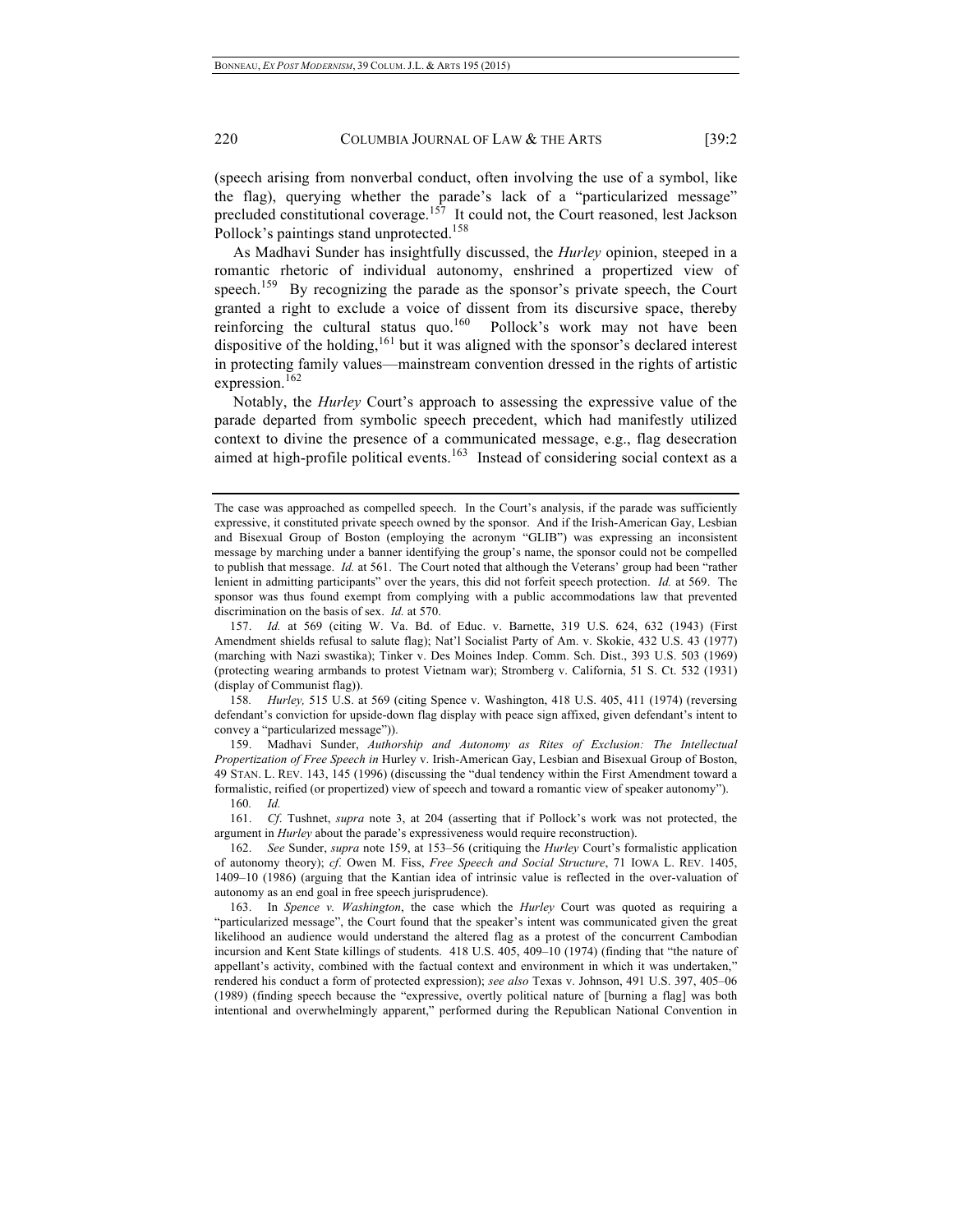(speech arising from nonverbal conduct, often involving the use of a symbol, like the flag), querying whether the parade's lack of a "particularized message" precluded constitutional coverage.[157] It could not, the Court reasoned, lest Jackson Pollock's paintings stand unprotected.[158]

As Madhavi Sunder has insightfully discussed, the *Hurley* opinion, steeped in a romantic rhetoric of individual autonomy, enshrined a propertized view of speech.[159] By recognizing the parade as the sponsor's private speech, the Court granted a right to exclude a voice of dissent from its discursive space, thereby reinforcing the cultural status quo.[160] Pollock's work may not have been dispositive of the holding,[161] but it was aligned with the sponsor's declared interest in protecting family values—mainstream convention dressed in the rights of artistic expression.[162]

Notably, the *Hurley* Court's approach to assessing the expressive value of the parade departed from symbolic speech precedent, which had manifestly utilized context to divine the presence of a communicated message, e.g., flag desecration aimed at high-profile political events.[163] Instead of considering social context as a

---

The case was approached as compelled speech. In the Court's analysis, if the parade was sufficiently expressive, it constituted private speech owned by the sponsor. And if the Irish-American Gay, Lesbian and Bisexual Group of Boston (employing the acronym "GLIB") was expressing an inconsistent message by marching under a banner identifying the group's name, the sponsor could not be compelled to publish that message. *Id.* at 561. The Court noted that although the Veterans' group had been "rather lenient in admitting participants" over the years, this did not forfeit speech protection. *Id.* at 569. The sponsor was thus found exempt from complying with a public accommodations law that prevented discrimination on the basis of sex. *Id.* at 570.

157. *Id.* at 569 (citing W. Va. Bd. of Educ. v. Barnette, 319 U.S. 624, 632 (1943) (First Amendment shields refusal to salute flag); Nat'l Socialist Party of Am. v. Skokie, 432 U.S. 43 (1977) (marching with Nazi swastika); Tinker v. Des Moines Indep. Comm. Sch. Dist., 393 U.S. 503 (1969) (protecting wearing armbands to protest Vietnam war); Stromberg v. California, 51 S. Ct. 532 (1931) (display of Communist flag)).

158. *Hurley,* 515 U.S. at 569 (citing Spence v. Washington, 418 U.S. 405, 411 (1974) (reversing defendant's conviction for upside-down flag display with peace sign affixed, given defendant's intent to convey a "particularized message")).

159. Madhavi Sunder, *Authorship and Autonomy as Rites of Exclusion: The Intellectual Propertization of Free Speech in* Hurley v. Irish-American Gay, Lesbian and Bisexual Group of Boston, 49 STAN. L. REV. 143, 145 (1996) (discussing the "dual tendency within the First Amendment toward a formalistic, reified (or propertized) view of speech and toward a romantic view of speaker autonomy").

160. *Id.*

161. *Cf*. Tushnet, *supra* note 3, at 204 (asserting that if Pollock's work was not protected, the argument in *Hurley* about the parade's expressiveness would require reconstruction).

162. *See* Sunder, *supra* note 159, at 153–56 (critiquing the *Hurley* Court's formalistic application of autonomy theory); *cf*. Owen M. Fiss, *Free Speech and Social Structure*, 71 IOWA L. REV. 1405, 1409–10 (1986) (arguing that the Kantian idea of intrinsic value is reflected in the over-valuation of autonomy as an end goal in free speech jurisprudence).

163. In *Spence v. Washington*, the case which the *Hurley* Court was quoted as requiring a "particularized message", the Court found that the speaker's intent was communicated given the great likelihood an audience would understand the altered flag as a protest of the concurrent Cambodian incursion and Kent State killings of students. 418 U.S. 405, 409–10 (1974) (finding that "the nature of appellant's activity, combined with the factual context and environment in which it was undertaken," rendered his conduct a form of protected expression); *see also* Texas v. Johnson, 491 U.S. 397, 405–06 (1989) (finding speech because the "expressive, overtly political nature of [burning a flag] was both intentional and overwhelmingly apparent," performed during the Republican National Convention in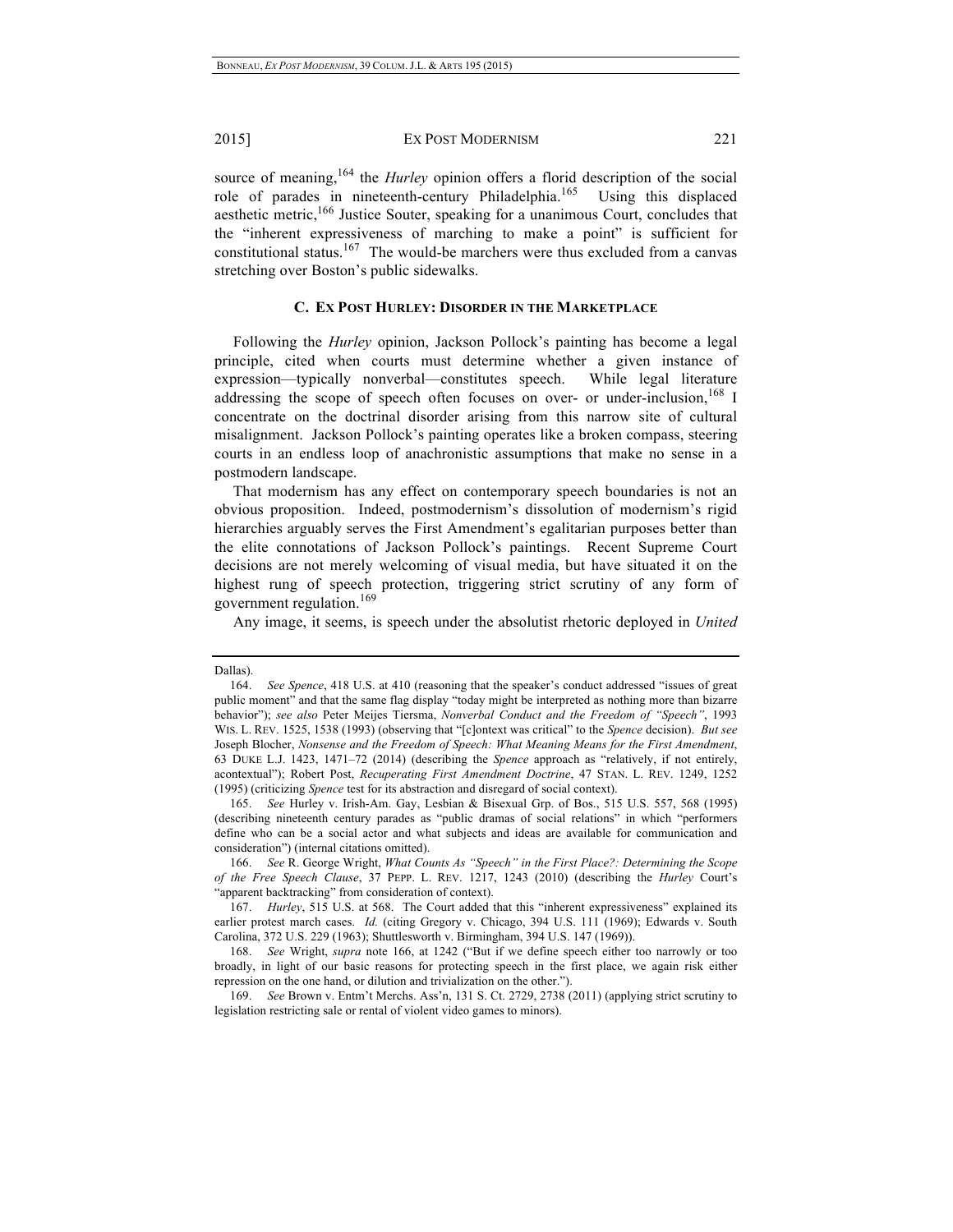source of meaning,[164] the *Hurley* opinion offers a florid description of the social role of parades in nineteenth-century Philadelphia.[165] Using this displaced aesthetic metric,[166] Justice Souter, speaking for a unanimous Court, concludes that the "inherent expressiveness of marching to make a point" is sufficient for constitutional status.[167] The would-be marchers were thus excluded from a canvas stretching over Boston's public sidewalks.

### C. EX POST HURLEY: DISORDER IN THE MARKETPLACE

Following the *Hurley* opinion, Jackson Pollock's painting has become a legal principle, cited when courts must determine whether a given instance of expression—typically nonverbal—constitutes speech. While legal literature addressing the scope of speech often focuses on over- or under-inclusion,[168] I concentrate on the doctrinal disorder arising from this narrow site of cultural misalignment. Jackson Pollock's painting operates like a broken compass, steering courts in an endless loop of anachronistic assumptions that make no sense in a postmodern landscape.

That modernism has any effect on contemporary speech boundaries is not an obvious proposition. Indeed, postmodernism's dissolution of modernism's rigid hierarchies arguably serves the First Amendment's egalitarian purposes better than the elite connotations of Jackson Pollock's paintings. Recent Supreme Court decisions are not merely welcoming of visual media, but have situated it on the highest rung of speech protection, triggering strict scrutiny of any form of government regulation.[169]

Any image, it seems, is speech under the absolutist rhetoric deployed in *United*

---

Dallas).

164. *See Spence*, 418 U.S. at 410 (reasoning that the speaker's conduct addressed "issues of great public moment" and that the same flag display "today might be interpreted as nothing more than bizarre behavior"); *see also* Peter Meijes Tiersma, *Nonverbal Conduct and the Freedom of "Speech"*, 1993 WIS. L. REV. 1525, 1538 (1993) (observing that "[c]ontext was critical" to the *Spence* decision). *But see* Joseph Blocher, *Nonsense and the Freedom of Speech: What Meaning Means for the First Amendment*, 63 DUKE L.J. 1423, 1471–72 (2014) (describing the *Spence* approach as "relatively, if not entirely, acontextual"); Robert Post, *Recuperating First Amendment Doctrine*, 47 STAN. L. REV. 1249, 1252 (1995) (criticizing *Spence* test for its abstraction and disregard of social context).

165. *See* Hurley v. Irish-Am. Gay, Lesbian & Bisexual Grp. of Bos., 515 U.S. 557, 568 (1995) (describing nineteenth century parades as "public dramas of social relations" in which "performers define who can be a social actor and what subjects and ideas are available for communication and consideration") (internal citations omitted).

166. *See* R. George Wright, *What Counts As "Speech" in the First Place?: Determining the Scope of the Free Speech Clause*, 37 PEPP. L. REV. 1217, 1243 (2010) (describing the *Hurley* Court's "apparent backtracking" from consideration of context).

167. *Hurley*, 515 U.S. at 568. The Court added that this "inherent expressiveness" explained its earlier protest march cases. *Id.* (citing Gregory v. Chicago, 394 U.S. 111 (1969); Edwards v. South Carolina, 372 U.S. 229 (1963); Shuttlesworth v. Birmingham, 394 U.S. 147 (1969)).

168. *See* Wright, *supra* note 166, at 1242 ("But if we define speech either too narrowly or too broadly, in light of our basic reasons for protecting speech in the first place, we again risk either repression on the one hand, or dilution and trivialization on the other.").

169. *See* Brown v. Entm't Merchs. Ass'n, 131 S. Ct. 2729, 2738 (2011) (applying strict scrutiny to legislation restricting sale or rental of violent video games to minors).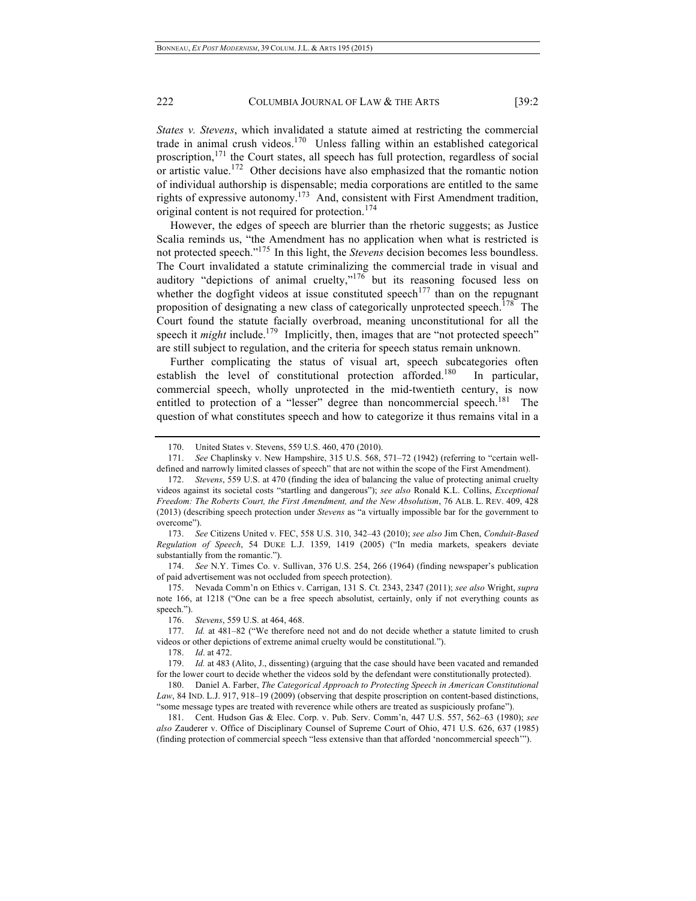*States v. Stevens*, which invalidated a statute aimed at restricting the commercial trade in animal crush videos.[170] Unless falling within an established categorical proscription,[171] the Court states, all speech has full protection, regardless of social or artistic value.[172] Other decisions have also emphasized that the romantic notion of individual authorship is dispensable; media corporations are entitled to the same rights of expressive autonomy.[173] And, consistent with First Amendment tradition, original content is not required for protection.[174]

However, the edges of speech are blurrier than the rhetoric suggests; as Justice Scalia reminds us, "the Amendment has no application when what is restricted is not protected speech."[175] In this light, the *Stevens* decision becomes less boundless. The Court invalidated a statute criminalizing the commercial trade in visual and auditory "depictions of animal cruelty,"[176] but its reasoning focused less on whether the dogfight videos at issue constituted speech[177] than on the repugnant proposition of designating a new class of categorically unprotected speech.[178] The Court found the statute facially overbroad, meaning unconstitutional for all the speech it *might* include.[179] Implicitly, then, images that are "not protected speech" are still subject to regulation, and the criteria for speech status remain unknown.

Further complicating the status of visual art, speech subcategories often establish the level of constitutional protection afforded.[180] In particular, commercial speech, wholly unprotected in the mid-twentieth century, is now entitled to protection of a "lesser" degree than noncommercial speech.[181] The question of what constitutes speech and how to categorize it thus remains vital in a

---

170. United States v. Stevens, 559 U.S. 460, 470 (2010).

171. *See* Chaplinsky v. New Hampshire, 315 U.S. 568, 571–72 (1942) (referring to "certain well-defined and narrowly limited classes of speech" that are not within the scope of the First Amendment).

172. *Stevens*, 559 U.S. at 470 (finding the idea of balancing the value of protecting animal cruelty videos against its societal costs "startling and dangerous"); *see also* Ronald K.L. Collins, *Exceptional Freedom: The Roberts Court, the First Amendment, and the New Absolutism*, 76 ALB. L. REV. 409, 428 (2013) (describing speech protection under *Stevens* as "a virtually impossible bar for the government to overcome").

173. *See* Citizens United v. FEC, 558 U.S. 310, 342–43 (2010); *see also* Jim Chen, *Conduit-Based Regulation of Speech*, 54 DUKE L.J. 1359, 1419 (2005) ("In media markets, speakers deviate substantially from the romantic.").

174. *See* N.Y. Times Co. v. Sullivan, 376 U.S. 254, 266 (1964) (finding newspaper's publication of paid advertisement was not occluded from speech protection).

175. Nevada Comm'n on Ethics v. Carrigan, 131 S. Ct. 2343, 2347 (2011); *see also* Wright, *supra* note 166, at 1218 ("One can be a free speech absolutist, certainly, only if not everything counts as speech.").

176. *Stevens*, 559 U.S. at 464, 468.

177. *Id.* at 481–82 ("We therefore need not and do not decide whether a statute limited to crush videos or other depictions of extreme animal cruelty would be constitutional.").

178. *Id*. at 472.

179. *Id.* at 483 (Alito, J., dissenting) (arguing that the case should have been vacated and remanded for the lower court to decide whether the videos sold by the defendant were constitutionally protected).

180. Daniel A. Farber, *The Categorical Approach to Protecting Speech in American Constitutional Law*, 84 IND. L.J. 917, 918–19 (2009) (observing that despite proscription on content-based distinctions, "some message types are treated with reverence while others are treated as suspiciously profane").

181. Cent. Hudson Gas & Elec. Corp. v. Pub. Serv. Comm'n, 447 U.S. 557, 562–63 (1980); *see also* Zauderer v. Office of Disciplinary Counsel of Supreme Court of Ohio, 471 U.S. 626, 637 (1985) (finding protection of commercial speech "less extensive than that afforded 'noncommercial speech'").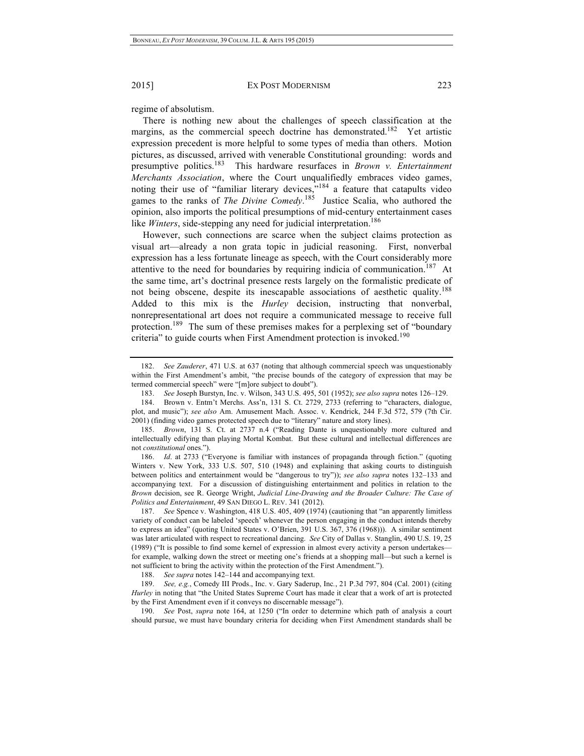regime of absolutism.

There is nothing new about the challenges of speech classification at the margins, as the commercial speech doctrine has demonstrated.[182] Yet artistic expression precedent is more helpful to some types of media than others. Motion pictures, as discussed, arrived with venerable Constitutional grounding: words and presumptive politics.[183] This hardware resurfaces in *Brown v. Entertainment Merchants Association*, where the Court unqualifiedly embraces video games, noting their use of "familiar literary devices,"[184] a feature that catapults video games to the ranks of *The Divine Comedy*.[185] Justice Scalia, who authored the opinion, also imports the political presumptions of mid-century entertainment cases like *Winters*, side-stepping any need for judicial interpretation.[186]

However, such connections are scarce when the subject claims protection as visual art—already a non grata topic in judicial reasoning. First, nonverbal expression has a less fortunate lineage as speech, with the Court considerably more attentive to the need for boundaries by requiring indicia of communication.[187] At the same time, art's doctrinal presence rests largely on the formalistic predicate of not being obscene, despite its inescapable associations of aesthetic quality.[188] Added to this mix is the *Hurley* decision, instructing that nonverbal, nonrepresentational art does not require a communicated message to receive full protection.[189] The sum of these premises makes for a perplexing set of "boundary criteria" to guide courts when First Amendment protection is invoked.[190]

---

182. *See Zauderer*, 471 U.S. at 637 (noting that although commercial speech was unquestionably within the First Amendment's ambit, "the precise bounds of the category of expression that may be termed commercial speech" were "[m]ore subject to doubt").

183. *See* Joseph Burstyn, Inc. v. Wilson, 343 U.S. 495, 501 (1952); *see also supra* notes 126–129.

184. Brown v. Entm't Merchs. Ass'n, 131 S. Ct. 2729, 2733 (referring to "characters, dialogue, plot, and music"); *see also* Am. Amusement Mach. Assoc. v. Kendrick, 244 F.3d 572, 579 (7th Cir. 2001) (finding video games protected speech due to "literary" nature and story lines).

185. *Brown*, 131 S. Ct. at 2737 n.4 ("Reading Dante is unquestionably more cultured and intellectually edifying than playing Mortal Kombat. But these cultural and intellectual differences are not *constitutional* ones.").

186. *Id*. at 2733 ("Everyone is familiar with instances of propaganda through fiction." (quoting Winters v. New York, 333 U.S. 507, 510 (1948) and explaining that asking courts to distinguish between politics and entertainment would be "dangerous to try")); *see also supra* notes 132–133 and accompanying text. For a discussion of distinguishing entertainment and politics in relation to the *Brown* decision, see R. George Wright, *Judicial Line-Drawing and the Broader Culture: The Case of Politics and Entertainment*, 49 SAN DIEGO L. REV. 341 (2012).

187. *See* Spence v. Washington, 418 U.S. 405, 409 (1974) (cautioning that "an apparently limitless variety of conduct can be labeled 'speech' whenever the person engaging in the conduct intends thereby to express an idea" (quoting United States v. O'Brien, 391 U.S. 367, 376 (1968))). A similar sentiment was later articulated with respect to recreational dancing. *See* City of Dallas v. Stanglin, 490 U.S. 19, 25 (1989) ("It is possible to find some kernel of expression in almost every activity a person undertakes—for example, walking down the street or meeting one's friends at a shopping mall—but such a kernel is not sufficient to bring the activity within the protection of the First Amendment.").

188. *See supra* notes 142–144 and accompanying text.

189. *See, e.g.*, Comedy III Prods., Inc. v. Gary Saderup, Inc., 21 P.3d 797, 804 (Cal. 2001) (citing *Hurley* in noting that "the United States Supreme Court has made it clear that a work of art is protected by the First Amendment even if it conveys no discernable message").

190. *See* Post, *supra* note 164, at 1250 ("In order to determine which path of analysis a court should pursue, we must have boundary criteria for deciding when First Amendment standards shall be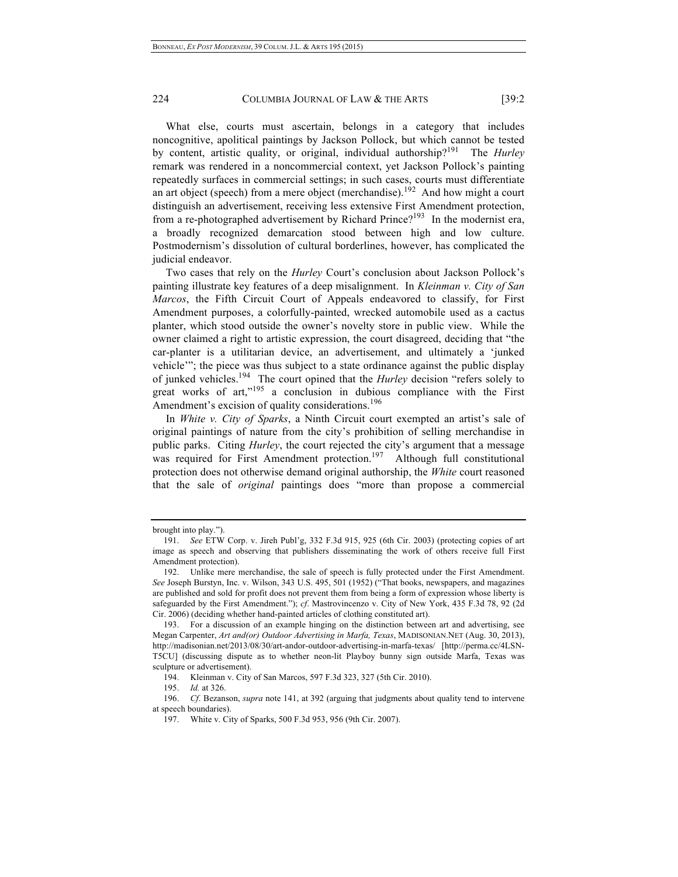What else, courts must ascertain, belongs in a category that includes noncognitive, apolitical paintings by Jackson Pollock, but which cannot be tested by content, artistic quality, or original, individual authorship?[191] The *Hurley* remark was rendered in a noncommercial context, yet Jackson Pollock's painting repeatedly surfaces in commercial settings; in such cases, courts must differentiate an art object (speech) from a mere object (merchandise).[192] And how might a court distinguish an advertisement, receiving less extensive First Amendment protection, from a re-photographed advertisement by Richard Prince?[193] In the modernist era, a broadly recognized demarcation stood between high and low culture. Postmodernism's dissolution of cultural borderlines, however, has complicated the judicial endeavor.

Two cases that rely on the *Hurley* Court's conclusion about Jackson Pollock's painting illustrate key features of a deep misalignment. In *Kleinman v. City of San Marcos*, the Fifth Circuit Court of Appeals endeavored to classify, for First Amendment purposes, a colorfully-painted, wrecked automobile used as a cactus planter, which stood outside the owner's novelty store in public view. While the owner claimed a right to artistic expression, the court disagreed, deciding that "the car-planter is a utilitarian device, an advertisement, and ultimately a 'junked vehicle'"; the piece was thus subject to a state ordinance against the public display of junked vehicles.[194] The court opined that the *Hurley* decision "refers solely to great works of art,"[195] a conclusion in dubious compliance with the First Amendment's excision of quality considerations.[196]

In *White v. City of Sparks*, a Ninth Circuit court exempted an artist's sale of original paintings of nature from the city's prohibition of selling merchandise in public parks. Citing *Hurley*, the court rejected the city's argument that a message was required for First Amendment protection.[197] Although full constitutional protection does not otherwise demand original authorship, the *White* court reasoned that the sale of *original* paintings does "more than propose a commercial

---

brought into play.").

191. *See* ETW Corp. v. Jireh Publ'g, 332 F.3d 915, 925 (6th Cir. 2003) (protecting copies of art image as speech and observing that publishers disseminating the work of others receive full First Amendment protection).

192. Unlike mere merchandise, the sale of speech is fully protected under the First Amendment. *See* Joseph Burstyn, Inc. v. Wilson, 343 U.S. 495, 501 (1952) ("That books, newspapers, and magazines are published and sold for profit does not prevent them from being a form of expression whose liberty is safeguarded by the First Amendment."); *cf*. Mastrovincenzo v. City of New York, 435 F.3d 78, 92 (2d Cir. 2006) (deciding whether hand-painted articles of clothing constituted art).

193. For a discussion of an example hinging on the distinction between art and advertising, see Megan Carpenter, *Art and(or) Outdoor Advertising in Marfa, Texas*, MADISONIAN.NET (Aug. 30, 2013), http://madisonian.net/2013/08/30/art-andor-outdoor-advertising-in-marfa-texas/ [http://perma.cc/4LSN-T5CU] (discussing dispute as to whether neon-lit Playboy bunny sign outside Marfa, Texas was sculpture or advertisement).

194. Kleinman v. City of San Marcos, 597 F.3d 323, 327 (5th Cir. 2010).

195. *Id.* at 326.

196. *Cf*. Bezanson, *supra* note 141, at 392 (arguing that judgments about quality tend to intervene at speech boundaries).

197. White v. City of Sparks, 500 F.3d 953, 956 (9th Cir. 2007).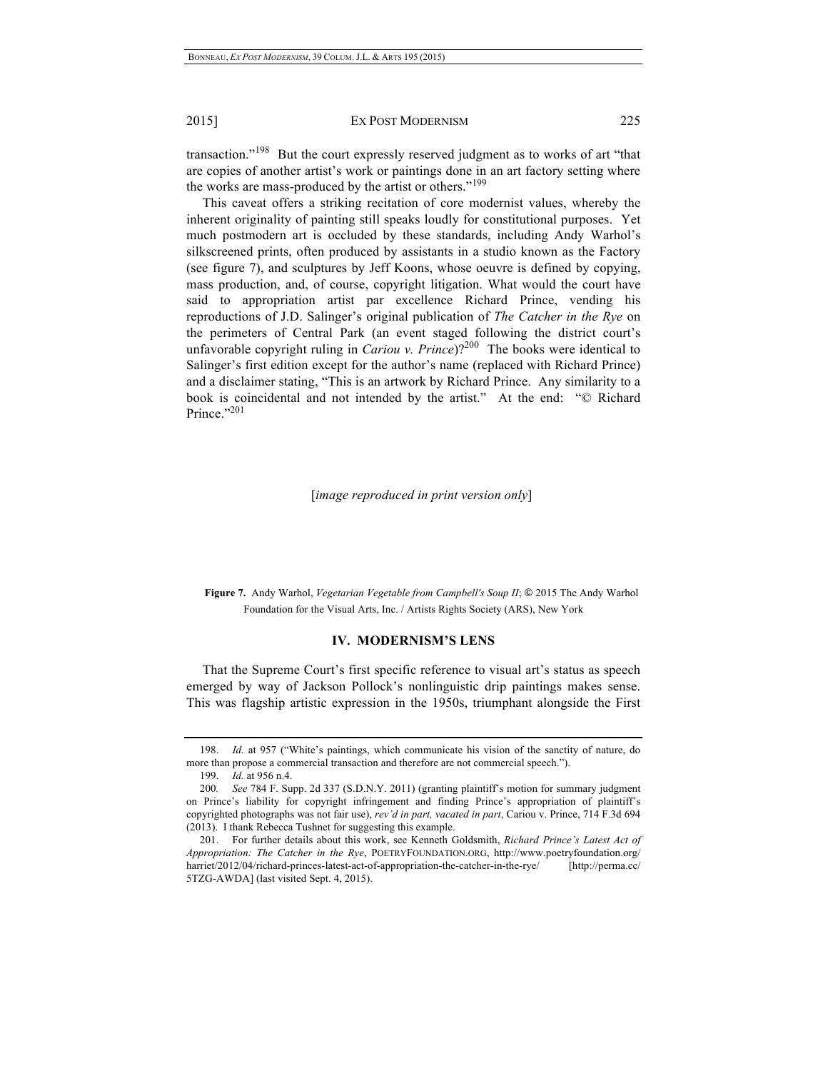transaction."[198] But the court expressly reserved judgment as to works of art "that are copies of another artist's work or paintings done in an art factory setting where the works are mass-produced by the artist or others."[199]

This caveat offers a striking recitation of core modernist values, whereby the inherent originality of painting still speaks loudly for constitutional purposes. Yet much postmodern art is occluded by these standards, including Andy Warhol's silkscreened prints, often produced by assistants in a studio known as the Factory (see figure 7), and sculptures by Jeff Koons, whose oeuvre is defined by copying, mass production, and, of course, copyright litigation. What would the court have said to appropriation artist par excellence Richard Prince, vending his reproductions of J.D. Salinger's original publication of *The Catcher in the Rye* on the perimeters of Central Park (an event staged following the district court's unfavorable copyright ruling in *Cariou v. Prince*)?[200] The books were identical to Salinger's first edition except for the author's name (replaced with Richard Prince) and a disclaimer stating, "This is an artwork by Richard Prince. Any similarity to a book is coincidental and not intended by the artist." At the end: "© Richard Prince."[201]

[*image reproduced in print version only*]

**Figure 7.** Andy Warhol, *Vegetarian Vegetable from Campbell's Soup II*; © 2015 The Andy Warhol Foundation for the Visual Arts, Inc. / Artists Rights Society (ARS), New York

## IV. MODERNISM'S LENS

That the Supreme Court's first specific reference to visual art's status as speech emerged by way of Jackson Pollock's nonlinguistic drip paintings makes sense. This was flagship artistic expression in the 1950s, triumphant alongside the First

---

198. *Id.* at 957 ("White's paintings, which communicate his vision of the sanctity of nature, do more than propose a commercial transaction and therefore are not commercial speech.").

199. *Id.* at 956 n.4.

200. *See* 784 F. Supp. 2d 337 (S.D.N.Y. 2011) (granting plaintiff's motion for summary judgment on Prince's liability for copyright infringement and finding Prince's appropriation of plaintiff's copyrighted photographs was not fair use), *rev'd in part, vacated in part*, Cariou v. Prince, 714 F.3d 694 (2013). I thank Rebecca Tushnet for suggesting this example.

201. For further details about this work, see Kenneth Goldsmith, *Richard Prince's Latest Act of Appropriation: The Catcher in the Rye*, POETRYFOUNDATION.ORG, http://www.poetryfoundation.org/harriet/2012/04/richard-princes-latest-act-of-appropriation-the-catcher-in-the-rye/ [http://perma.cc/5TZG-AWDA] (last visited Sept. 4, 2015).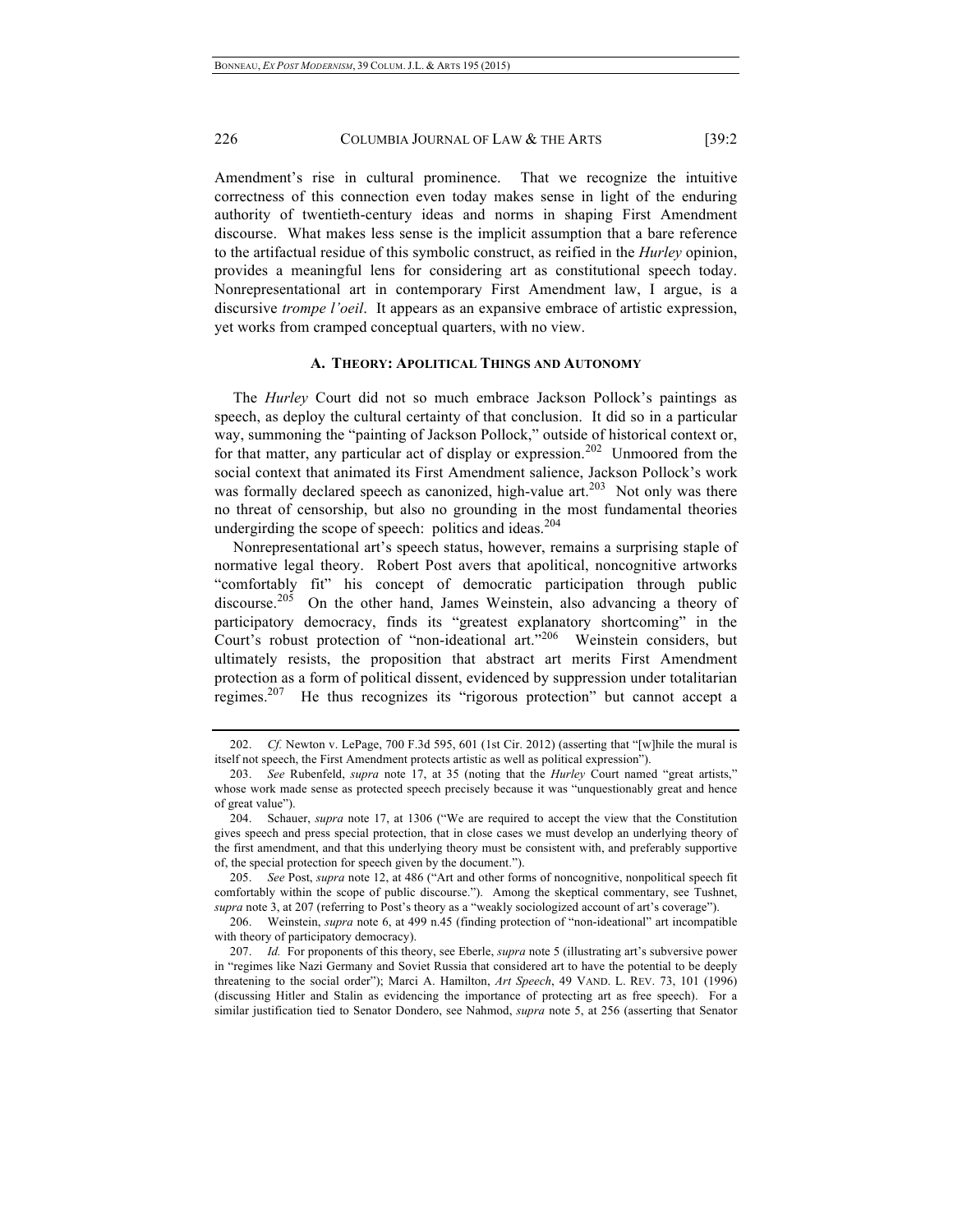Amendment's rise in cultural prominence. That we recognize the intuitive correctness of this connection even today makes sense in light of the enduring authority of twentieth-century ideas and norms in shaping First Amendment discourse. What makes less sense is the implicit assumption that a bare reference to the artifactual residue of this symbolic construct, as reified in the *Hurley* opinion, provides a meaningful lens for considering art as constitutional speech today. Nonrepresentational art in contemporary First Amendment law, I argue, is a discursive *trompe l'oeil*. It appears as an expansive embrace of artistic expression, yet works from cramped conceptual quarters, with no view.

### A. Theory: Apolitical Things and Autonomy

The *Hurley* Court did not so much embrace Jackson Pollock's paintings as speech, as deploy the cultural certainty of that conclusion. It did so in a particular way, summoning the "painting of Jackson Pollock," outside of historical context or, for that matter, any particular act of display or expression.[202] Unmoored from the social context that animated its First Amendment salience, Jackson Pollock's work was formally declared speech as canonized, high-value art.[203] Not only was there no threat of censorship, but also no grounding in the most fundamental theories undergirding the scope of speech: politics and ideas.[204]

Nonrepresentational art's speech status, however, remains a surprising staple of normative legal theory. Robert Post avers that apolitical, noncognitive artworks "comfortably fit" his concept of democratic participation through public discourse.[205] On the other hand, James Weinstein, also advancing a theory of participatory democracy, finds its "greatest explanatory shortcoming" in the Court's robust protection of "non-ideational art."[206] Weinstein considers, but ultimately resists, the proposition that abstract art merits First Amendment protection as a form of political dissent, evidenced by suppression under totalitarian regimes.[207] He thus recognizes its "rigorous protection" but cannot accept a

---

202. *Cf.* Newton v. LePage, 700 F.3d 595, 601 (1st Cir. 2012) (asserting that "[w]hile the mural is itself not speech, the First Amendment protects artistic as well as political expression").

203. *See* Rubenfeld, *supra* note 17, at 35 (noting that the *Hurley* Court named "great artists," whose work made sense as protected speech precisely because it was "unquestionably great and hence of great value").

204. Schauer, *supra* note 17, at 1306 ("We are required to accept the view that the Constitution gives speech and press special protection, that in close cases we must develop an underlying theory of the first amendment, and that this underlying theory must be consistent with, and preferably supportive of, the special protection for speech given by the document.").

205. *See* Post, *supra* note 12, at 486 ("Art and other forms of noncognitive, nonpolitical speech fit comfortably within the scope of public discourse."). Among the skeptical commentary, see Tushnet, *supra* note 3, at 207 (referring to Post's theory as a "weakly sociologized account of art's coverage").

206. Weinstein, *supra* note 6, at 499 n.45 (finding protection of "non-ideational" art incompatible with theory of participatory democracy).

207. *Id.* For proponents of this theory, see Eberle, *supra* note 5 (illustrating art's subversive power in "regimes like Nazi Germany and Soviet Russia that considered art to have the potential to be deeply threatening to the social order"); Marci A. Hamilton, *Art Speech*, 49 VAND. L. REV. 73, 101 (1996) (discussing Hitler and Stalin as evidencing the importance of protecting art as free speech). For a similar justification tied to Senator Dondero, see Nahmod, *supra* note 5, at 256 (asserting that Senator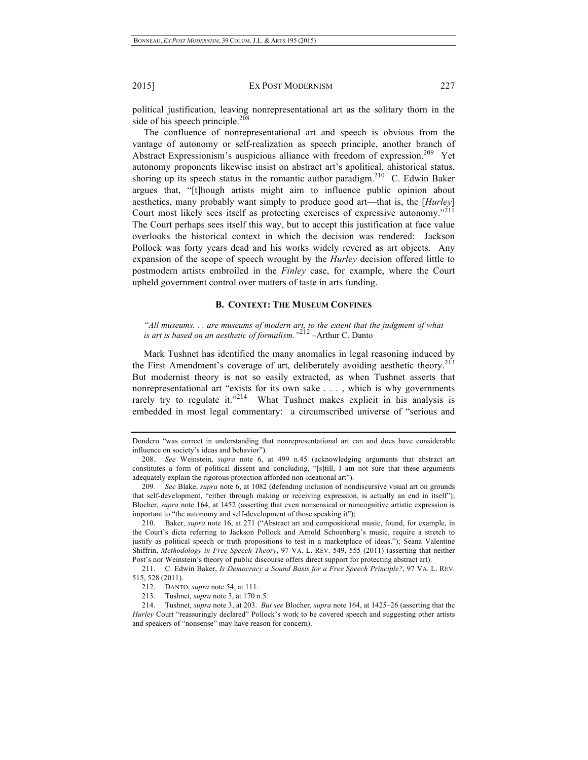political justification, leaving nonrepresentational art as the solitary thorn in the side of his speech principle.[208]

The confluence of nonrepresentational art and speech is obvious from the vantage of autonomy or self-realization as speech principle, another branch of Abstract Expressionism's auspicious alliance with freedom of expression.[209] Yet autonomy proponents likewise insist on abstract art's apolitical, ahistorical status, shoring up its speech status in the romantic author paradigm.[210] C. Edwin Baker argues that, "[t]hough artists might aim to influence public opinion about aesthetics, many probably want simply to produce good art—that is, the [*Hurley*] Court most likely sees itself as protecting exercises of expressive autonomy."[211] The Court perhaps sees itself this way, but to accept this justification at face value overlooks the historical context in which the decision was rendered: Jackson Pollock was forty years dead and his works widely revered as art objects. Any expansion of the scope of speech wrought by the *Hurley* decision offered little to postmodern artists embroiled in the *Finley* case, for example, where the Court upheld government control over matters of taste in arts funding.

### B. Context: The Museum Confines

*"All museums. . . are museums of modern art, to the extent that the judgment of what is art is based on an aesthetic of formalism."*[212] –Arthur C. Danto

Mark Tushnet has identified the many anomalies in legal reasoning induced by the First Amendment's coverage of art, deliberately avoiding aesthetic theory.[213] But modernist theory is not so easily extracted, as when Tushnet asserts that nonrepresentational art "exists for its own sake . . . , which is why governments rarely try to regulate it."[214] What Tushnet makes explicit in his analysis is embedded in most legal commentary: a circumscribed universe of "serious and

---

Dondero "was correct in understanding that nonrepresentational art can and does have considerable influence on society's ideas and behavior").

208. *See* Weinstein, *supra* note 6, at 499 n.45 (acknowledging arguments that abstract art constitutes a form of political dissent and concluding, "[s]till, I am not sure that these arguments adequately explain the rigorous protection afforded non-ideational art").

209. *See* Blake, *supra* note 6, at 1082 (defending inclusion of nondiscursive visual art on grounds that self-development, "either through making or receiving expression, is actually an end in itself"); Blocher, *supra* note 164, at 1452 (asserting that even nonsensical or noncognitive artistic expression is important to "the autonomy and self-development of those speaking it");

210. Baker, *supra* note 16, at 271 ("Abstract art and compositional music, found, for example, in the Court's dicta referring to Jackson Pollock and Arnold Schoenberg's music, require a stretch to justify as political speech or truth propositions to test in a marketplace of ideas."); Seana Valentine Shiffrin, *Methodology in Free Speech Theory*, 97 VA. L. REV. 549, 555 (2011) (asserting that neither Post's nor Weinstein's theory of public discourse offers direct support for protecting abstract art).

211. C. Edwin Baker, *Is Democracy a Sound Basis for a Free Speech Principle?*, 97 VA. L. REV. 515, 528 (2011).

212. DANTO, *supra* note 54, at 111.

213. Tushnet, *supra* note 3, at 170 n.5.

214. Tushnet, *supra* note 3, at 203. *But see* Blocher, *supra* note 164, at 1425–26 (asserting that the *Hurley* Court "reassuringly declared" Pollock's work to be covered speech and suggesting other artists and speakers of "nonsense" may have reason for concern).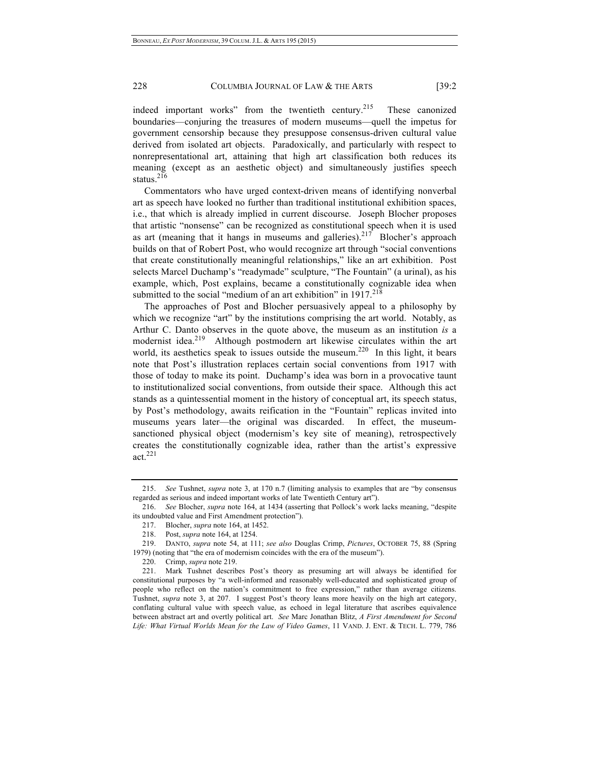indeed important works" from the twentieth century.[215] These canonized boundaries—conjuring the treasures of modern museums—quell the impetus for government censorship because they presuppose consensus-driven cultural value derived from isolated art objects. Paradoxically, and particularly with respect to nonrepresentational art, attaining that high art classification both reduces its meaning (except as an aesthetic object) and simultaneously justifies speech status.[216]

Commentators who have urged context-driven means of identifying nonverbal art as speech have looked no further than traditional institutional exhibition spaces, i.e., that which is already implied in current discourse. Joseph Blocher proposes that artistic "nonsense" can be recognized as constitutional speech when it is used as art (meaning that it hangs in museums and galleries).[217] Blocher's approach builds on that of Robert Post, who would recognize art through "social conventions that create constitutionally meaningful relationships," like an art exhibition. Post selects Marcel Duchamp's "readymade" sculpture, "The Fountain" (a urinal), as his example, which, Post explains, became a constitutionally cognizable idea when submitted to the social "medium of an art exhibition" in 1917.[218]

The approaches of Post and Blocher persuasively appeal to a philosophy by which we recognize "art" by the institutions comprising the art world. Notably, as Arthur C. Danto observes in the quote above, the museum as an institution *is* a modernist idea.[219] Although postmodern art likewise circulates within the art world, its aesthetics speak to issues outside the museum.[220] In this light, it bears note that Post's illustration replaces certain social conventions from 1917 with those of today to make its point. Duchamp's idea was born in a provocative taunt to institutionalized social conventions, from outside their space. Although this act stands as a quintessential moment in the history of conceptual art, its speech status, by Post's methodology, awaits reification in the "Fountain" replicas invited into museums years later—the original was discarded. In effect, the museum-sanctioned physical object (modernism's key site of meaning), retrospectively creates the constitutionally cognizable idea, rather than the artist's expressive act.[221]

---

215. *See* Tushnet, *supra* note 3, at 170 n.7 (limiting analysis to examples that are "by consensus regarded as serious and indeed important works of late Twentieth Century art").

216. *See* Blocher, *supra* note 164, at 1434 (asserting that Pollock's work lacks meaning, "despite its undoubted value and First Amendment protection").

217. Blocher, *supra* note 164, at 1452.

218. Post, *supra* note 164, at 1254.

219. DANTO, *supra* note 54, at 111; *see also* Douglas Crimp, *Pictures*, OCTOBER 75, 88 (Spring 1979) (noting that "the era of modernism coincides with the era of the museum").

220. Crimp, *supra* note 219.

221. Mark Tushnet describes Post's theory as presuming art will always be identified for constitutional purposes by "a well-informed and reasonably well-educated and sophisticated group of people who reflect on the nation's commitment to free expression," rather than average citizens. Tushnet, *supra* note 3, at 207. I suggest Post's theory leans more heavily on the high art category, conflating cultural value with speech value, as echoed in legal literature that ascribes equivalence between abstract art and overtly political art. *See* Marc Jonathan Blitz, *A First Amendment for Second Life: What Virtual Worlds Mean for the Law of Video Games*, 11 VAND. J. ENT. & TECH. L. 779, 786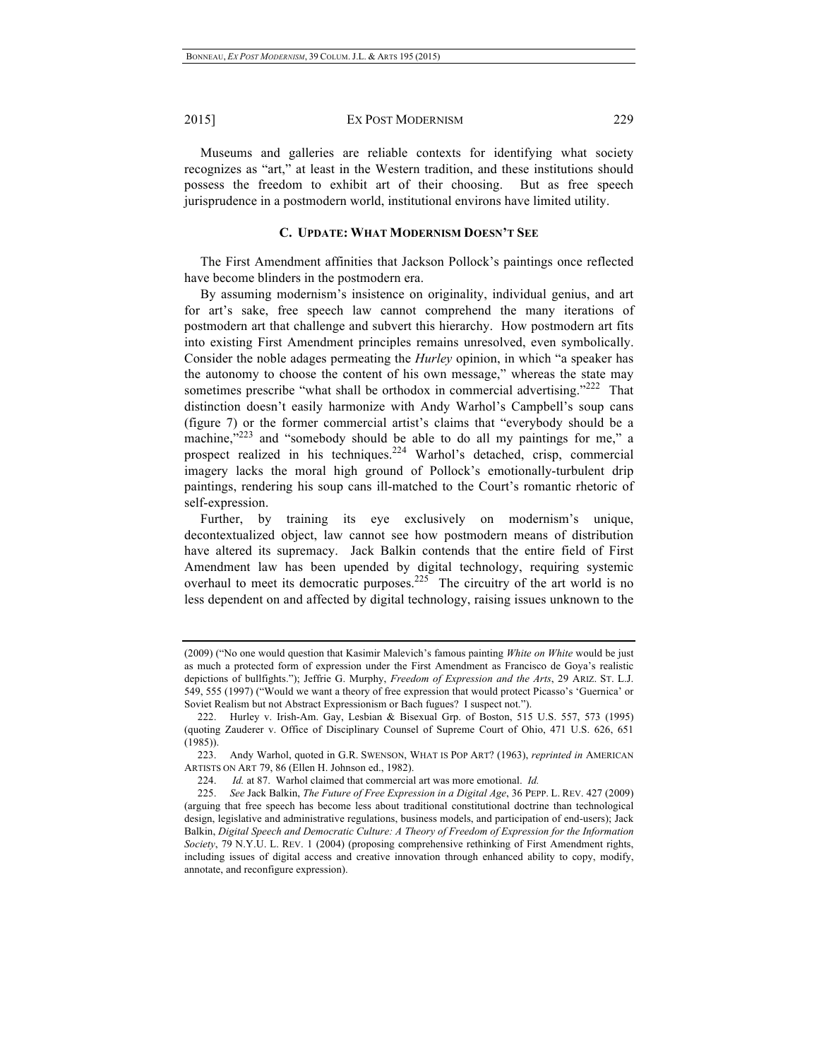Museums and galleries are reliable contexts for identifying what society recognizes as "art," at least in the Western tradition, and these institutions should possess the freedom to exhibit art of their choosing. But as free speech jurisprudence in a postmodern world, institutional environs have limited utility.

### C. UPDATE: WHAT MODERNISM DOESN'T SEE

The First Amendment affinities that Jackson Pollock's paintings once reflected have become blinders in the postmodern era.

By assuming modernism's insistence on originality, individual genius, and art for art's sake, free speech law cannot comprehend the many iterations of postmodern art that challenge and subvert this hierarchy. How postmodern art fits into existing First Amendment principles remains unresolved, even symbolically. Consider the noble adages permeating the *Hurley* opinion, in which "a speaker has the autonomy to choose the content of his own message," whereas the state may sometimes prescribe "what shall be orthodox in commercial advertising."[222] That distinction doesn't easily harmonize with Andy Warhol's Campbell's soup cans (figure 7) or the former commercial artist's claims that "everybody should be a machine,"[223] and "somebody should be able to do all my paintings for me," a prospect realized in his techniques.[224] Warhol's detached, crisp, commercial imagery lacks the moral high ground of Pollock's emotionally-turbulent drip paintings, rendering his soup cans ill-matched to the Court's romantic rhetoric of self-expression.

Further, by training its eye exclusively on modernism's unique, decontextualized object, law cannot see how postmodern means of distribution have altered its supremacy. Jack Balkin contends that the entire field of First Amendment law has been upended by digital technology, requiring systemic overhaul to meet its democratic purposes.[225] The circuitry of the art world is no less dependent on and affected by digital technology, raising issues unknown to the

---

(2009) ("No one would question that Kasimir Malevich's famous painting *White on White* would be just as much a protected form of expression under the First Amendment as Francisco de Goya's realistic depictions of bullfights."); Jeffrie G. Murphy, *Freedom of Expression and the Arts*, 29 ARIZ. ST. L.J. 549, 555 (1997) ("Would we want a theory of free expression that would protect Picasso's 'Guernica' or Soviet Realism but not Abstract Expressionism or Bach fugues? I suspect not.").

222. Hurley v. Irish-Am. Gay, Lesbian & Bisexual Grp. of Boston, 515 U.S. 557, 573 (1995) (quoting Zauderer v. Office of Disciplinary Counsel of Supreme Court of Ohio, 471 U.S. 626, 651 (1985)).

223. Andy Warhol, quoted in G.R. SWENSON, WHAT IS POP ART? (1963), *reprinted in* AMERICAN ARTISTS ON ART 79, 86 (Ellen H. Johnson ed., 1982).

224. *Id.* at 87. Warhol claimed that commercial art was more emotional. *Id.*

225. *See* Jack Balkin, *The Future of Free Expression in a Digital Age*, 36 PEPP. L. REV. 427 (2009) (arguing that free speech has become less about traditional constitutional doctrine than technological design, legislative and administrative regulations, business models, and participation of end-users); Jack Balkin, *Digital Speech and Democratic Culture: A Theory of Freedom of Expression for the Information Society*, 79 N.Y.U. L. REV. 1 (2004) (proposing comprehensive rethinking of First Amendment rights, including issues of digital access and creative innovation through enhanced ability to copy, modify, annotate, and reconfigure expression).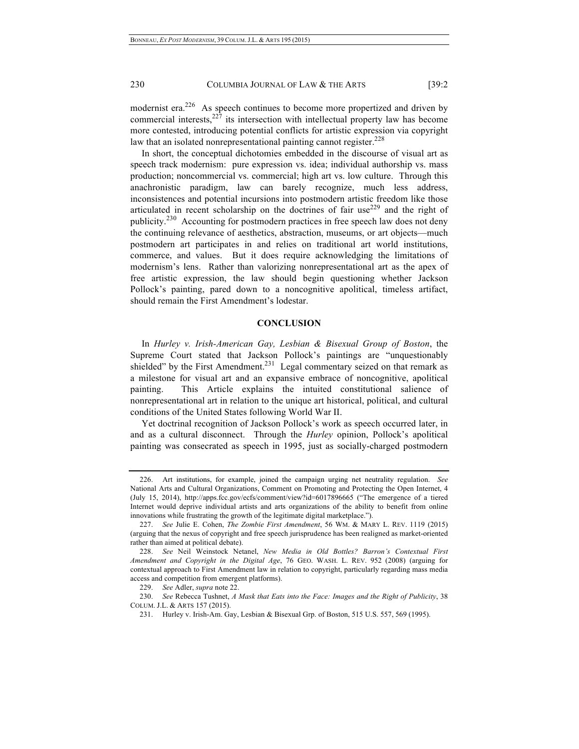modernist era.[226] As speech continues to become more propertized and driven by commercial interests,[227] its intersection with intellectual property law has become more contested, introducing potential conflicts for artistic expression via copyright law that an isolated nonrepresentational painting cannot register.[228]

In short, the conceptual dichotomies embedded in the discourse of visual art as speech track modernism: pure expression vs. idea; individual authorship vs. mass production; noncommercial vs. commercial; high art vs. low culture. Through this anachronistic paradigm, law can barely recognize, much less address, inconsistences and potential incursions into postmodern artistic freedom like those articulated in recent scholarship on the doctrines of fair use[229] and the right of publicity.[230] Accounting for postmodern practices in free speech law does not deny the continuing relevance of aesthetics, abstraction, museums, or art objects—much postmodern art participates in and relies on traditional art world institutions, commerce, and values. But it does require acknowledging the limitations of modernism's lens. Rather than valorizing nonrepresentational art as the apex of free artistic expression, the law should begin questioning whether Jackson Pollock's painting, pared down to a noncognitive apolitical, timeless artifact, should remain the First Amendment's lodestar.

## CONCLUSION

In *Hurley v. Irish-American Gay, Lesbian & Bisexual Group of Boston*, the Supreme Court stated that Jackson Pollock's paintings are "unquestionably shielded" by the First Amendment.[231] Legal commentary seized on that remark as a milestone for visual art and an expansive embrace of noncognitive, apolitical painting. This Article explains the intuited constitutional salience of nonrepresentational art in relation to the unique art historical, political, and cultural conditions of the United States following World War II.

Yet doctrinal recognition of Jackson Pollock's work as speech occurred later, in and as a cultural disconnect. Through the *Hurley* opinion, Pollock's apolitical painting was consecrated as speech in 1995, just as socially-charged postmodern

---

226. Art institutions, for example, joined the campaign urging net neutrality regulation. *See* National Arts and Cultural Organizations, Comment on Promoting and Protecting the Open Internet, 4 (July 15, 2014), http://apps.fcc.gov/ecfs/comment/view?id=6017896665 ("The emergence of a tiered Internet would deprive individual artists and arts organizations of the ability to benefit from online innovations while frustrating the growth of the legitimate digital marketplace.").

227. *See* Julie E. Cohen, *The Zombie First Amendment*, 56 WM. & MARY L. REV. 1119 (2015) (arguing that the nexus of copyright and free speech jurisprudence has been realigned as market-oriented rather than aimed at political debate).

228. *See* Neil Weinstock Netanel, *New Media in Old Bottles? Barron's Contextual First Amendment and Copyright in the Digital Age*, 76 GEO. WASH. L. REV. 952 (2008) (arguing for contextual approach to First Amendment law in relation to copyright, particularly regarding mass media access and competition from emergent platforms).

229. *See* Adler, *supra* note 22.

230. *See* Rebecca Tushnet, *A Mask that Eats into the Face: Images and the Right of Publicity*, 38 COLUM. J.L. & ARTS 157 (2015).

231. Hurley v. Irish-Am. Gay, Lesbian & Bisexual Grp. of Boston, 515 U.S. 557, 569 (1995).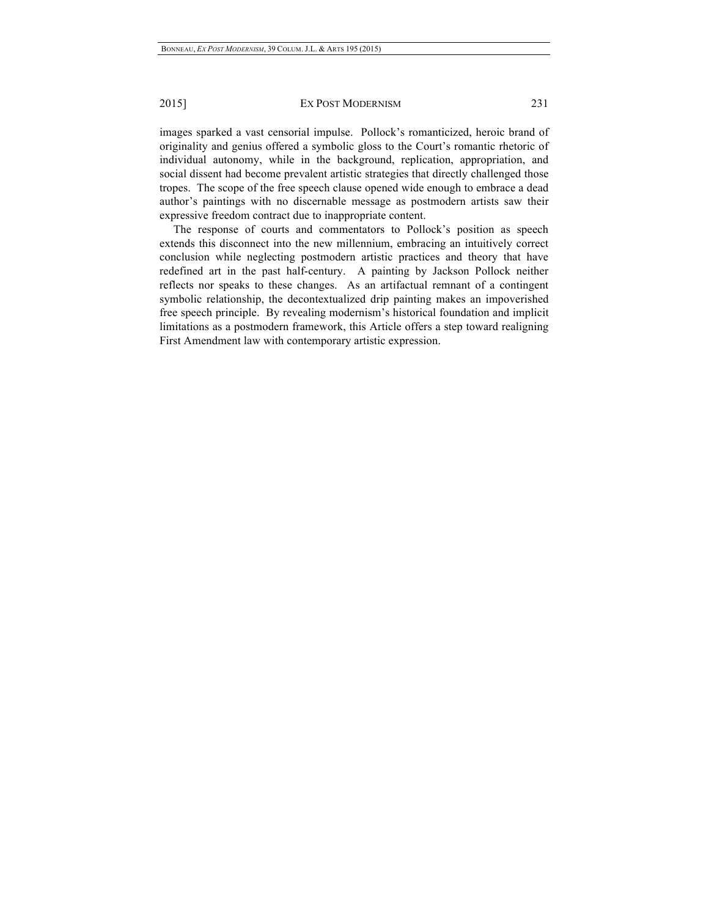images sparked a vast censorial impulse. Pollock's romanticized, heroic brand of originality and genius offered a symbolic gloss to the Court's romantic rhetoric of individual autonomy, while in the background, replication, appropriation, and social dissent had become prevalent artistic strategies that directly challenged those tropes. The scope of the free speech clause opened wide enough to embrace a dead author's paintings with no discernable message as postmodern artists saw their expressive freedom contract due to inappropriate content.

The response of courts and commentators to Pollock's position as speech extends this disconnect into the new millennium, embracing an intuitively correct conclusion while neglecting postmodern artistic practices and theory that have redefined art in the past half-century. A painting by Jackson Pollock neither reflects nor speaks to these changes. As an artifactual remnant of a contingent symbolic relationship, the decontextualized drip painting makes an impoverished free speech principle. By revealing modernism's historical foundation and implicit limitations as a postmodern framework, this Article offers a step toward realigning First Amendment law with contemporary artistic expression.